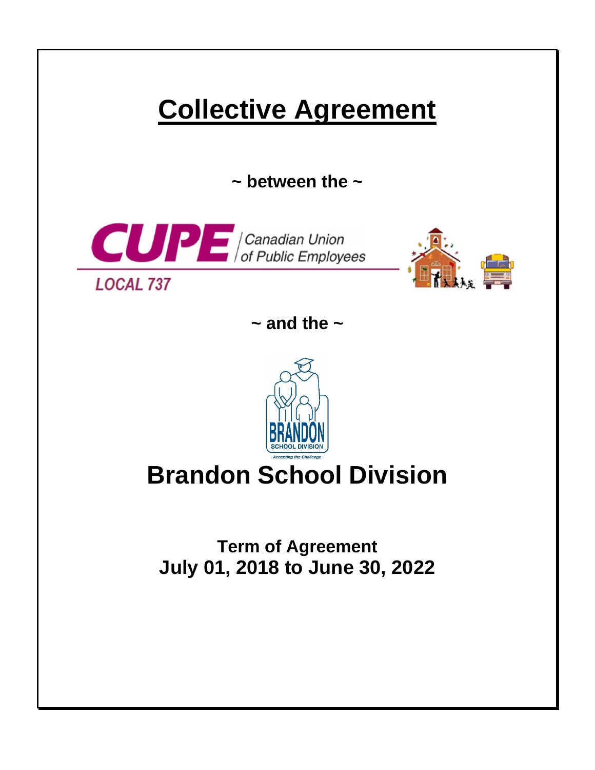# Collective Agreement

**~ between the ~**

CUPE Canadian Union of Public Employees

LOCAL 737

**~ and the ~**

BRANDON SCHOOL DIVISION

*Accepting the Challenge*

# Brandon School Division

**Term of Agreement**
**July 01, 2018 to June 30, 2022**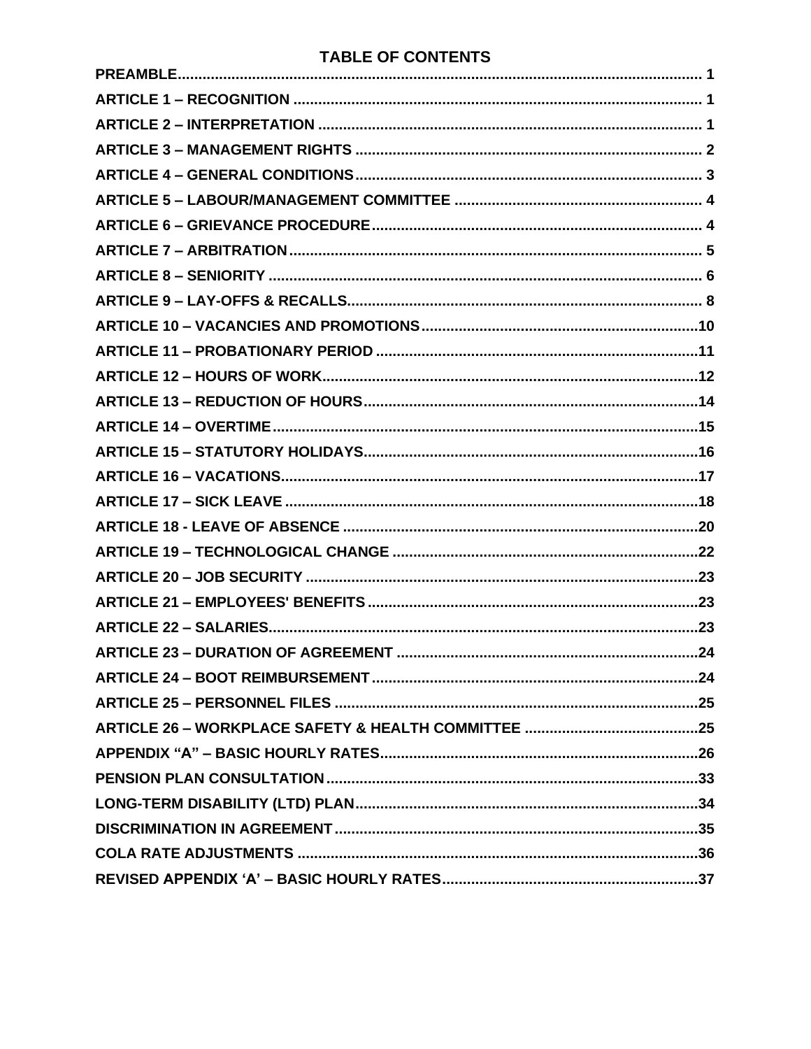# TABLE OF CONTENTS

| | |
|---|---|
| **PREAMBLE** | **1** |
| **ARTICLE 1 – RECOGNITION** | **1** |
| **ARTICLE 2 – INTERPRETATION** | **1** |
| **ARTICLE 3 – MANAGEMENT RIGHTS** | **2** |
| **ARTICLE 4 – GENERAL CONDITIONS** | **3** |
| **ARTICLE 5 – LABOUR/MANAGEMENT COMMITTEE** | **4** |
| **ARTICLE 6 – GRIEVANCE PROCEDURE** | **4** |
| **ARTICLE 7 – ARBITRATION** | **5** |
| **ARTICLE 8 – SENIORITY** | **6** |
| **ARTICLE 9 – LAY-OFFS & RECALLS** | **8** |
| **ARTICLE 10 – VACANCIES AND PROMOTIONS** | **10** |
| **ARTICLE 11 – PROBATIONARY PERIOD** | **11** |
| **ARTICLE 12 – HOURS OF WORK** | **12** |
| **ARTICLE 13 – REDUCTION OF HOURS** | **14** |
| **ARTICLE 14 – OVERTIME** | **15** |
| **ARTICLE 15 – STATUTORY HOLIDAYS** | **16** |
| **ARTICLE 16 – VACATIONS** | **17** |
| **ARTICLE 17 – SICK LEAVE** | **18** |
| **ARTICLE 18 - LEAVE OF ABSENCE** | **20** |
| **ARTICLE 19 – TECHNOLOGICAL CHANGE** | **22** |
| **ARTICLE 20 – JOB SECURITY** | **23** |
| **ARTICLE 21 – EMPLOYEES' BENEFITS** | **23** |
| **ARTICLE 22 – SALARIES** | **23** |
| **ARTICLE 23 – DURATION OF AGREEMENT** | **24** |
| **ARTICLE 24 – BOOT REIMBURSEMENT** | **24** |
| **ARTICLE 25 – PERSONNEL FILES** | **25** |
| **ARTICLE 26 – WORKPLACE SAFETY & HEALTH COMMITTEE** | **25** |
| **APPENDIX "A" – BASIC HOURLY RATES** | **26** |
| **PENSION PLAN CONSULTATION** | **33** |
| **LONG-TERM DISABILITY (LTD) PLAN** | **34** |
| **DISCRIMINATION IN AGREEMENT** | **35** |
| **COLA RATE ADJUSTMENTS** | **36** |
| **REVISED APPENDIX 'A' – BASIC HOURLY RATES** | **37** |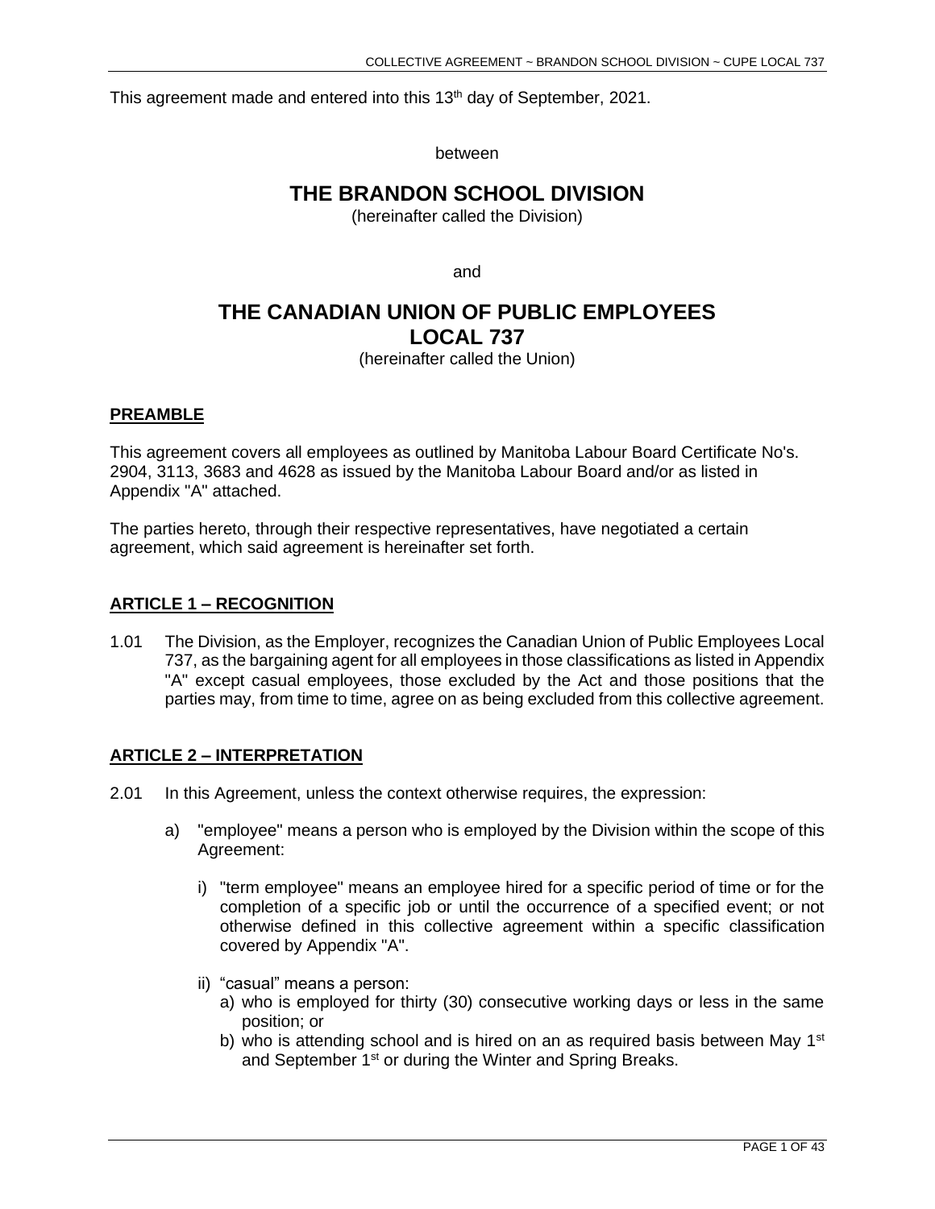This agreement made and entered into this 13th day of September, 2021.

between

# THE BRANDON SCHOOL DIVISION

(hereinafter called the Division)

and

# THE CANADIAN UNION OF PUBLIC EMPLOYEES LOCAL 737

(hereinafter called the Union)

## PREAMBLE

This agreement covers all employees as outlined by Manitoba Labour Board Certificate No's. 2904, 3113, 3683 and 4628 as issued by the Manitoba Labour Board and/or as listed in Appendix "A" attached.

The parties hereto, through their respective representatives, have negotiated a certain agreement, which said agreement is hereinafter set forth.

## ARTICLE 1 – RECOGNITION

1.01 The Division, as the Employer, recognizes the Canadian Union of Public Employees Local 737, as the bargaining agent for all employees in those classifications as listed in Appendix "A" except casual employees, those excluded by the Act and those positions that the parties may, from time to time, agree on as being excluded from this collective agreement.

## ARTICLE 2 – INTERPRETATION

2.01 In this Agreement, unless the context otherwise requires, the expression:

a) "employee" means a person who is employed by the Division within the scope of this Agreement:

i) "term employee" means an employee hired for a specific period of time or for the completion of a specific job or until the occurrence of a specified event; or not otherwise defined in this collective agreement within a specific classification covered by Appendix "A".

ii) "casual" means a person:

a) who is employed for thirty (30) consecutive working days or less in the same position; or

b) who is attending school and is hired on an as required basis between May 1st and September 1st or during the Winter and Spring Breaks.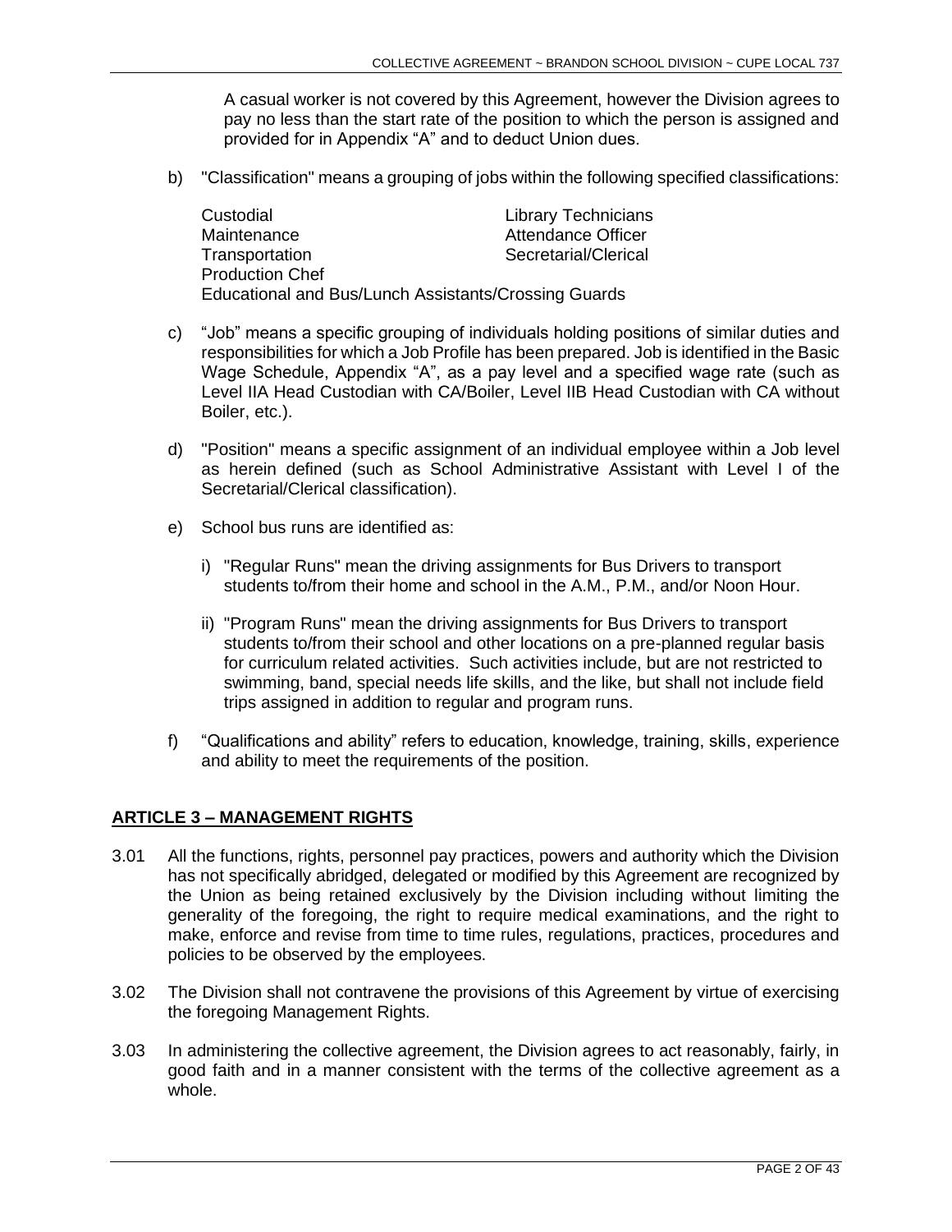A casual worker is not covered by this Agreement, however the Division agrees to pay no less than the start rate of the position to which the person is assigned and provided for in Appendix "A" and to deduct Union dues.

b) "Classification" means a grouping of jobs within the following specified classifications:

| | |
|---|---|
| Custodial | Library Technicians |
| Maintenance | Attendance Officer |
| Transportation | Secretarial/Clerical |
| Production Chef | |
| Educational and Bus/Lunch Assistants/Crossing Guards | |

c) "Job" means a specific grouping of individuals holding positions of similar duties and responsibilities for which a Job Profile has been prepared. Job is identified in the Basic Wage Schedule, Appendix "A", as a pay level and a specified wage rate (such as Level IIA Head Custodian with CA/Boiler, Level IIB Head Custodian with CA without Boiler, etc.).

d) "Position" means a specific assignment of an individual employee within a Job level as herein defined (such as School Administrative Assistant with Level I of the Secretarial/Clerical classification).

e) School bus runs are identified as:

   i) "Regular Runs" mean the driving assignments for Bus Drivers to transport students to/from their home and school in the A.M., P.M., and/or Noon Hour.

   ii) "Program Runs" mean the driving assignments for Bus Drivers to transport students to/from their school and other locations on a pre-planned regular basis for curriculum related activities. Such activities include, but are not restricted to swimming, band, special needs life skills, and the like, but shall not include field trips assigned in addition to regular and program runs.

f) "Qualifications and ability" refers to education, knowledge, training, skills, experience and ability to meet the requirements of the position.

## ARTICLE 3 – MANAGEMENT RIGHTS

3.01 All the functions, rights, personnel pay practices, powers and authority which the Division has not specifically abridged, delegated or modified by this Agreement are recognized by the Union as being retained exclusively by the Division including without limiting the generality of the foregoing, the right to require medical examinations, and the right to make, enforce and revise from time to time rules, regulations, practices, procedures and policies to be observed by the employees.

3.02 The Division shall not contravene the provisions of this Agreement by virtue of exercising the foregoing Management Rights.

3.03 In administering the collective agreement, the Division agrees to act reasonably, fairly, in good faith and in a manner consistent with the terms of the collective agreement as a whole.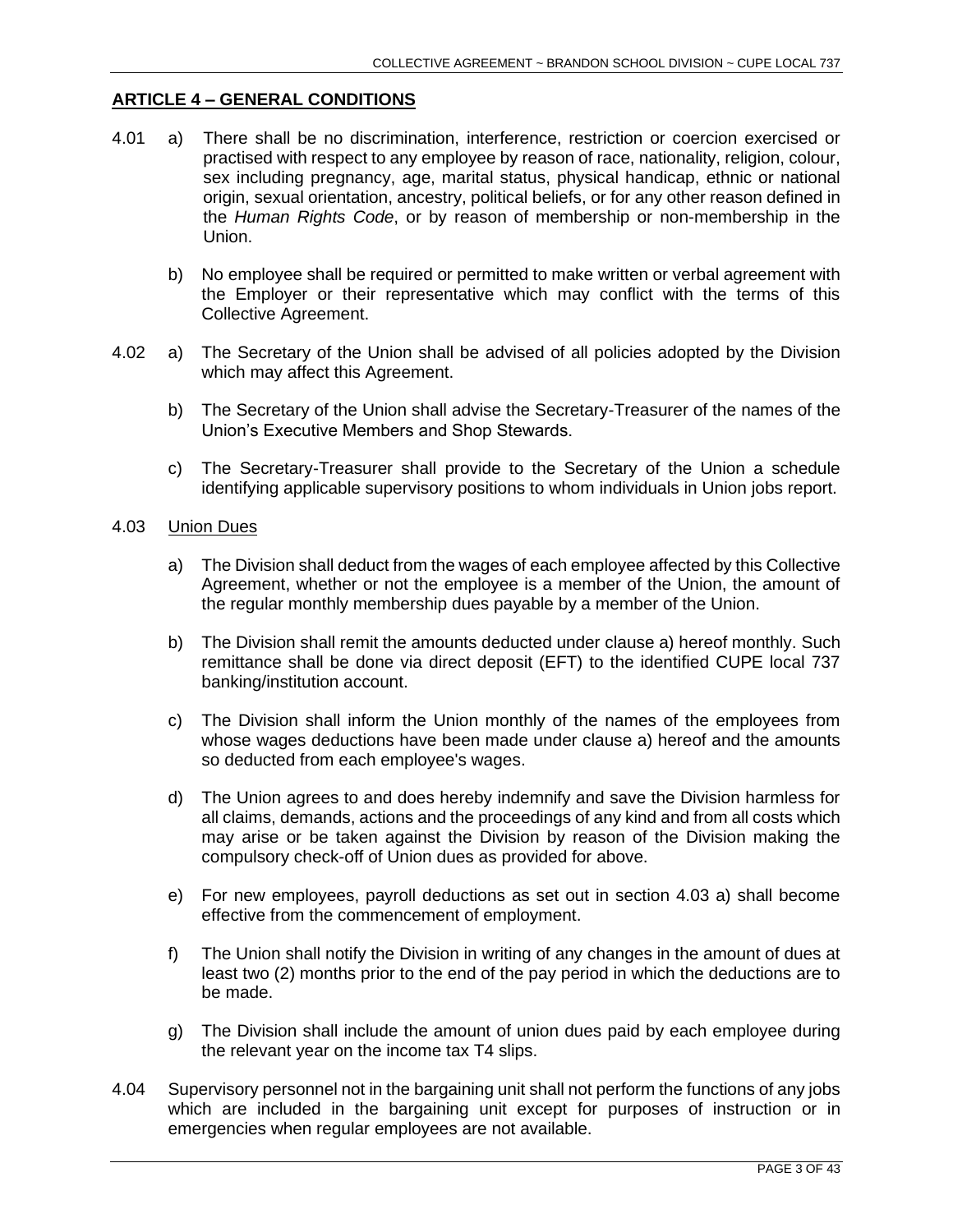## ARTICLE 4 – GENERAL CONDITIONS

4.01 a) There shall be no discrimination, interference, restriction or coercion exercised or practised with respect to any employee by reason of race, nationality, religion, colour, sex including pregnancy, age, marital status, physical handicap, ethnic or national origin, sexual orientation, ancestry, political beliefs, or for any other reason defined in the *Human Rights Code*, or by reason of membership or non-membership in the Union.

b) No employee shall be required or permitted to make written or verbal agreement with the Employer or their representative which may conflict with the terms of this Collective Agreement.

4.02 a) The Secretary of the Union shall be advised of all policies adopted by the Division which may affect this Agreement.

b) The Secretary of the Union shall advise the Secretary-Treasurer of the names of the Union's Executive Members and Shop Stewards.

c) The Secretary-Treasurer shall provide to the Secretary of the Union a schedule identifying applicable supervisory positions to whom individuals in Union jobs report.

4.03 Union Dues

a) The Division shall deduct from the wages of each employee affected by this Collective Agreement, whether or not the employee is a member of the Union, the amount of the regular monthly membership dues payable by a member of the Union.

b) The Division shall remit the amounts deducted under clause a) hereof monthly. Such remittance shall be done via direct deposit (EFT) to the identified CUPE local 737 banking/institution account.

c) The Division shall inform the Union monthly of the names of the employees from whose wages deductions have been made under clause a) hereof and the amounts so deducted from each employee's wages.

d) The Union agrees to and does hereby indemnify and save the Division harmless for all claims, demands, actions and the proceedings of any kind and from all costs which may arise or be taken against the Division by reason of the Division making the compulsory check-off of Union dues as provided for above.

e) For new employees, payroll deductions as set out in section 4.03 a) shall become effective from the commencement of employment.

f) The Union shall notify the Division in writing of any changes in the amount of dues at least two (2) months prior to the end of the pay period in which the deductions are to be made.

g) The Division shall include the amount of union dues paid by each employee during the relevant year on the income tax T4 slips.

4.04 Supervisory personnel not in the bargaining unit shall not perform the functions of any jobs which are included in the bargaining unit except for purposes of instruction or in emergencies when regular employees are not available.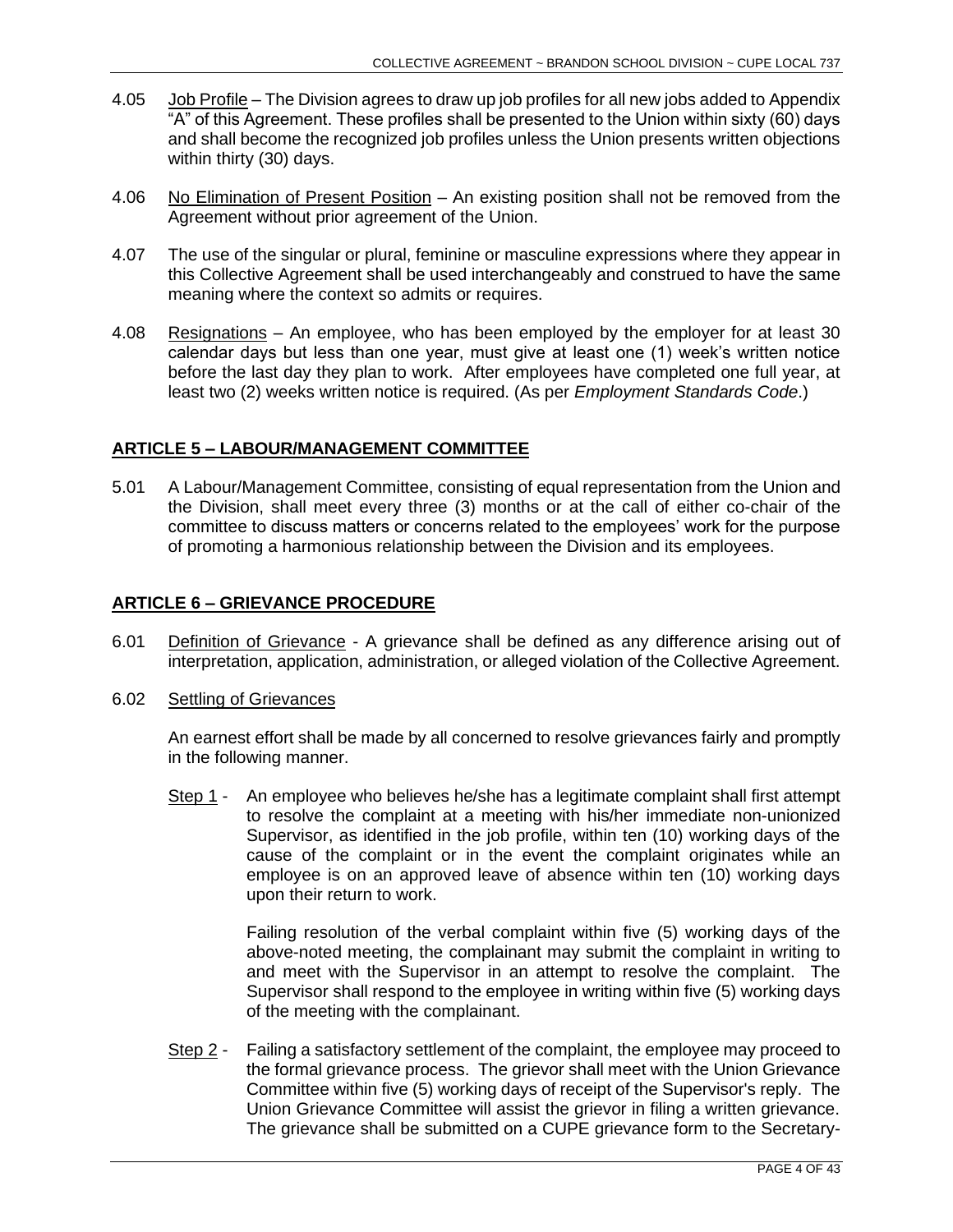4.05 Job Profile – The Division agrees to draw up job profiles for all new jobs added to Appendix "A" of this Agreement. These profiles shall be presented to the Union within sixty (60) days and shall become the recognized job profiles unless the Union presents written objections within thirty (30) days.

4.06 No Elimination of Present Position – An existing position shall not be removed from the Agreement without prior agreement of the Union.

4.07 The use of the singular or plural, feminine or masculine expressions where they appear in this Collective Agreement shall be used interchangeably and construed to have the same meaning where the context so admits or requires.

4.08 Resignations – An employee, who has been employed by the employer for at least 30 calendar days but less than one year, must give at least one (1) week's written notice before the last day they plan to work. After employees have completed one full year, at least two (2) weeks written notice is required. (As per *Employment Standards Code*.)

## ARTICLE 5 – LABOUR/MANAGEMENT COMMITTEE

5.01 A Labour/Management Committee, consisting of equal representation from the Union and the Division, shall meet every three (3) months or at the call of either co-chair of the committee to discuss matters or concerns related to the employees' work for the purpose of promoting a harmonious relationship between the Division and its employees.

## ARTICLE 6 – GRIEVANCE PROCEDURE

6.01 Definition of Grievance - A grievance shall be defined as any difference arising out of interpretation, application, administration, or alleged violation of the Collective Agreement.

6.02 Settling of Grievances

An earnest effort shall be made by all concerned to resolve grievances fairly and promptly in the following manner.

Step 1 - An employee who believes he/she has a legitimate complaint shall first attempt to resolve the complaint at a meeting with his/her immediate non-unionized Supervisor, as identified in the job profile, within ten (10) working days of the cause of the complaint or in the event the complaint originates while an employee is on an approved leave of absence within ten (10) working days upon their return to work.

Failing resolution of the verbal complaint within five (5) working days of the above-noted meeting, the complainant may submit the complaint in writing to and meet with the Supervisor in an attempt to resolve the complaint. The Supervisor shall respond to the employee in writing within five (5) working days of the meeting with the complainant.

Step 2 - Failing a satisfactory settlement of the complaint, the employee may proceed to the formal grievance process. The grievor shall meet with the Union Grievance Committee within five (5) working days of receipt of the Supervisor's reply. The Union Grievance Committee will assist the grievor in filing a written grievance. The grievance shall be submitted on a CUPE grievance form to the Secretary-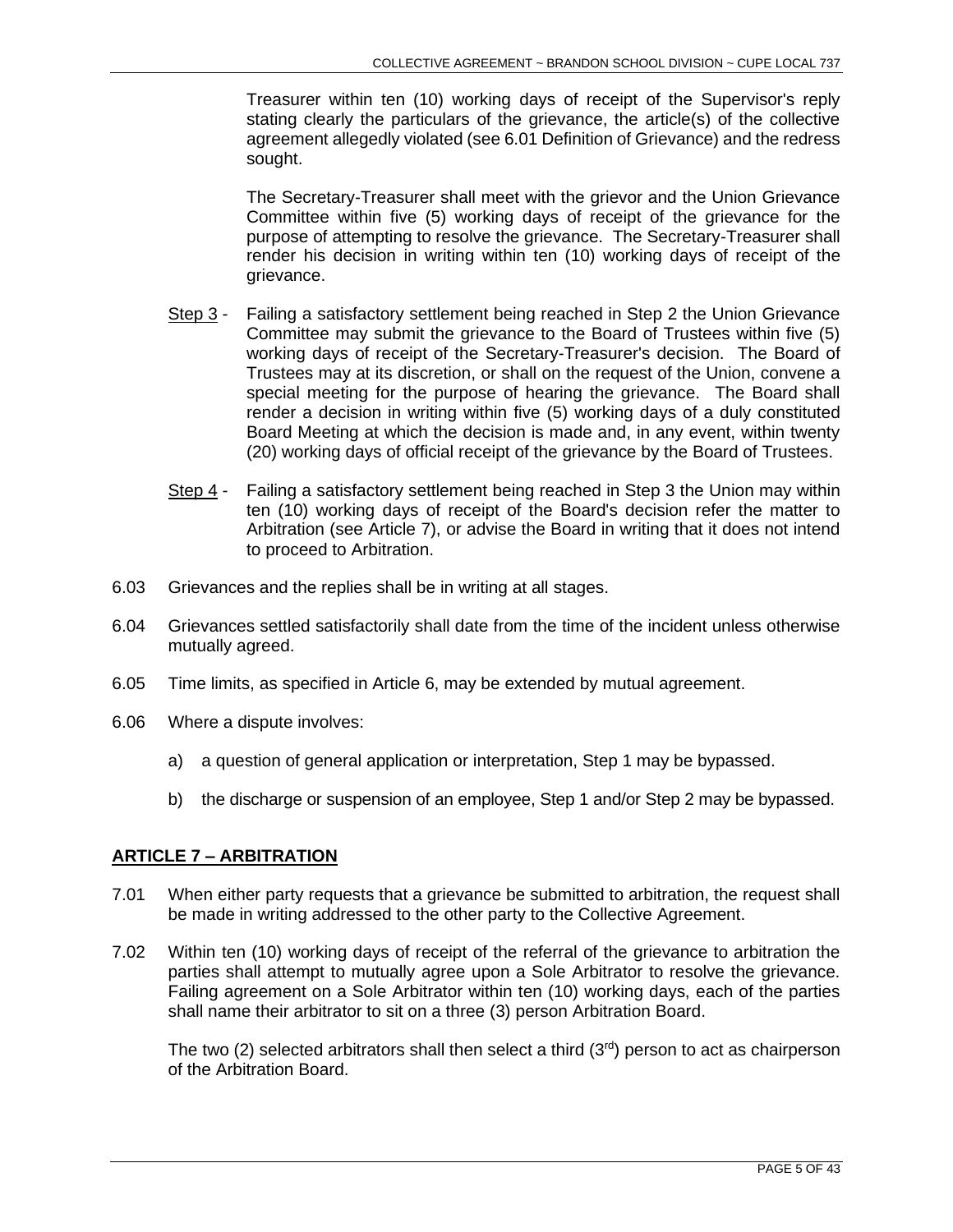Treasurer within ten (10) working days of receipt of the Supervisor's reply stating clearly the particulars of the grievance, the article(s) of the collective agreement allegedly violated (see 6.01 Definition of Grievance) and the redress sought.

The Secretary-Treasurer shall meet with the grievor and the Union Grievance Committee within five (5) working days of receipt of the grievance for the purpose of attempting to resolve the grievance. The Secretary-Treasurer shall render his decision in writing within ten (10) working days of receipt of the grievance.

<u>Step 3</u> - Failing a satisfactory settlement being reached in Step 2 the Union Grievance Committee may submit the grievance to the Board of Trustees within five (5) working days of receipt of the Secretary-Treasurer's decision. The Board of Trustees may at its discretion, or shall on the request of the Union, convene a special meeting for the purpose of hearing the grievance. The Board shall render a decision in writing within five (5) working days of a duly constituted Board Meeting at which the decision is made and, in any event, within twenty (20) working days of official receipt of the grievance by the Board of Trustees.

<u>Step 4</u> - Failing a satisfactory settlement being reached in Step 3 the Union may within ten (10) working days of receipt of the Board's decision refer the matter to Arbitration (see Article 7), or advise the Board in writing that it does not intend to proceed to Arbitration.

6.03 Grievances and the replies shall be in writing at all stages.

6.04 Grievances settled satisfactorily shall date from the time of the incident unless otherwise mutually agreed.

6.05 Time limits, as specified in Article 6, may be extended by mutual agreement.

6.06 Where a dispute involves:

a) a question of general application or interpretation, Step 1 may be bypassed.

b) the discharge or suspension of an employee, Step 1 and/or Step 2 may be bypassed.

## ARTICLE 7 – ARBITRATION

7.01 When either party requests that a grievance be submitted to arbitration, the request shall be made in writing addressed to the other party to the Collective Agreement.

7.02 Within ten (10) working days of receipt of the referral of the grievance to arbitration the parties shall attempt to mutually agree upon a Sole Arbitrator to resolve the grievance. Failing agreement on a Sole Arbitrator within ten (10) working days, each of the parties shall name their arbitrator to sit on a three (3) person Arbitration Board.

The two (2) selected arbitrators shall then select a third (3rd) person to act as chairperson of the Arbitration Board.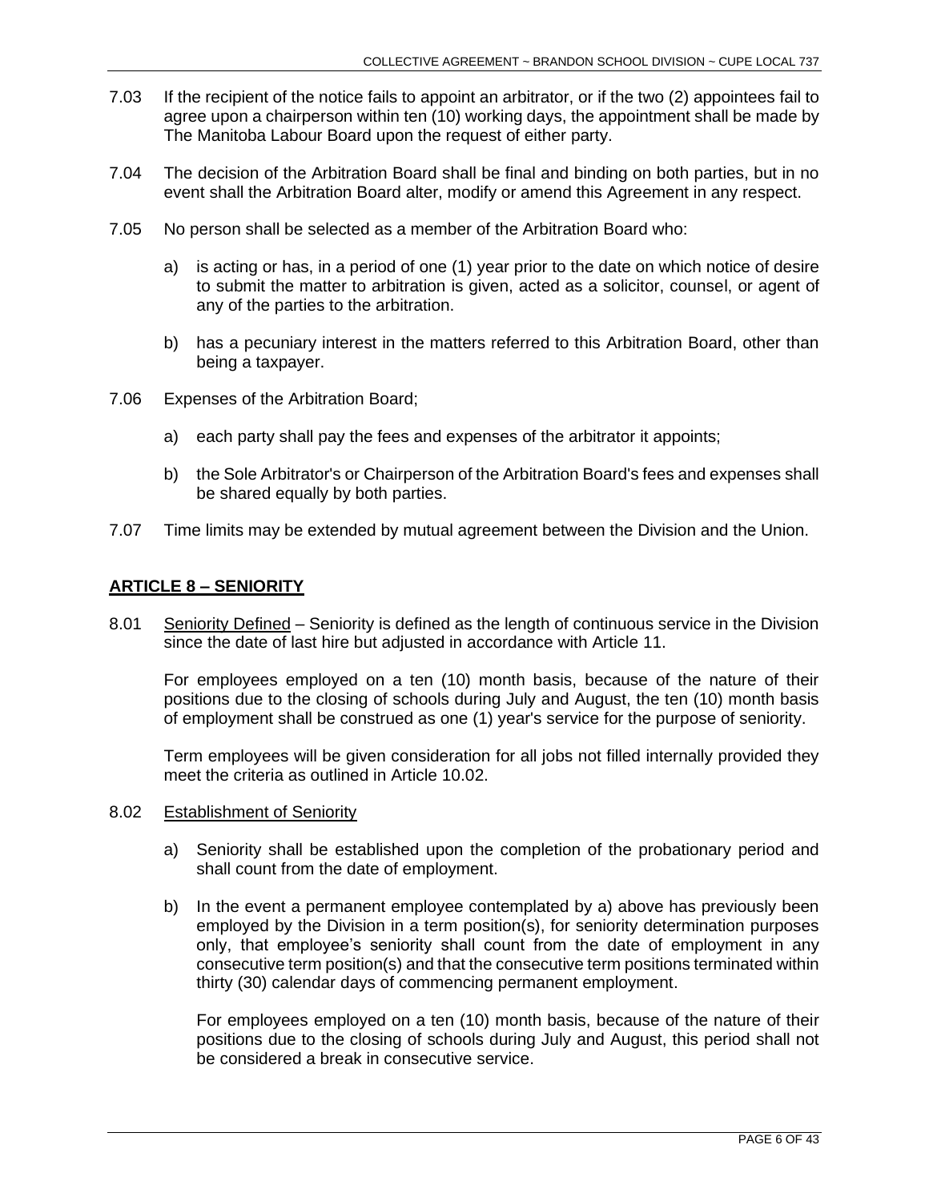7.03 If the recipient of the notice fails to appoint an arbitrator, or if the two (2) appointees fail to agree upon a chairperson within ten (10) working days, the appointment shall be made by The Manitoba Labour Board upon the request of either party.

7.04 The decision of the Arbitration Board shall be final and binding on both parties, but in no event shall the Arbitration Board alter, modify or amend this Agreement in any respect.

7.05 No person shall be selected as a member of the Arbitration Board who:

a) is acting or has, in a period of one (1) year prior to the date on which notice of desire to submit the matter to arbitration is given, acted as a solicitor, counsel, or agent of any of the parties to the arbitration.

b) has a pecuniary interest in the matters referred to this Arbitration Board, other than being a taxpayer.

7.06 Expenses of the Arbitration Board;

a) each party shall pay the fees and expenses of the arbitrator it appoints;

b) the Sole Arbitrator's or Chairperson of the Arbitration Board's fees and expenses shall be shared equally by both parties.

7.07 Time limits may be extended by mutual agreement between the Division and the Union.

## ARTICLE 8 – SENIORITY

8.01 Seniority Defined – Seniority is defined as the length of continuous service in the Division since the date of last hire but adjusted in accordance with Article 11.

For employees employed on a ten (10) month basis, because of the nature of their positions due to the closing of schools during July and August, the ten (10) month basis of employment shall be construed as one (1) year's service for the purpose of seniority.

Term employees will be given consideration for all jobs not filled internally provided they meet the criteria as outlined in Article 10.02.

8.02 Establishment of Seniority

a) Seniority shall be established upon the completion of the probationary period and shall count from the date of employment.

b) In the event a permanent employee contemplated by a) above has previously been employed by the Division in a term position(s), for seniority determination purposes only, that employee's seniority shall count from the date of employment in any consecutive term position(s) and that the consecutive term positions terminated within thirty (30) calendar days of commencing permanent employment.

For employees employed on a ten (10) month basis, because of the nature of their positions due to the closing of schools during July and August, this period shall not be considered a break in consecutive service.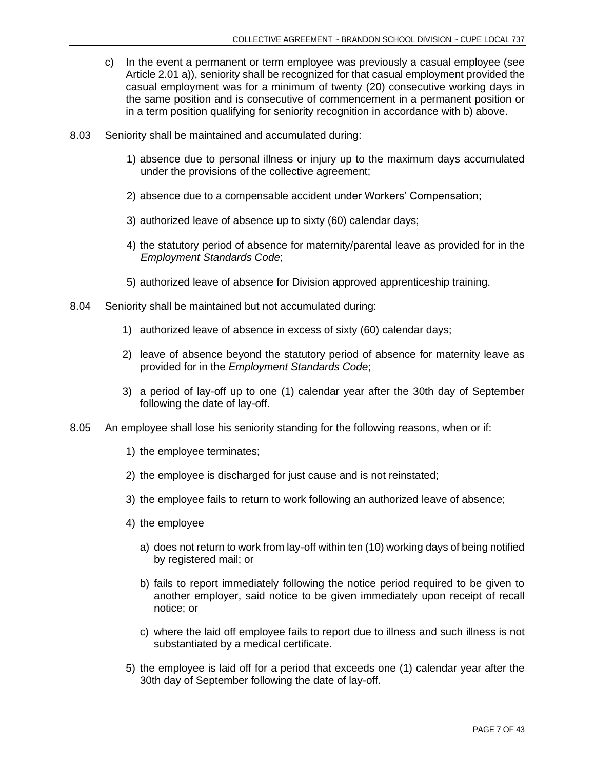c) In the event a permanent or term employee was previously a casual employee (see Article 2.01 a)), seniority shall be recognized for that casual employment provided the casual employment was for a minimum of twenty (20) consecutive working days in the same position and is consecutive of commencement in a permanent position or in a term position qualifying for seniority recognition in accordance with b) above.

8.03 Seniority shall be maintained and accumulated during:

1) absence due to personal illness or injury up to the maximum days accumulated under the provisions of the collective agreement;

2) absence due to a compensable accident under Workers' Compensation;

3) authorized leave of absence up to sixty (60) calendar days;

4) the statutory period of absence for maternity/parental leave as provided for in the *Employment Standards Code*;

5) authorized leave of absence for Division approved apprenticeship training.

8.04 Seniority shall be maintained but not accumulated during:

1) authorized leave of absence in excess of sixty (60) calendar days;

2) leave of absence beyond the statutory period of absence for maternity leave as provided for in the *Employment Standards Code*;

3) a period of lay-off up to one (1) calendar year after the 30th day of September following the date of lay-off.

8.05 An employee shall lose his seniority standing for the following reasons, when or if:

1) the employee terminates;

2) the employee is discharged for just cause and is not reinstated;

3) the employee fails to return to work following an authorized leave of absence;

4) the employee

   a) does not return to work from lay-off within ten (10) working days of being notified by registered mail; or

   b) fails to report immediately following the notice period required to be given to another employer, said notice to be given immediately upon receipt of recall notice; or

   c) where the laid off employee fails to report due to illness and such illness is not substantiated by a medical certificate.

5) the employee is laid off for a period that exceeds one (1) calendar year after the 30th day of September following the date of lay-off.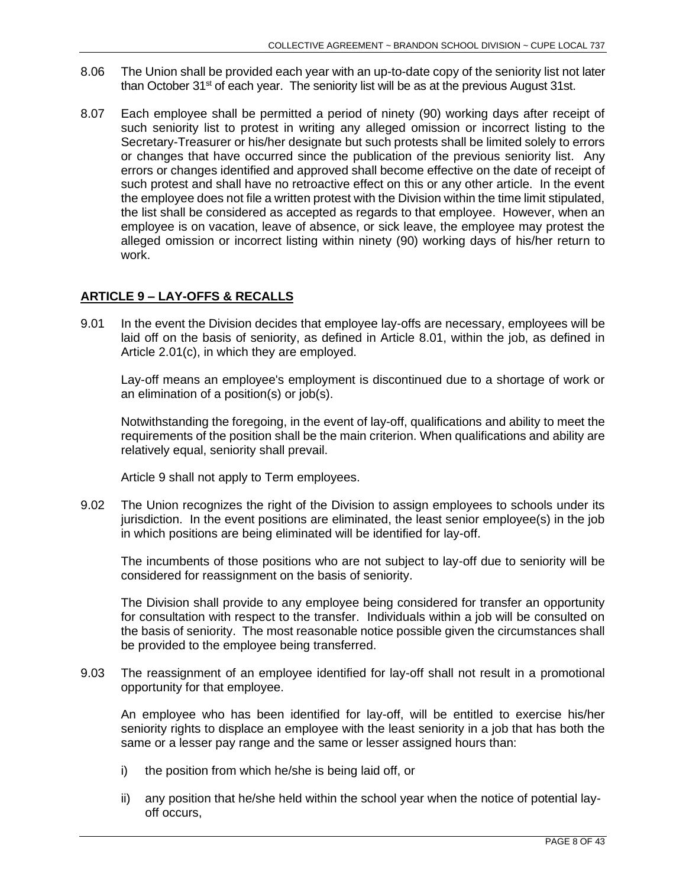8.06 The Union shall be provided each year with an up-to-date copy of the seniority list not later than October 31st of each year. The seniority list will be as at the previous August 31st.

8.07 Each employee shall be permitted a period of ninety (90) working days after receipt of such seniority list to protest in writing any alleged omission or incorrect listing to the Secretary-Treasurer or his/her designate but such protests shall be limited solely to errors or changes that have occurred since the publication of the previous seniority list. Any errors or changes identified and approved shall become effective on the date of receipt of such protest and shall have no retroactive effect on this or any other article. In the event the employee does not file a written protest with the Division within the time limit stipulated, the list shall be considered as accepted as regards to that employee. However, when an employee is on vacation, leave of absence, or sick leave, the employee may protest the alleged omission or incorrect listing within ninety (90) working days of his/her return to work.

## ARTICLE 9 – LAY-OFFS & RECALLS

9.01 In the event the Division decides that employee lay-offs are necessary, employees will be laid off on the basis of seniority, as defined in Article 8.01, within the job, as defined in Article 2.01(c), in which they are employed.

Lay-off means an employee's employment is discontinued due to a shortage of work or an elimination of a position(s) or job(s).

Notwithstanding the foregoing, in the event of lay-off, qualifications and ability to meet the requirements of the position shall be the main criterion. When qualifications and ability are relatively equal, seniority shall prevail.

Article 9 shall not apply to Term employees.

9.02 The Union recognizes the right of the Division to assign employees to schools under its jurisdiction. In the event positions are eliminated, the least senior employee(s) in the job in which positions are being eliminated will be identified for lay-off.

The incumbents of those positions who are not subject to lay-off due to seniority will be considered for reassignment on the basis of seniority.

The Division shall provide to any employee being considered for transfer an opportunity for consultation with respect to the transfer. Individuals within a job will be consulted on the basis of seniority. The most reasonable notice possible given the circumstances shall be provided to the employee being transferred.

9.03 The reassignment of an employee identified for lay-off shall not result in a promotional opportunity for that employee.

An employee who has been identified for lay-off, will be entitled to exercise his/her seniority rights to displace an employee with the least seniority in a job that has both the same or a lesser pay range and the same or lesser assigned hours than:

i) the position from which he/she is being laid off, or

ii) any position that he/she held within the school year when the notice of potential lay-off occurs,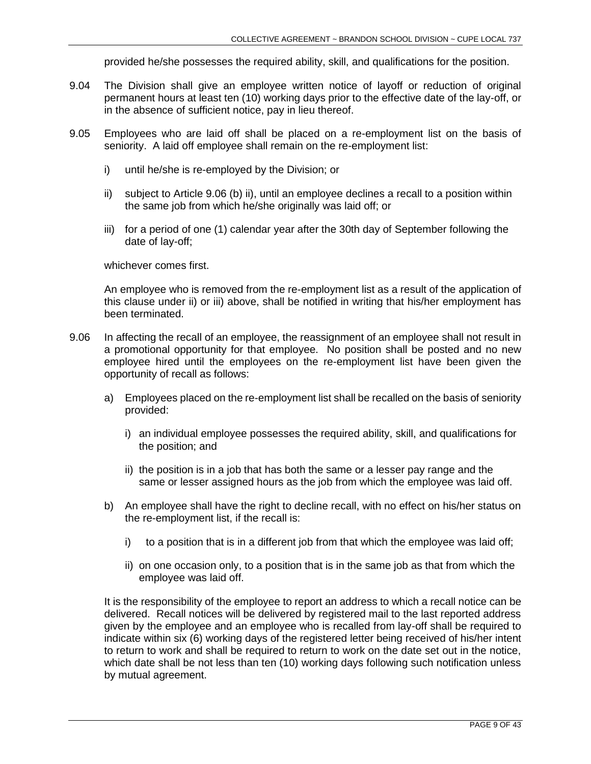provided he/she possesses the required ability, skill, and qualifications for the position.

9.04 The Division shall give an employee written notice of layoff or reduction of original permanent hours at least ten (10) working days prior to the effective date of the lay-off, or in the absence of sufficient notice, pay in lieu thereof.

9.05 Employees who are laid off shall be placed on a re-employment list on the basis of seniority. A laid off employee shall remain on the re-employment list:

i) until he/she is re-employed by the Division; or

ii) subject to Article 9.06 (b) ii), until an employee declines a recall to a position within the same job from which he/she originally was laid off; or

iii) for a period of one (1) calendar year after the 30th day of September following the date of lay-off;

whichever comes first.

An employee who is removed from the re-employment list as a result of the application of this clause under ii) or iii) above, shall be notified in writing that his/her employment has been terminated.

9.06 In affecting the recall of an employee, the reassignment of an employee shall not result in a promotional opportunity for that employee. No position shall be posted and no new employee hired until the employees on the re-employment list have been given the opportunity of recall as follows:

a) Employees placed on the re-employment list shall be recalled on the basis of seniority provided:

   i) an individual employee possesses the required ability, skill, and qualifications for the position; and

   ii) the position is in a job that has both the same or a lesser pay range and the same or lesser assigned hours as the job from which the employee was laid off.

b) An employee shall have the right to decline recall, with no effect on his/her status on the re-employment list, if the recall is:

   i) to a position that is in a different job from that which the employee was laid off;

   ii) on one occasion only, to a position that is in the same job as that from which the employee was laid off.

It is the responsibility of the employee to report an address to which a recall notice can be delivered. Recall notices will be delivered by registered mail to the last reported address given by the employee and an employee who is recalled from lay-off shall be required to indicate within six (6) working days of the registered letter being received of his/her intent to return to work and shall be required to return to work on the date set out in the notice, which date shall be not less than ten (10) working days following such notification unless by mutual agreement.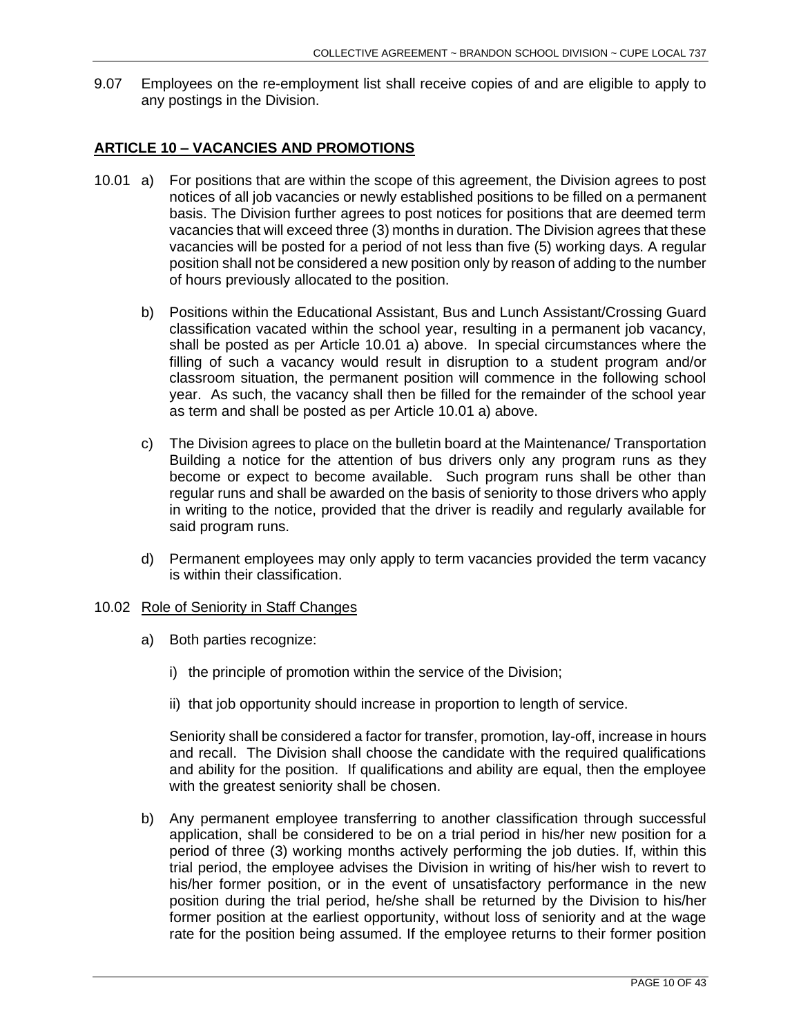9.07 Employees on the re-employment list shall receive copies of and are eligible to apply to any postings in the Division.

## ARTICLE 10 – VACANCIES AND PROMOTIONS

10.01 a) For positions that are within the scope of this agreement, the Division agrees to post notices of all job vacancies or newly established positions to be filled on a permanent basis. The Division further agrees to post notices for positions that are deemed term vacancies that will exceed three (3) months in duration. The Division agrees that these vacancies will be posted for a period of not less than five (5) working days. A regular position shall not be considered a new position only by reason of adding to the number of hours previously allocated to the position.

b) Positions within the Educational Assistant, Bus and Lunch Assistant/Crossing Guard classification vacated within the school year, resulting in a permanent job vacancy, shall be posted as per Article 10.01 a) above. In special circumstances where the filling of such a vacancy would result in disruption to a student program and/or classroom situation, the permanent position will commence in the following school year. As such, the vacancy shall then be filled for the remainder of the school year as term and shall be posted as per Article 10.01 a) above.

c) The Division agrees to place on the bulletin board at the Maintenance/ Transportation Building a notice for the attention of bus drivers only any program runs as they become or expect to become available. Such program runs shall be other than regular runs and shall be awarded on the basis of seniority to those drivers who apply in writing to the notice, provided that the driver is readily and regularly available for said program runs.

d) Permanent employees may only apply to term vacancies provided the term vacancy is within their classification.

10.02 Role of Seniority in Staff Changes

a) Both parties recognize:

i) the principle of promotion within the service of the Division;

ii) that job opportunity should increase in proportion to length of service.

Seniority shall be considered a factor for transfer, promotion, lay-off, increase in hours and recall. The Division shall choose the candidate with the required qualifications and ability for the position. If qualifications and ability are equal, then the employee with the greatest seniority shall be chosen.

b) Any permanent employee transferring to another classification through successful application, shall be considered to be on a trial period in his/her new position for a period of three (3) working months actively performing the job duties. If, within this trial period, the employee advises the Division in writing of his/her wish to revert to his/her former position, or in the event of unsatisfactory performance in the new position during the trial period, he/she shall be returned by the Division to his/her former position at the earliest opportunity, without loss of seniority and at the wage rate for the position being assumed. If the employee returns to their former position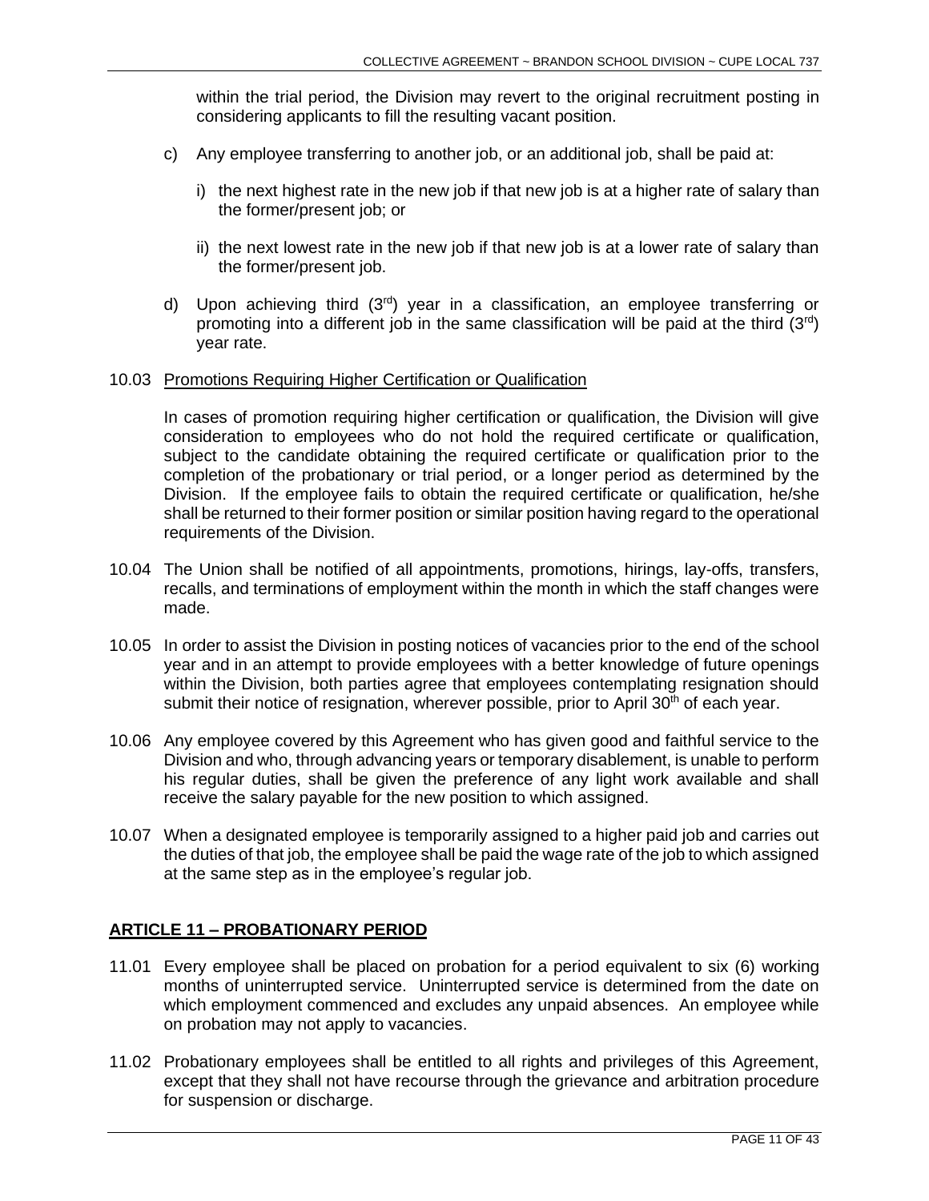within the trial period, the Division may revert to the original recruitment posting in considering applicants to fill the resulting vacant position.

c) Any employee transferring to another job, or an additional job, shall be paid at:

   i) the next highest rate in the new job if that new job is at a higher rate of salary than the former/present job; or

   ii) the next lowest rate in the new job if that new job is at a lower rate of salary than the former/present job.

d) Upon achieving third (3rd) year in a classification, an employee transferring or promoting into a different job in the same classification will be paid at the third (3rd) year rate.

10.03 Promotions Requiring Higher Certification or Qualification

In cases of promotion requiring higher certification or qualification, the Division will give consideration to employees who do not hold the required certificate or qualification, subject to the candidate obtaining the required certificate or qualification prior to the completion of the probationary or trial period, or a longer period as determined by the Division. If the employee fails to obtain the required certificate or qualification, he/she shall be returned to their former position or similar position having regard to the operational requirements of the Division.

10.04 The Union shall be notified of all appointments, promotions, hirings, lay-offs, transfers, recalls, and terminations of employment within the month in which the staff changes were made.

10.05 In order to assist the Division in posting notices of vacancies prior to the end of the school year and in an attempt to provide employees with a better knowledge of future openings within the Division, both parties agree that employees contemplating resignation should submit their notice of resignation, wherever possible, prior to April 30th of each year.

10.06 Any employee covered by this Agreement who has given good and faithful service to the Division and who, through advancing years or temporary disablement, is unable to perform his regular duties, shall be given the preference of any light work available and shall receive the salary payable for the new position to which assigned.

10.07 When a designated employee is temporarily assigned to a higher paid job and carries out the duties of that job, the employee shall be paid the wage rate of the job to which assigned at the same step as in the employee's regular job.

## ARTICLE 11 – PROBATIONARY PERIOD

11.01 Every employee shall be placed on probation for a period equivalent to six (6) working months of uninterrupted service. Uninterrupted service is determined from the date on which employment commenced and excludes any unpaid absences. An employee while on probation may not apply to vacancies.

11.02 Probationary employees shall be entitled to all rights and privileges of this Agreement, except that they shall not have recourse through the grievance and arbitration procedure for suspension or discharge.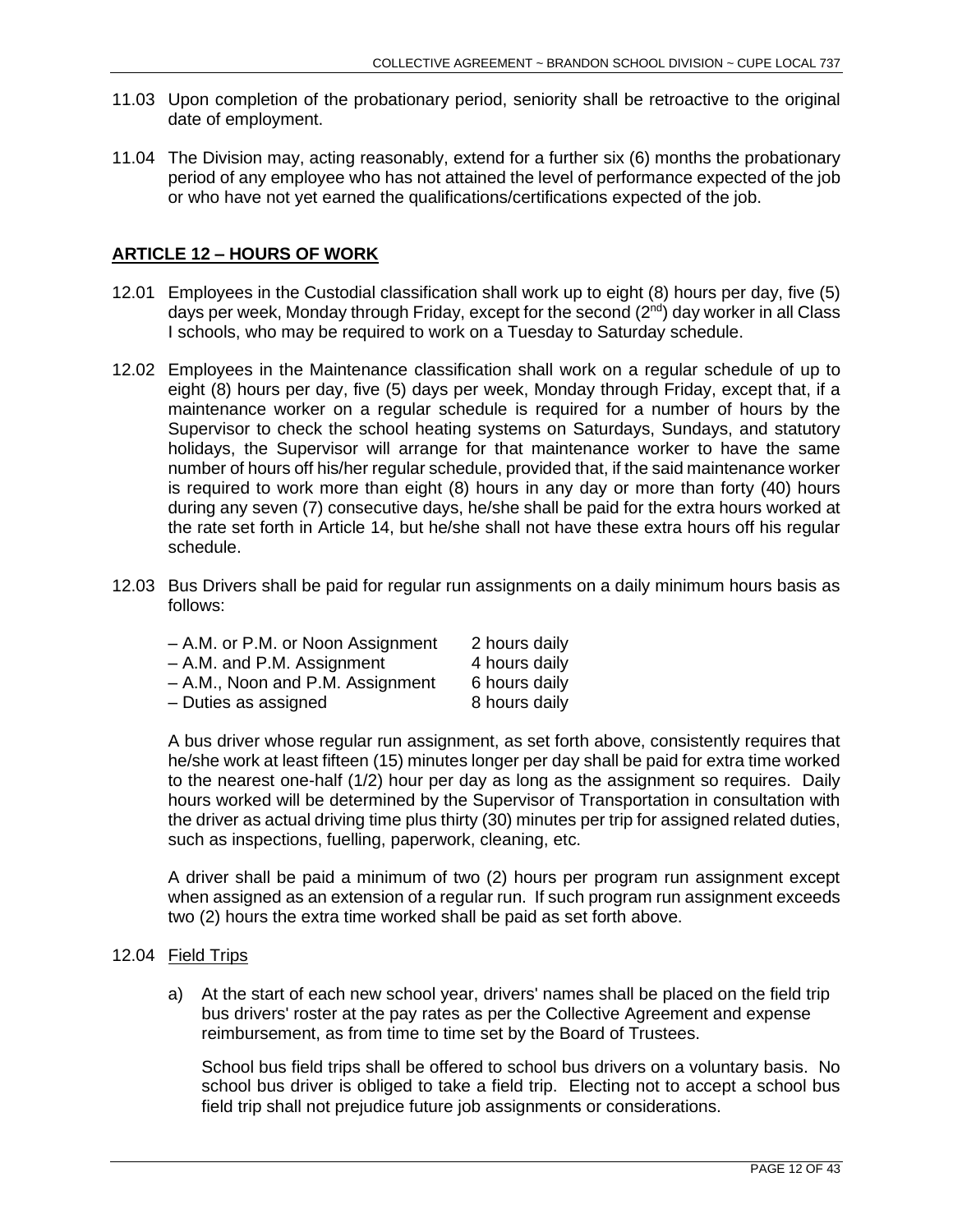11.03 Upon completion of the probationary period, seniority shall be retroactive to the original date of employment.

11.04 The Division may, acting reasonably, extend for a further six (6) months the probationary period of any employee who has not attained the level of performance expected of the job or who have not yet earned the qualifications/certifications expected of the job.

## ARTICLE 12 – HOURS OF WORK

12.01 Employees in the Custodial classification shall work up to eight (8) hours per day, five (5) days per week, Monday through Friday, except for the second (2nd) day worker in all Class I schools, who may be required to work on a Tuesday to Saturday schedule.

12.02 Employees in the Maintenance classification shall work on a regular schedule of up to eight (8) hours per day, five (5) days per week, Monday through Friday, except that, if a maintenance worker on a regular schedule is required for a number of hours by the Supervisor to check the school heating systems on Saturdays, Sundays, and statutory holidays, the Supervisor will arrange for that maintenance worker to have the same number of hours off his/her regular schedule, provided that, if the said maintenance worker is required to work more than eight (8) hours in any day or more than forty (40) hours during any seven (7) consecutive days, he/she shall be paid for the extra hours worked at the rate set forth in Article 14, but he/she shall not have these extra hours off his regular schedule.

12.03 Bus Drivers shall be paid for regular run assignments on a daily minimum hours basis as follows:

| | |
|---|---|
| – A.M. or P.M. or Noon Assignment | 2 hours daily |
| – A.M. and P.M. Assignment | 4 hours daily |
| – A.M., Noon and P.M. Assignment | 6 hours daily |
| – Duties as assigned | 8 hours daily |

A bus driver whose regular run assignment, as set forth above, consistently requires that he/she work at least fifteen (15) minutes longer per day shall be paid for extra time worked to the nearest one-half (1/2) hour per day as long as the assignment so requires. Daily hours worked will be determined by the Supervisor of Transportation in consultation with the driver as actual driving time plus thirty (30) minutes per trip for assigned related duties, such as inspections, fuelling, paperwork, cleaning, etc.

A driver shall be paid a minimum of two (2) hours per program run assignment except when assigned as an extension of a regular run. If such program run assignment exceeds two (2) hours the extra time worked shall be paid as set forth above.

12.04 Field Trips

a) At the start of each new school year, drivers' names shall be placed on the field trip bus drivers' roster at the pay rates as per the Collective Agreement and expense reimbursement, as from time to time set by the Board of Trustees.

School bus field trips shall be offered to school bus drivers on a voluntary basis. No school bus driver is obliged to take a field trip. Electing not to accept a school bus field trip shall not prejudice future job assignments or considerations.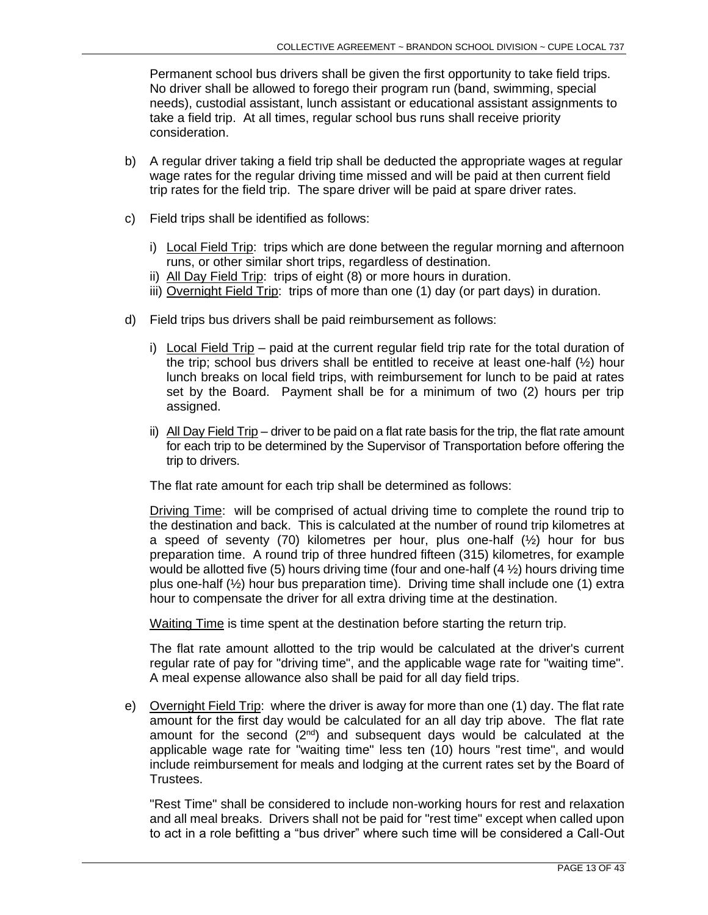Permanent school bus drivers shall be given the first opportunity to take field trips. No driver shall be allowed to forego their program run (band, swimming, special needs), custodial assistant, lunch assistant or educational assistant assignments to take a field trip. At all times, regular school bus runs shall receive priority consideration.

b) A regular driver taking a field trip shall be deducted the appropriate wages at regular wage rates for the regular driving time missed and will be paid at then current field trip rates for the field trip. The spare driver will be paid at spare driver rates.

c) Field trips shall be identified as follows:

   i) Local Field Trip: trips which are done between the regular morning and afternoon runs, or other similar short trips, regardless of destination.
   ii) All Day Field Trip: trips of eight (8) or more hours in duration.
   iii) Overnight Field Trip: trips of more than one (1) day (or part days) in duration.

d) Field trips bus drivers shall be paid reimbursement as follows:

   i) Local Field Trip – paid at the current regular field trip rate for the total duration of the trip; school bus drivers shall be entitled to receive at least one-half (½) hour lunch breaks on local field trips, with reimbursement for lunch to be paid at rates set by the Board. Payment shall be for a minimum of two (2) hours per trip assigned.

   ii) All Day Field Trip – driver to be paid on a flat rate basis for the trip, the flat rate amount for each trip to be determined by the Supervisor of Transportation before offering the trip to drivers.

   The flat rate amount for each trip shall be determined as follows:

   Driving Time: will be comprised of actual driving time to complete the round trip to the destination and back. This is calculated at the number of round trip kilometres at a speed of seventy (70) kilometres per hour, plus one-half (½) hour for bus preparation time. A round trip of three hundred fifteen (315) kilometres, for example would be allotted five (5) hours driving time (four and one-half (4 ½) hours driving time plus one-half (½) hour bus preparation time). Driving time shall include one (1) extra hour to compensate the driver for all extra driving time at the destination.

   Waiting Time is time spent at the destination before starting the return trip.

   The flat rate amount allotted to the trip would be calculated at the driver's current regular rate of pay for "driving time", and the applicable wage rate for "waiting time". A meal expense allowance also shall be paid for all day field trips.

e) Overnight Field Trip: where the driver is away for more than one (1) day. The flat rate amount for the first day would be calculated for an all day trip above. The flat rate amount for the second (2nd) and subsequent days would be calculated at the applicable wage rate for "waiting time" less ten (10) hours "rest time", and would include reimbursement for meals and lodging at the current rates set by the Board of Trustees.

   "Rest Time" shall be considered to include non-working hours for rest and relaxation and all meal breaks. Drivers shall not be paid for "rest time" except when called upon to act in a role befitting a "bus driver" where such time will be considered a Call-Out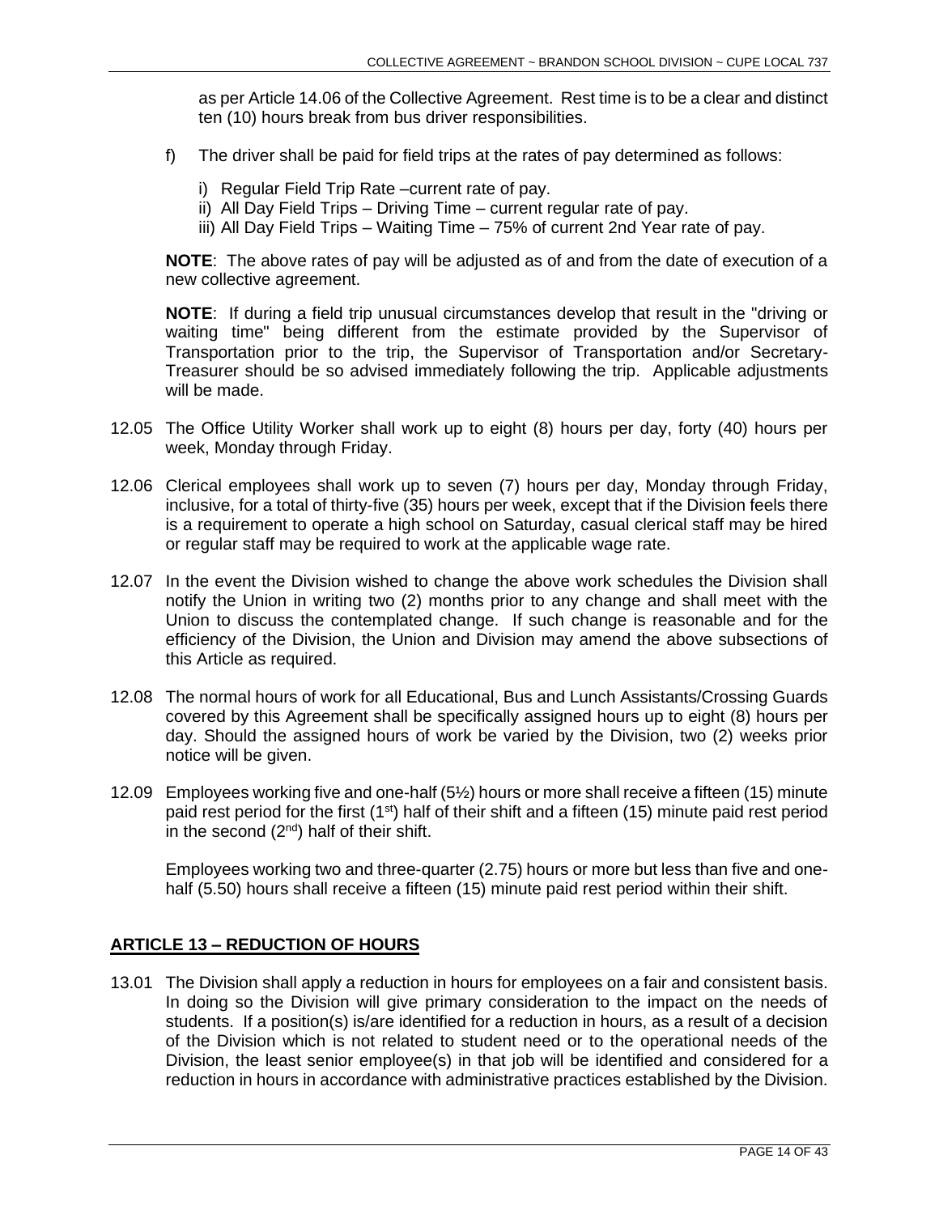as per Article 14.06 of the Collective Agreement. Rest time is to be a clear and distinct ten (10) hours break from bus driver responsibilities.

f) The driver shall be paid for field trips at the rates of pay determined as follows:

i) Regular Field Trip Rate –current rate of pay.
ii) All Day Field Trips – Driving Time – current regular rate of pay.
iii) All Day Field Trips – Waiting Time – 75% of current 2nd Year rate of pay.

**NOTE**: The above rates of pay will be adjusted as of and from the date of execution of a new collective agreement.

**NOTE**: If during a field trip unusual circumstances develop that result in the "driving or waiting time" being different from the estimate provided by the Supervisor of Transportation prior to the trip, the Supervisor of Transportation and/or Secretary-Treasurer should be so advised immediately following the trip. Applicable adjustments will be made.

12.05 The Office Utility Worker shall work up to eight (8) hours per day, forty (40) hours per week, Monday through Friday.

12.06 Clerical employees shall work up to seven (7) hours per day, Monday through Friday, inclusive, for a total of thirty-five (35) hours per week, except that if the Division feels there is a requirement to operate a high school on Saturday, casual clerical staff may be hired or regular staff may be required to work at the applicable wage rate.

12.07 In the event the Division wished to change the above work schedules the Division shall notify the Union in writing two (2) months prior to any change and shall meet with the Union to discuss the contemplated change. If such change is reasonable and for the efficiency of the Division, the Union and Division may amend the above subsections of this Article as required.

12.08 The normal hours of work for all Educational, Bus and Lunch Assistants/Crossing Guards covered by this Agreement shall be specifically assigned hours up to eight (8) hours per day. Should the assigned hours of work be varied by the Division, two (2) weeks prior notice will be given.

12.09 Employees working five and one-half (5½) hours or more shall receive a fifteen (15) minute paid rest period for the first (1st) half of their shift and a fifteen (15) minute paid rest period in the second (2nd) half of their shift.

Employees working two and three-quarter (2.75) hours or more but less than five and one-half (5.50) hours shall receive a fifteen (15) minute paid rest period within their shift.

## ARTICLE 13 – REDUCTION OF HOURS

13.01 The Division shall apply a reduction in hours for employees on a fair and consistent basis. In doing so the Division will give primary consideration to the impact on the needs of students. If a position(s) is/are identified for a reduction in hours, as a result of a decision of the Division which is not related to student need or to the operational needs of the Division, the least senior employee(s) in that job will be identified and considered for a reduction in hours in accordance with administrative practices established by the Division.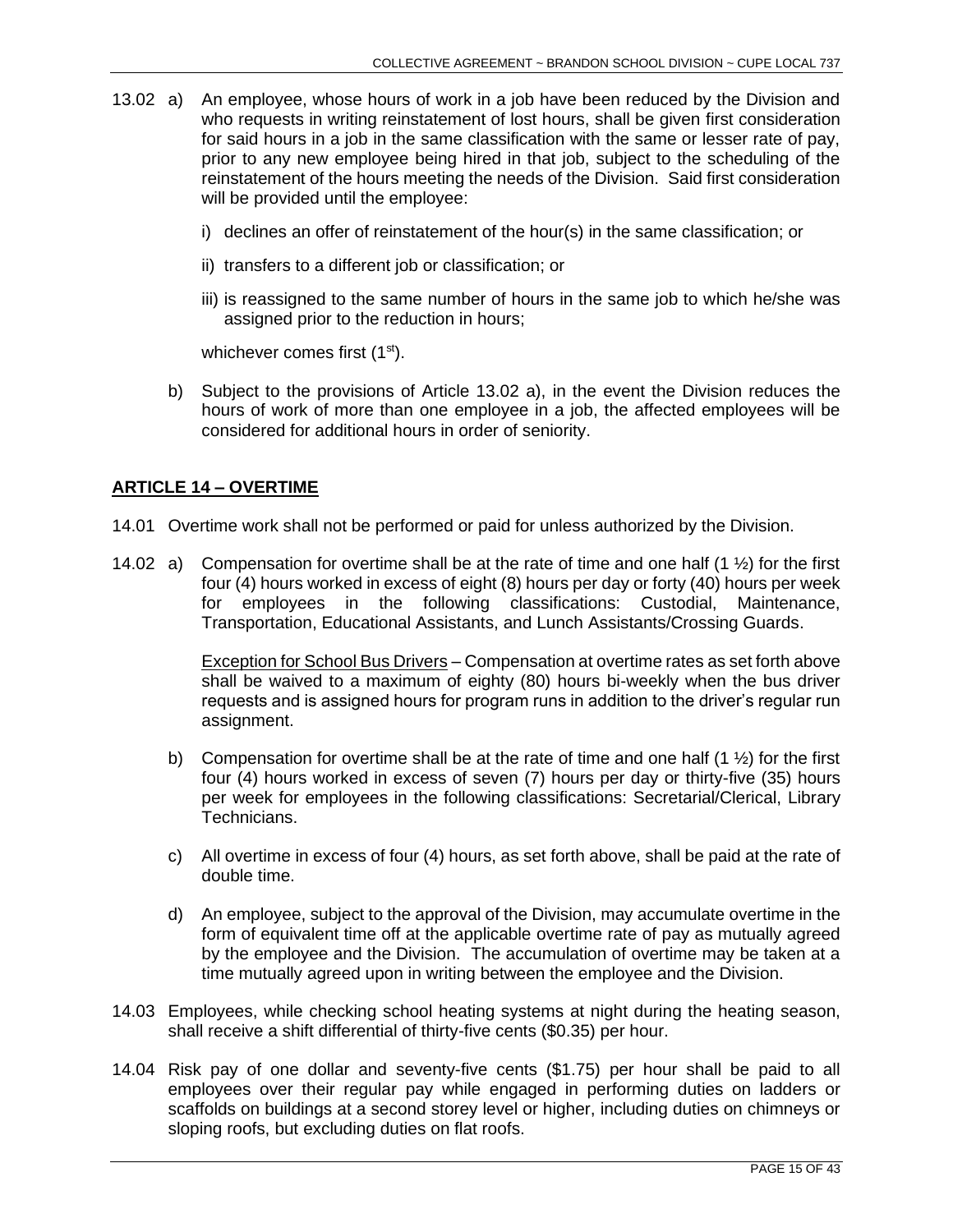13.02 a) An employee, whose hours of work in a job have been reduced by the Division and who requests in writing reinstatement of lost hours, shall be given first consideration for said hours in a job in the same classification with the same or lesser rate of pay, prior to any new employee being hired in that job, subject to the scheduling of the reinstatement of the hours meeting the needs of the Division. Said first consideration will be provided until the employee:

i) declines an offer of reinstatement of the hour(s) in the same classification; or

ii) transfers to a different job or classification; or

iii) is reassigned to the same number of hours in the same job to which he/she was assigned prior to the reduction in hours;

whichever comes first (1st).

b) Subject to the provisions of Article 13.02 a), in the event the Division reduces the hours of work of more than one employee in a job, the affected employees will be considered for additional hours in order of seniority.

## ARTICLE 14 – OVERTIME

14.01 Overtime work shall not be performed or paid for unless authorized by the Division.

14.02 a) Compensation for overtime shall be at the rate of time and one half (1 ½) for the first four (4) hours worked in excess of eight (8) hours per day or forty (40) hours per week for employees in the following classifications: Custodial, Maintenance, Transportation, Educational Assistants, and Lunch Assistants/Crossing Guards.

Exception for School Bus Drivers – Compensation at overtime rates as set forth above shall be waived to a maximum of eighty (80) hours bi-weekly when the bus driver requests and is assigned hours for program runs in addition to the driver's regular run assignment.

b) Compensation for overtime shall be at the rate of time and one half (1 ½) for the first four (4) hours worked in excess of seven (7) hours per day or thirty-five (35) hours per week for employees in the following classifications: Secretarial/Clerical, Library Technicians.

c) All overtime in excess of four (4) hours, as set forth above, shall be paid at the rate of double time.

d) An employee, subject to the approval of the Division, may accumulate overtime in the form of equivalent time off at the applicable overtime rate of pay as mutually agreed by the employee and the Division. The accumulation of overtime may be taken at a time mutually agreed upon in writing between the employee and the Division.

14.03 Employees, while checking school heating systems at night during the heating season, shall receive a shift differential of thirty-five cents ($0.35) per hour.

14.04 Risk pay of one dollar and seventy-five cents ($1.75) per hour shall be paid to all employees over their regular pay while engaged in performing duties on ladders or scaffolds on buildings at a second storey level or higher, including duties on chimneys or sloping roofs, but excluding duties on flat roofs.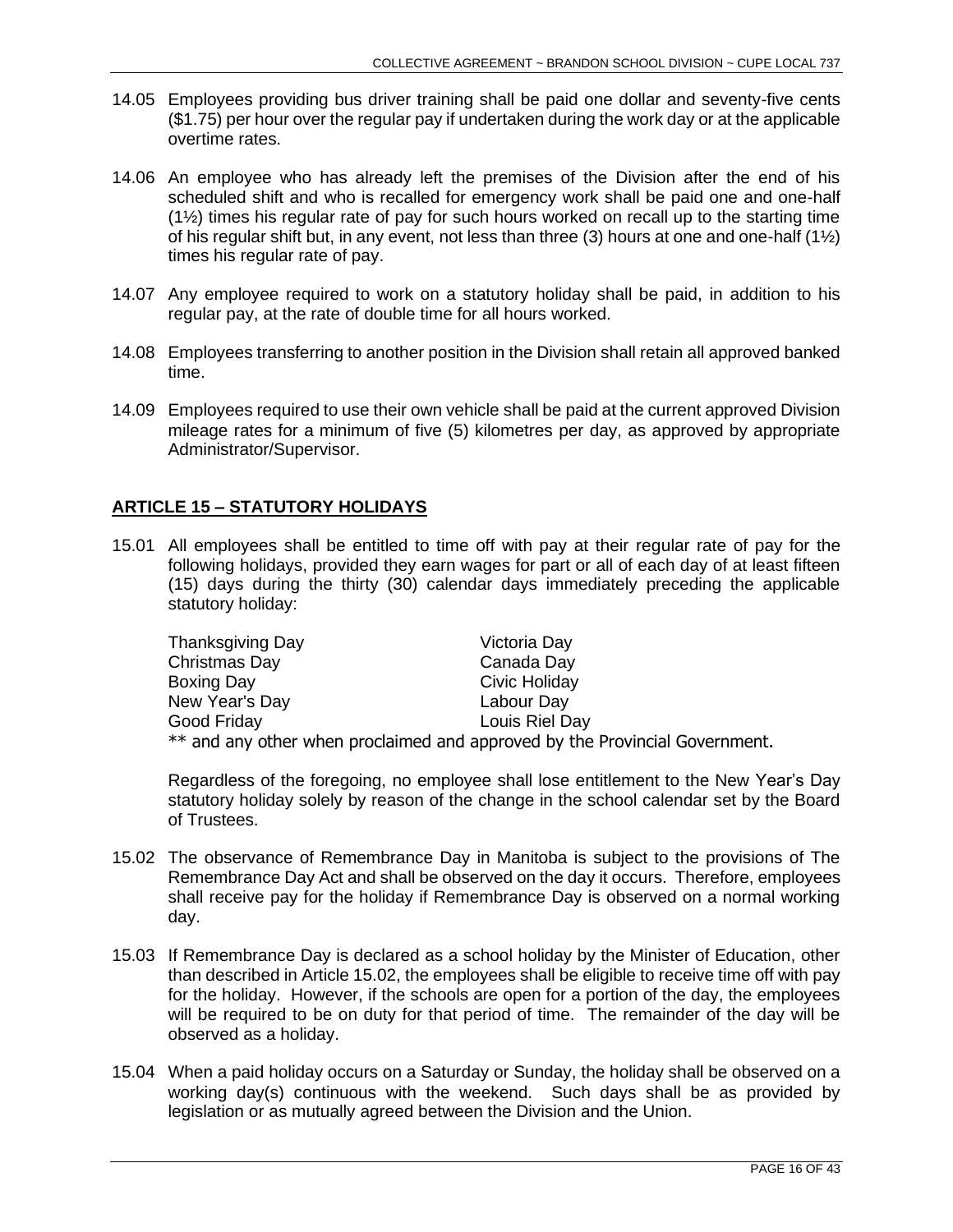14.05 Employees providing bus driver training shall be paid one dollar and seventy-five cents ($1.75) per hour over the regular pay if undertaken during the work day or at the applicable overtime rates.

14.06 An employee who has already left the premises of the Division after the end of his scheduled shift and who is recalled for emergency work shall be paid one and one-half (1½) times his regular rate of pay for such hours worked on recall up to the starting time of his regular shift but, in any event, not less than three (3) hours at one and one-half (1½) times his regular rate of pay.

14.07 Any employee required to work on a statutory holiday shall be paid, in addition to his regular pay, at the rate of double time for all hours worked.

14.08 Employees transferring to another position in the Division shall retain all approved banked time.

14.09 Employees required to use their own vehicle shall be paid at the current approved Division mileage rates for a minimum of five (5) kilometres per day, as approved by appropriate Administrator/Supervisor.

## ARTICLE 15 – STATUTORY HOLIDAYS

15.01 All employees shall be entitled to time off with pay at their regular rate of pay for the following holidays, provided they earn wages for part or all of each day of at least fifteen (15) days during the thirty (30) calendar days immediately preceding the applicable statutory holiday:

| | |
|---|---|
| Thanksgiving Day | Victoria Day |
| Christmas Day | Canada Day |
| Boxing Day | Civic Holiday |
| New Year's Day | Labour Day |
| Good Friday | Louis Riel Day |

** and any other when proclaimed and approved by the Provincial Government.

Regardless of the foregoing, no employee shall lose entitlement to the New Year's Day statutory holiday solely by reason of the change in the school calendar set by the Board of Trustees.

15.02 The observance of Remembrance Day in Manitoba is subject to the provisions of The Remembrance Day Act and shall be observed on the day it occurs. Therefore, employees shall receive pay for the holiday if Remembrance Day is observed on a normal working day.

15.03 If Remembrance Day is declared as a school holiday by the Minister of Education, other than described in Article 15.02, the employees shall be eligible to receive time off with pay for the holiday. However, if the schools are open for a portion of the day, the employees will be required to be on duty for that period of time. The remainder of the day will be observed as a holiday.

15.04 When a paid holiday occurs on a Saturday or Sunday, the holiday shall be observed on a working day(s) continuous with the weekend. Such days shall be as provided by legislation or as mutually agreed between the Division and the Union.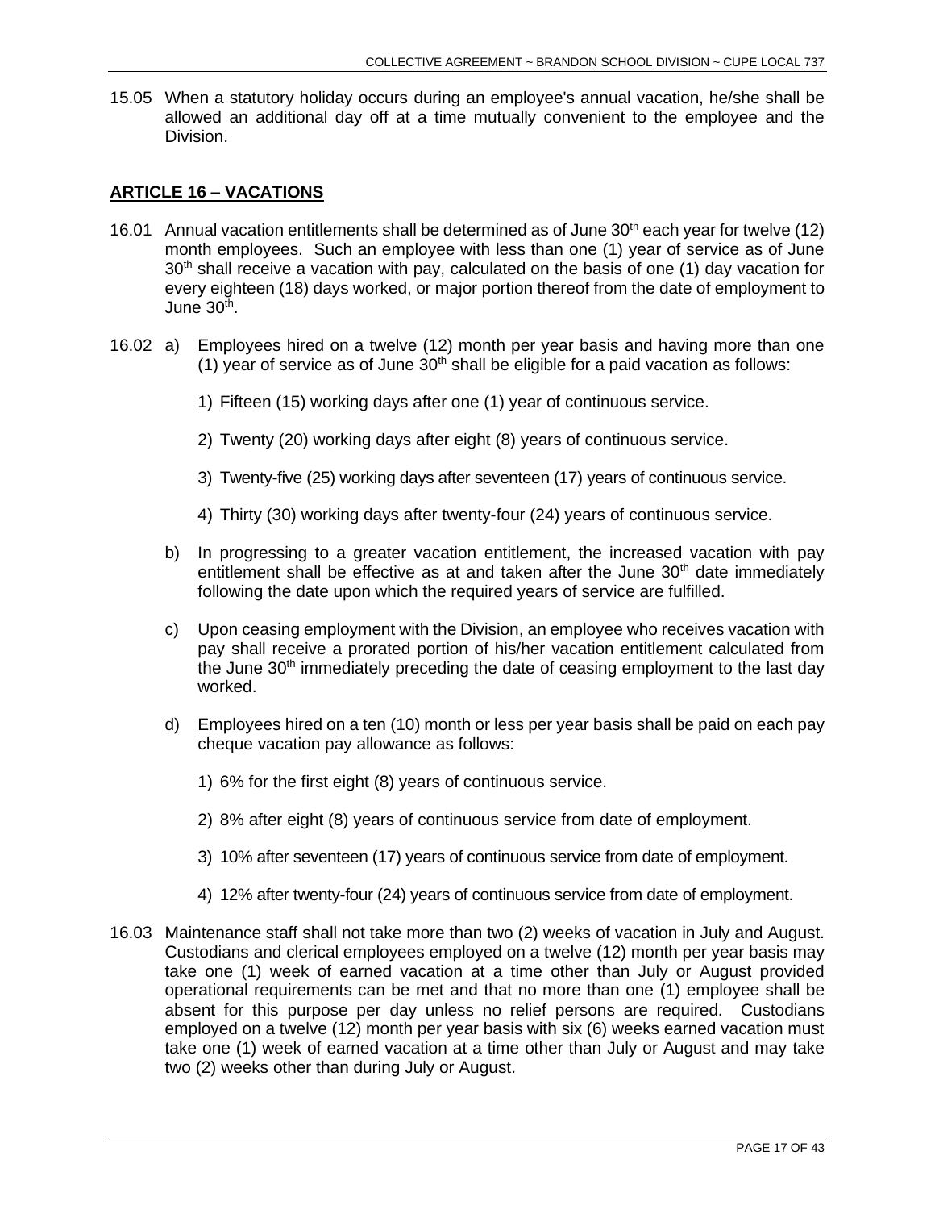15.05 When a statutory holiday occurs during an employee's annual vacation, he/she shall be allowed an additional day off at a time mutually convenient to the employee and the Division.

## ARTICLE 16 – VACATIONS

16.01 Annual vacation entitlements shall be determined as of June 30th each year for twelve (12) month employees. Such an employee with less than one (1) year of service as of June 30th shall receive a vacation with pay, calculated on the basis of one (1) day vacation for every eighteen (18) days worked, or major portion thereof from the date of employment to June 30th.

16.02 a) Employees hired on a twelve (12) month per year basis and having more than one (1) year of service as of June 30th shall be eligible for a paid vacation as follows:

1) Fifteen (15) working days after one (1) year of continuous service.

2) Twenty (20) working days after eight (8) years of continuous service.

3) Twenty-five (25) working days after seventeen (17) years of continuous service.

4) Thirty (30) working days after twenty-four (24) years of continuous service.

b) In progressing to a greater vacation entitlement, the increased vacation with pay entitlement shall be effective as at and taken after the June 30th date immediately following the date upon which the required years of service are fulfilled.

c) Upon ceasing employment with the Division, an employee who receives vacation with pay shall receive a prorated portion of his/her vacation entitlement calculated from the June 30th immediately preceding the date of ceasing employment to the last day worked.

d) Employees hired on a ten (10) month or less per year basis shall be paid on each pay cheque vacation pay allowance as follows:

1) 6% for the first eight (8) years of continuous service.

2) 8% after eight (8) years of continuous service from date of employment.

3) 10% after seventeen (17) years of continuous service from date of employment.

4) 12% after twenty-four (24) years of continuous service from date of employment.

16.03 Maintenance staff shall not take more than two (2) weeks of vacation in July and August. Custodians and clerical employees employed on a twelve (12) month per year basis may take one (1) week of earned vacation at a time other than July or August provided operational requirements can be met and that no more than one (1) employee shall be absent for this purpose per day unless no relief persons are required. Custodians employed on a twelve (12) month per year basis with six (6) weeks earned vacation must take one (1) week of earned vacation at a time other than July or August and may take two (2) weeks other than during July or August.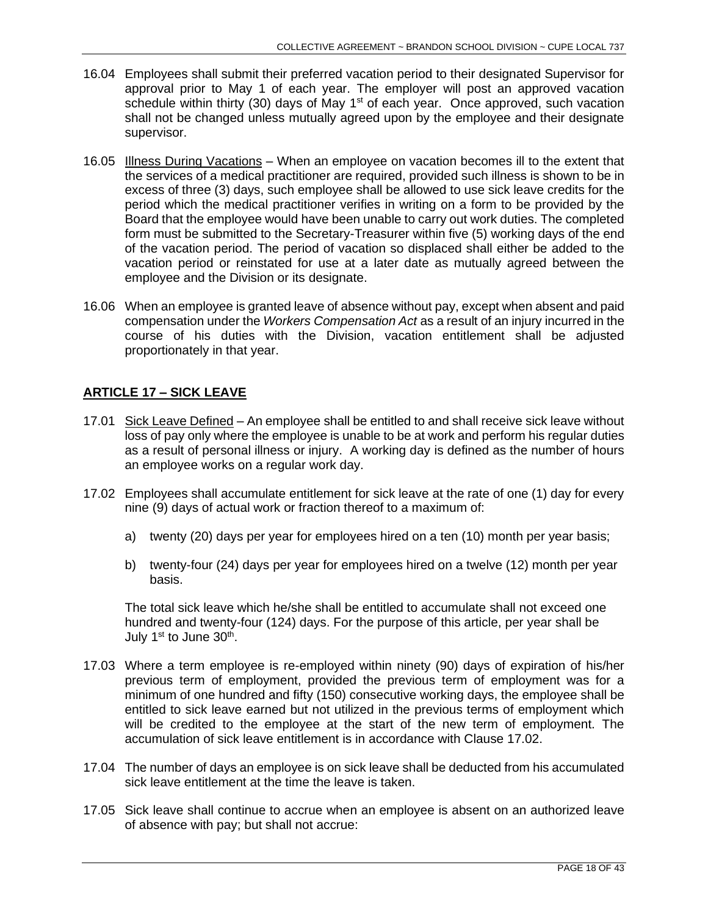16.04 Employees shall submit their preferred vacation period to their designated Supervisor for approval prior to May 1 of each year. The employer will post an approved vacation schedule within thirty (30) days of May 1st of each year. Once approved, such vacation shall not be changed unless mutually agreed upon by the employee and their designate supervisor.

16.05 Illness During Vacations – When an employee on vacation becomes ill to the extent that the services of a medical practitioner are required, provided such illness is shown to be in excess of three (3) days, such employee shall be allowed to use sick leave credits for the period which the medical practitioner verifies in writing on a form to be provided by the Board that the employee would have been unable to carry out work duties. The completed form must be submitted to the Secretary-Treasurer within five (5) working days of the end of the vacation period. The period of vacation so displaced shall either be added to the vacation period or reinstated for use at a later date as mutually agreed between the employee and the Division or its designate.

16.06 When an employee is granted leave of absence without pay, except when absent and paid compensation under the *Workers Compensation Act* as a result of an injury incurred in the course of his duties with the Division, vacation entitlement shall be adjusted proportionately in that year.

## ARTICLE 17 – SICK LEAVE

17.01 Sick Leave Defined – An employee shall be entitled to and shall receive sick leave without loss of pay only where the employee is unable to be at work and perform his regular duties as a result of personal illness or injury. A working day is defined as the number of hours an employee works on a regular work day.

17.02 Employees shall accumulate entitlement for sick leave at the rate of one (1) day for every nine (9) days of actual work or fraction thereof to a maximum of:

a) twenty (20) days per year for employees hired on a ten (10) month per year basis;

b) twenty-four (24) days per year for employees hired on a twelve (12) month per year basis.

The total sick leave which he/she shall be entitled to accumulate shall not exceed one hundred and twenty-four (124) days. For the purpose of this article, per year shall be July 1st to June 30th.

17.03 Where a term employee is re-employed within ninety (90) days of expiration of his/her previous term of employment, provided the previous term of employment was for a minimum of one hundred and fifty (150) consecutive working days, the employee shall be entitled to sick leave earned but not utilized in the previous terms of employment which will be credited to the employee at the start of the new term of employment. The accumulation of sick leave entitlement is in accordance with Clause 17.02.

17.04 The number of days an employee is on sick leave shall be deducted from his accumulated sick leave entitlement at the time the leave is taken.

17.05 Sick leave shall continue to accrue when an employee is absent on an authorized leave of absence with pay; but shall not accrue: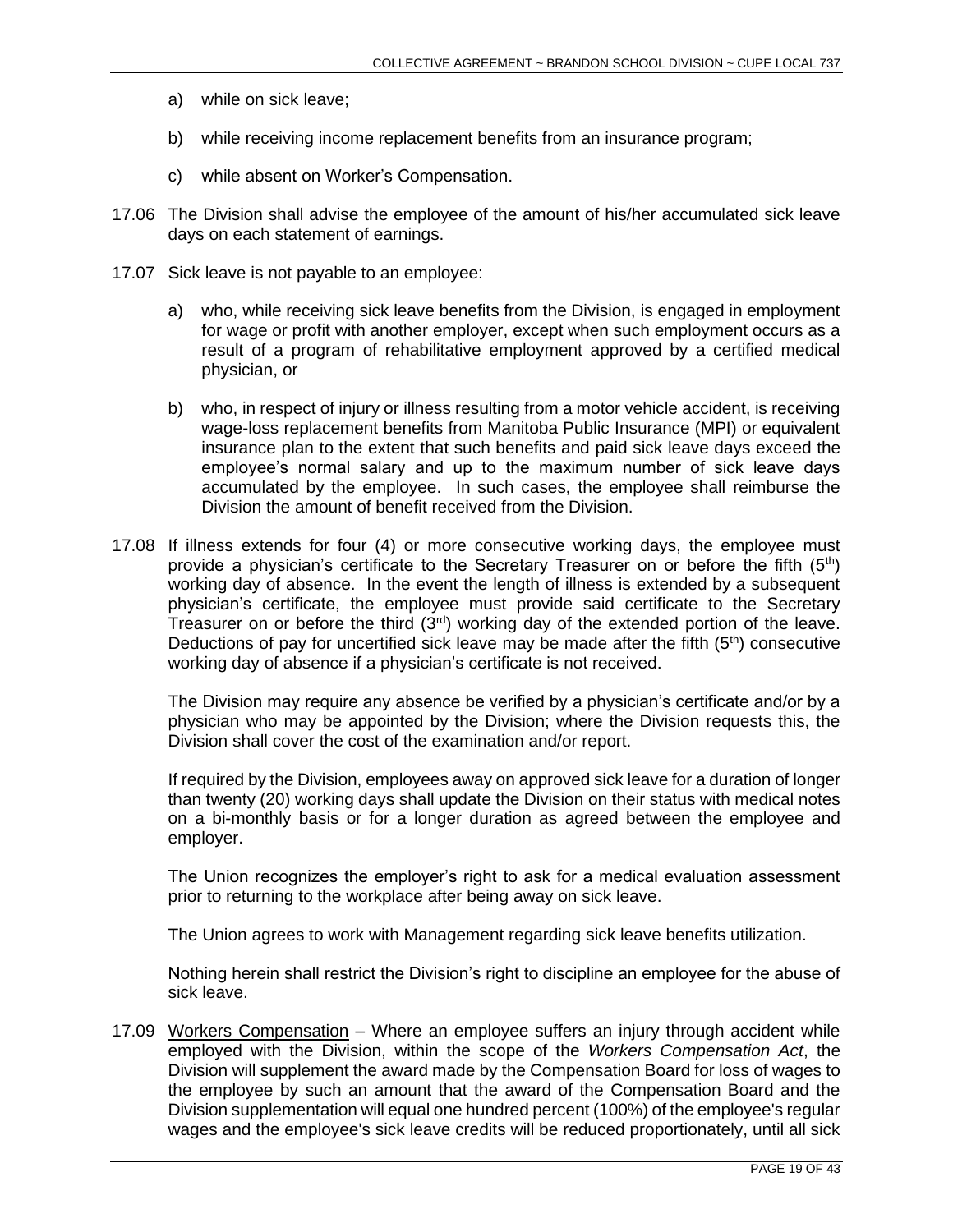a) while on sick leave;

b) while receiving income replacement benefits from an insurance program;

c) while absent on Worker's Compensation.

17.06 The Division shall advise the employee of the amount of his/her accumulated sick leave days on each statement of earnings.

17.07 Sick leave is not payable to an employee:

a) who, while receiving sick leave benefits from the Division, is engaged in employment for wage or profit with another employer, except when such employment occurs as a result of a program of rehabilitative employment approved by a certified medical physician, or

b) who, in respect of injury or illness resulting from a motor vehicle accident, is receiving wage-loss replacement benefits from Manitoba Public Insurance (MPI) or equivalent insurance plan to the extent that such benefits and paid sick leave days exceed the employee's normal salary and up to the maximum number of sick leave days accumulated by the employee. In such cases, the employee shall reimburse the Division the amount of benefit received from the Division.

17.08 If illness extends for four (4) or more consecutive working days, the employee must provide a physician's certificate to the Secretary Treasurer on or before the fifth (5th) working day of absence. In the event the length of illness is extended by a subsequent physician's certificate, the employee must provide said certificate to the Secretary Treasurer on or before the third (3rd) working day of the extended portion of the leave. Deductions of pay for uncertified sick leave may be made after the fifth (5th) consecutive working day of absence if a physician's certificate is not received.

The Division may require any absence be verified by a physician's certificate and/or by a physician who may be appointed by the Division; where the Division requests this, the Division shall cover the cost of the examination and/or report.

If required by the Division, employees away on approved sick leave for a duration of longer than twenty (20) working days shall update the Division on their status with medical notes on a bi-monthly basis or for a longer duration as agreed between the employee and employer.

The Union recognizes the employer's right to ask for a medical evaluation assessment prior to returning to the workplace after being away on sick leave.

The Union agrees to work with Management regarding sick leave benefits utilization.

Nothing herein shall restrict the Division's right to discipline an employee for the abuse of sick leave.

17.09 Workers Compensation – Where an employee suffers an injury through accident while employed with the Division, within the scope of the *Workers Compensation Act*, the Division will supplement the award made by the Compensation Board for loss of wages to the employee by such an amount that the award of the Compensation Board and the Division supplementation will equal one hundred percent (100%) of the employee's regular wages and the employee's sick leave credits will be reduced proportionately, until all sick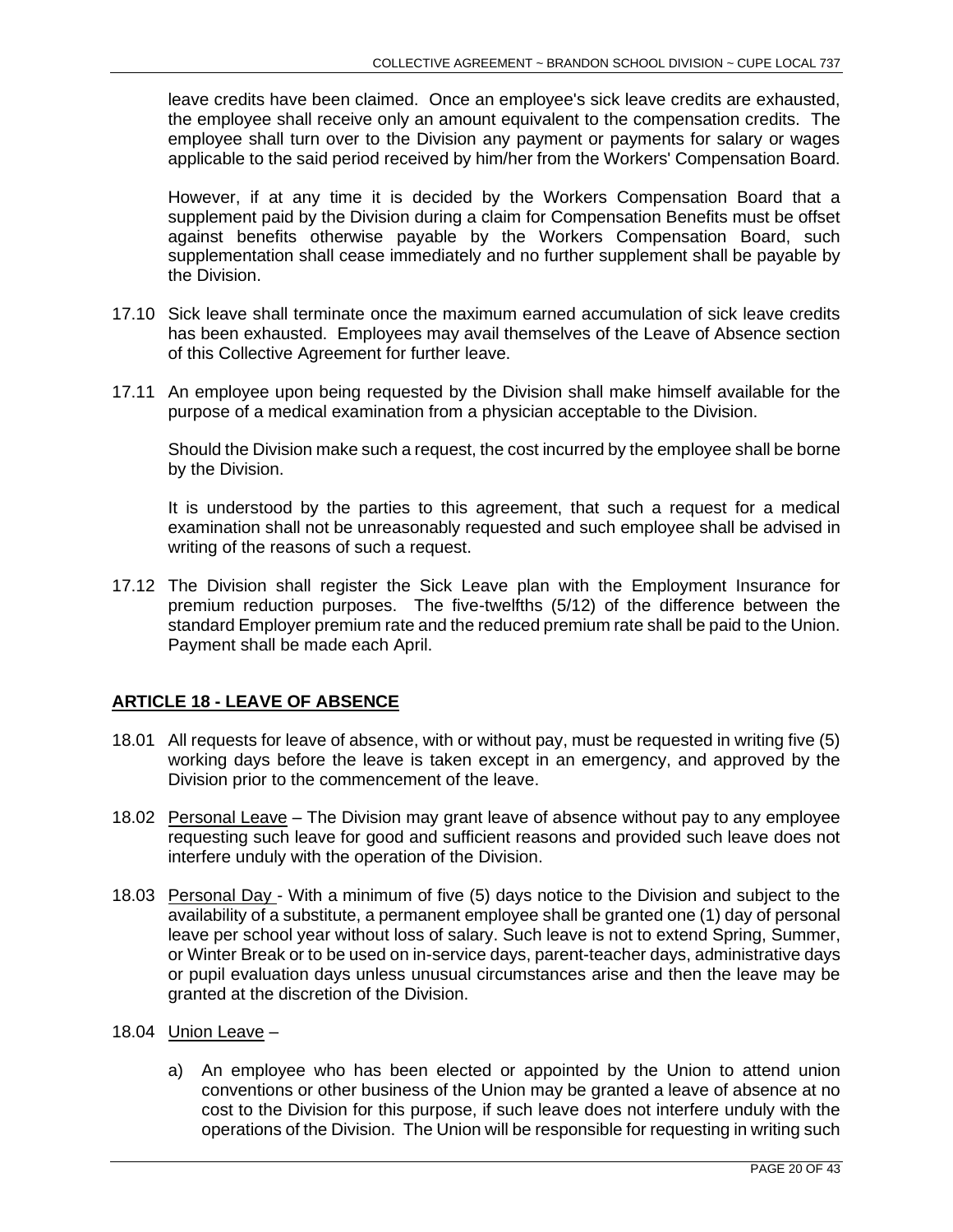leave credits have been claimed. Once an employee's sick leave credits are exhausted, the employee shall receive only an amount equivalent to the compensation credits. The employee shall turn over to the Division any payment or payments for salary or wages applicable to the said period received by him/her from the Workers' Compensation Board.

However, if at any time it is decided by the Workers Compensation Board that a supplement paid by the Division during a claim for Compensation Benefits must be offset against benefits otherwise payable by the Workers Compensation Board, such supplementation shall cease immediately and no further supplement shall be payable by the Division.

17.10 Sick leave shall terminate once the maximum earned accumulation of sick leave credits has been exhausted. Employees may avail themselves of the Leave of Absence section of this Collective Agreement for further leave.

17.11 An employee upon being requested by the Division shall make himself available for the purpose of a medical examination from a physician acceptable to the Division.

Should the Division make such a request, the cost incurred by the employee shall be borne by the Division.

It is understood by the parties to this agreement, that such a request for a medical examination shall not be unreasonably requested and such employee shall be advised in writing of the reasons of such a request.

17.12 The Division shall register the Sick Leave plan with the Employment Insurance for premium reduction purposes. The five-twelfths (5/12) of the difference between the standard Employer premium rate and the reduced premium rate shall be paid to the Union. Payment shall be made each April.

## ARTICLE 18 - LEAVE OF ABSENCE

18.01 All requests for leave of absence, with or without pay, must be requested in writing five (5) working days before the leave is taken except in an emergency, and approved by the Division prior to the commencement of the leave.

18.02 Personal Leave – The Division may grant leave of absence without pay to any employee requesting such leave for good and sufficient reasons and provided such leave does not interfere unduly with the operation of the Division.

18.03 Personal Day - With a minimum of five (5) days notice to the Division and subject to the availability of a substitute, a permanent employee shall be granted one (1) day of personal leave per school year without loss of salary. Such leave is not to extend Spring, Summer, or Winter Break or to be used on in-service days, parent-teacher days, administrative days or pupil evaluation days unless unusual circumstances arise and then the leave may be granted at the discretion of the Division.

18.04 Union Leave –

a) An employee who has been elected or appointed by the Union to attend union conventions or other business of the Union may be granted a leave of absence at no cost to the Division for this purpose, if such leave does not interfere unduly with the operations of the Division. The Union will be responsible for requesting in writing such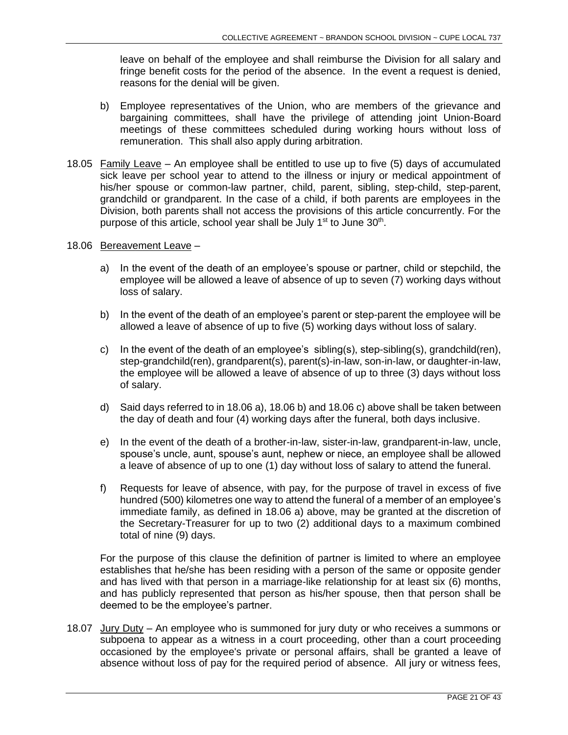leave on behalf of the employee and shall reimburse the Division for all salary and fringe benefit costs for the period of the absence. In the event a request is denied, reasons for the denial will be given.

b) Employee representatives of the Union, who are members of the grievance and bargaining committees, shall have the privilege of attending joint Union-Board meetings of these committees scheduled during working hours without loss of remuneration. This shall also apply during arbitration.

18.05 Family Leave – An employee shall be entitled to use up to five (5) days of accumulated sick leave per school year to attend to the illness or injury or medical appointment of his/her spouse or common-law partner, child, parent, sibling, step-child, step-parent, grandchild or grandparent. In the case of a child, if both parents are employees in the Division, both parents shall not access the provisions of this article concurrently. For the purpose of this article, school year shall be July 1st to June 30th.

18.06 Bereavement Leave –

a) In the event of the death of an employee's spouse or partner, child or stepchild, the employee will be allowed a leave of absence of up to seven (7) working days without loss of salary.

b) In the event of the death of an employee's parent or step-parent the employee will be allowed a leave of absence of up to five (5) working days without loss of salary.

c) In the event of the death of an employee's sibling(s), step-sibling(s), grandchild(ren), step-grandchild(ren), grandparent(s), parent(s)-in-law, son-in-law, or daughter-in-law, the employee will be allowed a leave of absence of up to three (3) days without loss of salary.

d) Said days referred to in 18.06 a), 18.06 b) and 18.06 c) above shall be taken between the day of death and four (4) working days after the funeral, both days inclusive.

e) In the event of the death of a brother-in-law, sister-in-law, grandparent-in-law, uncle, spouse's uncle, aunt, spouse's aunt, nephew or niece, an employee shall be allowed a leave of absence of up to one (1) day without loss of salary to attend the funeral.

f) Requests for leave of absence, with pay, for the purpose of travel in excess of five hundred (500) kilometres one way to attend the funeral of a member of an employee's immediate family, as defined in 18.06 a) above, may be granted at the discretion of the Secretary-Treasurer for up to two (2) additional days to a maximum combined total of nine (9) days.

For the purpose of this clause the definition of partner is limited to where an employee establishes that he/she has been residing with a person of the same or opposite gender and has lived with that person in a marriage-like relationship for at least six (6) months, and has publicly represented that person as his/her spouse, then that person shall be deemed to be the employee's partner.

18.07 Jury Duty – An employee who is summoned for jury duty or who receives a summons or subpoena to appear as a witness in a court proceeding, other than a court proceeding occasioned by the employee's private or personal affairs, shall be granted a leave of absence without loss of pay for the required period of absence. All jury or witness fees,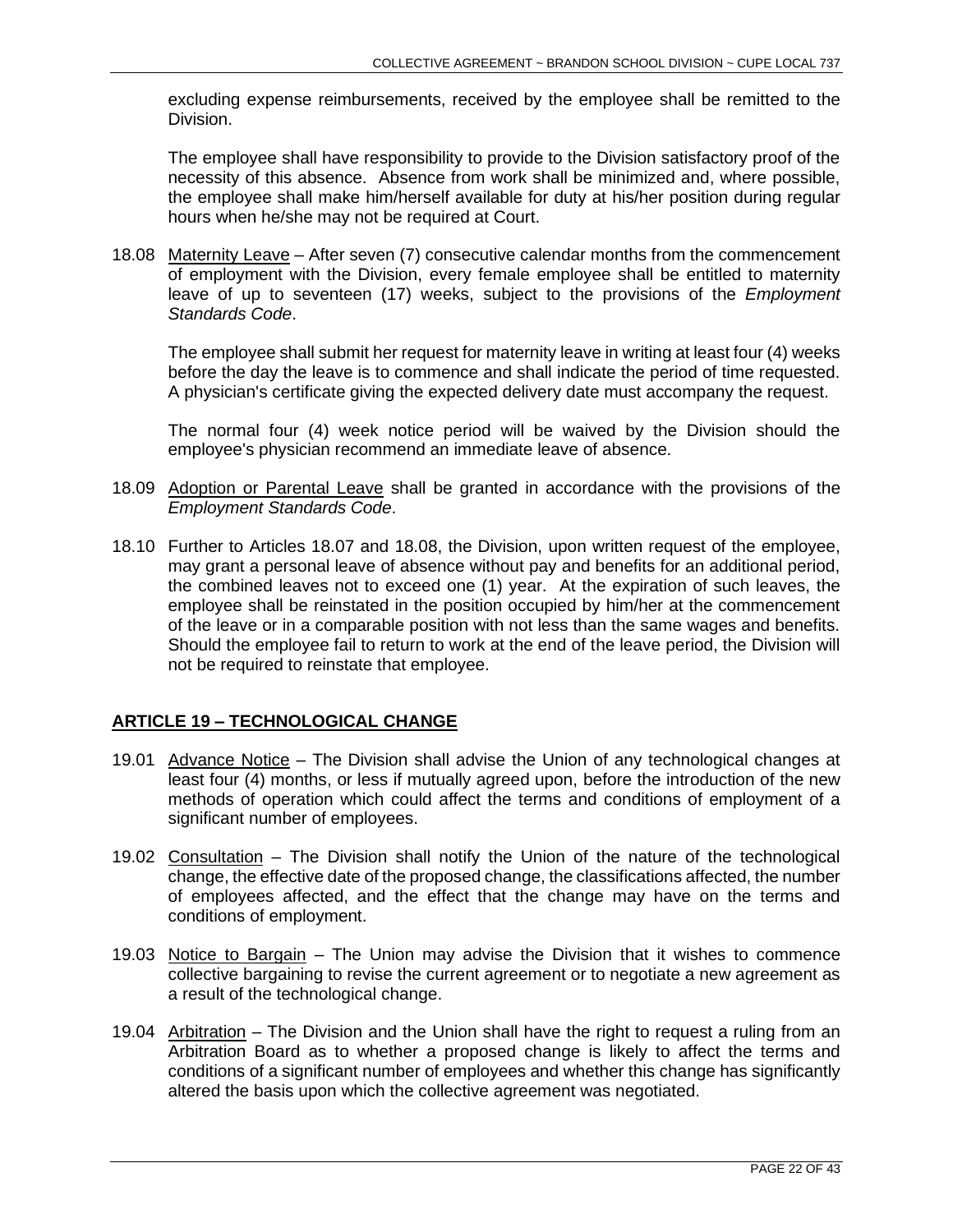excluding expense reimbursements, received by the employee shall be remitted to the Division.

The employee shall have responsibility to provide to the Division satisfactory proof of the necessity of this absence. Absence from work shall be minimized and, where possible, the employee shall make him/herself available for duty at his/her position during regular hours when he/she may not be required at Court.

18.08 Maternity Leave – After seven (7) consecutive calendar months from the commencement of employment with the Division, every female employee shall be entitled to maternity leave of up to seventeen (17) weeks, subject to the provisions of the *Employment Standards Code*.

The employee shall submit her request for maternity leave in writing at least four (4) weeks before the day the leave is to commence and shall indicate the period of time requested. A physician's certificate giving the expected delivery date must accompany the request.

The normal four (4) week notice period will be waived by the Division should the employee's physician recommend an immediate leave of absence.

18.09 Adoption or Parental Leave shall be granted in accordance with the provisions of the *Employment Standards Code*.

18.10 Further to Articles 18.07 and 18.08, the Division, upon written request of the employee, may grant a personal leave of absence without pay and benefits for an additional period, the combined leaves not to exceed one (1) year. At the expiration of such leaves, the employee shall be reinstated in the position occupied by him/her at the commencement of the leave or in a comparable position with not less than the same wages and benefits. Should the employee fail to return to work at the end of the leave period, the Division will not be required to reinstate that employee.

## ARTICLE 19 – TECHNOLOGICAL CHANGE

19.01 Advance Notice – The Division shall advise the Union of any technological changes at least four (4) months, or less if mutually agreed upon, before the introduction of the new methods of operation which could affect the terms and conditions of employment of a significant number of employees.

19.02 Consultation – The Division shall notify the Union of the nature of the technological change, the effective date of the proposed change, the classifications affected, the number of employees affected, and the effect that the change may have on the terms and conditions of employment.

19.03 Notice to Bargain – The Union may advise the Division that it wishes to commence collective bargaining to revise the current agreement or to negotiate a new agreement as a result of the technological change.

19.04 Arbitration – The Division and the Union shall have the right to request a ruling from an Arbitration Board as to whether a proposed change is likely to affect the terms and conditions of a significant number of employees and whether this change has significantly altered the basis upon which the collective agreement was negotiated.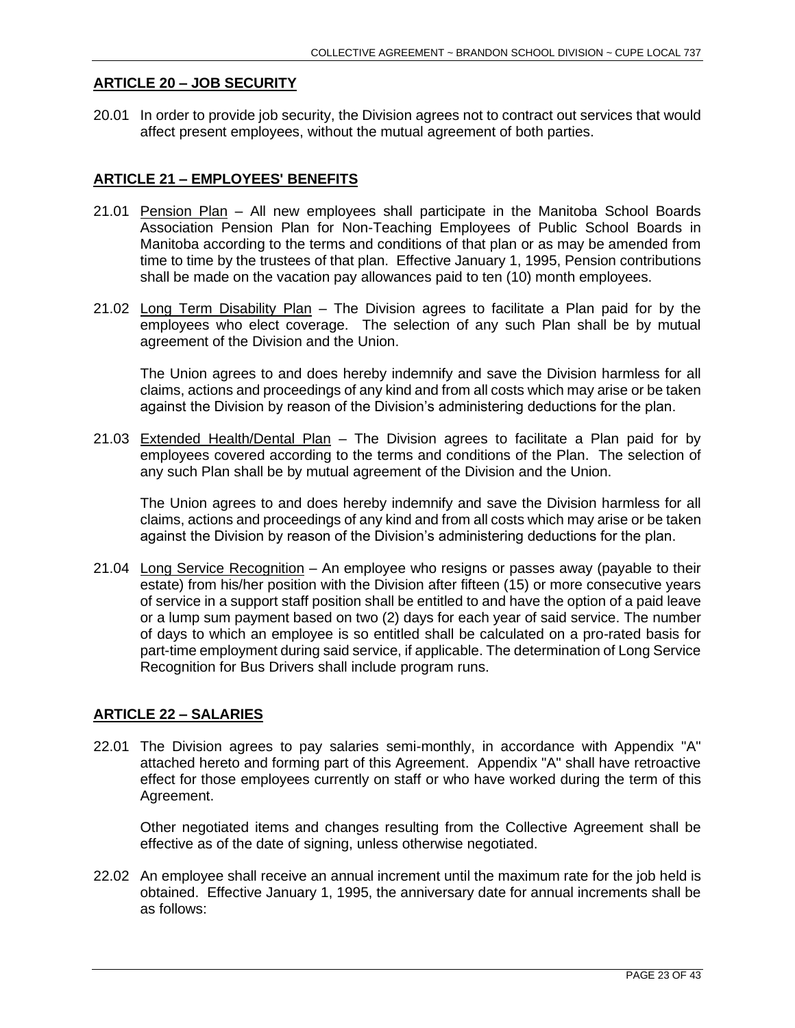## ARTICLE 20 – JOB SECURITY

20.01 In order to provide job security, the Division agrees not to contract out services that would affect present employees, without the mutual agreement of both parties.

## ARTICLE 21 – EMPLOYEES' BENEFITS

21.01 Pension Plan – All new employees shall participate in the Manitoba School Boards Association Pension Plan for Non-Teaching Employees of Public School Boards in Manitoba according to the terms and conditions of that plan or as may be amended from time to time by the trustees of that plan. Effective January 1, 1995, Pension contributions shall be made on the vacation pay allowances paid to ten (10) month employees.

21.02 Long Term Disability Plan – The Division agrees to facilitate a Plan paid for by the employees who elect coverage. The selection of any such Plan shall be by mutual agreement of the Division and the Union.

The Union agrees to and does hereby indemnify and save the Division harmless for all claims, actions and proceedings of any kind and from all costs which may arise or be taken against the Division by reason of the Division's administering deductions for the plan.

21.03 Extended Health/Dental Plan – The Division agrees to facilitate a Plan paid for by employees covered according to the terms and conditions of the Plan. The selection of any such Plan shall be by mutual agreement of the Division and the Union.

The Union agrees to and does hereby indemnify and save the Division harmless for all claims, actions and proceedings of any kind and from all costs which may arise or be taken against the Division by reason of the Division's administering deductions for the plan.

21.04 Long Service Recognition – An employee who resigns or passes away (payable to their estate) from his/her position with the Division after fifteen (15) or more consecutive years of service in a support staff position shall be entitled to and have the option of a paid leave or a lump sum payment based on two (2) days for each year of said service. The number of days to which an employee is so entitled shall be calculated on a pro-rated basis for part-time employment during said service, if applicable. The determination of Long Service Recognition for Bus Drivers shall include program runs.

## ARTICLE 22 – SALARIES

22.01 The Division agrees to pay salaries semi-monthly, in accordance with Appendix "A" attached hereto and forming part of this Agreement. Appendix "A" shall have retroactive effect for those employees currently on staff or who have worked during the term of this Agreement.

Other negotiated items and changes resulting from the Collective Agreement shall be effective as of the date of signing, unless otherwise negotiated.

22.02 An employee shall receive an annual increment until the maximum rate for the job held is obtained. Effective January 1, 1995, the anniversary date for annual increments shall be as follows: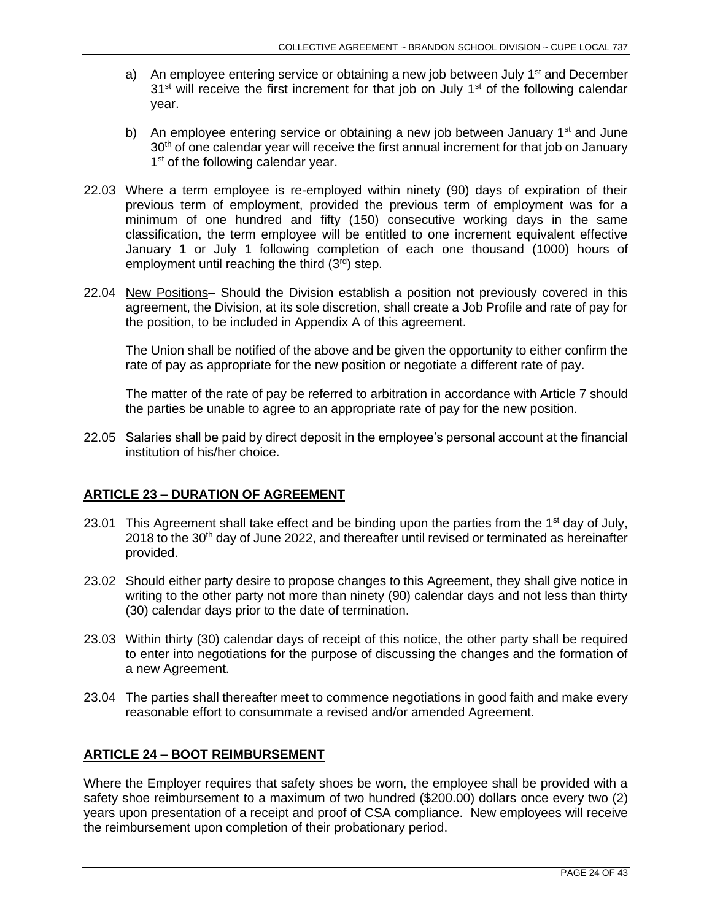a) An employee entering service or obtaining a new job between July 1st and December 31st will receive the first increment for that job on July 1st of the following calendar year.

b) An employee entering service or obtaining a new job between January 1st and June 30th of one calendar year will receive the first annual increment for that job on January 1st of the following calendar year.

22.03 Where a term employee is re-employed within ninety (90) days of expiration of their previous term of employment, provided the previous term of employment was for a minimum of one hundred and fifty (150) consecutive working days in the same classification, the term employee will be entitled to one increment equivalent effective January 1 or July 1 following completion of each one thousand (1000) hours of employment until reaching the third (3rd) step.

22.04 New Positions– Should the Division establish a position not previously covered in this agreement, the Division, at its sole discretion, shall create a Job Profile and rate of pay for the position, to be included in Appendix A of this agreement.

The Union shall be notified of the above and be given the opportunity to either confirm the rate of pay as appropriate for the new position or negotiate a different rate of pay.

The matter of the rate of pay be referred to arbitration in accordance with Article 7 should the parties be unable to agree to an appropriate rate of pay for the new position.

22.05 Salaries shall be paid by direct deposit in the employee's personal account at the financial institution of his/her choice.

## ARTICLE 23 – DURATION OF AGREEMENT

23.01 This Agreement shall take effect and be binding upon the parties from the 1st day of July, 2018 to the 30th day of June 2022, and thereafter until revised or terminated as hereinafter provided.

23.02 Should either party desire to propose changes to this Agreement, they shall give notice in writing to the other party not more than ninety (90) calendar days and not less than thirty (30) calendar days prior to the date of termination.

23.03 Within thirty (30) calendar days of receipt of this notice, the other party shall be required to enter into negotiations for the purpose of discussing the changes and the formation of a new Agreement.

23.04 The parties shall thereafter meet to commence negotiations in good faith and make every reasonable effort to consummate a revised and/or amended Agreement.

## ARTICLE 24 – BOOT REIMBURSEMENT

Where the Employer requires that safety shoes be worn, the employee shall be provided with a safety shoe reimbursement to a maximum of two hundred ($200.00) dollars once every two (2) years upon presentation of a receipt and proof of CSA compliance. New employees will receive the reimbursement upon completion of their probationary period.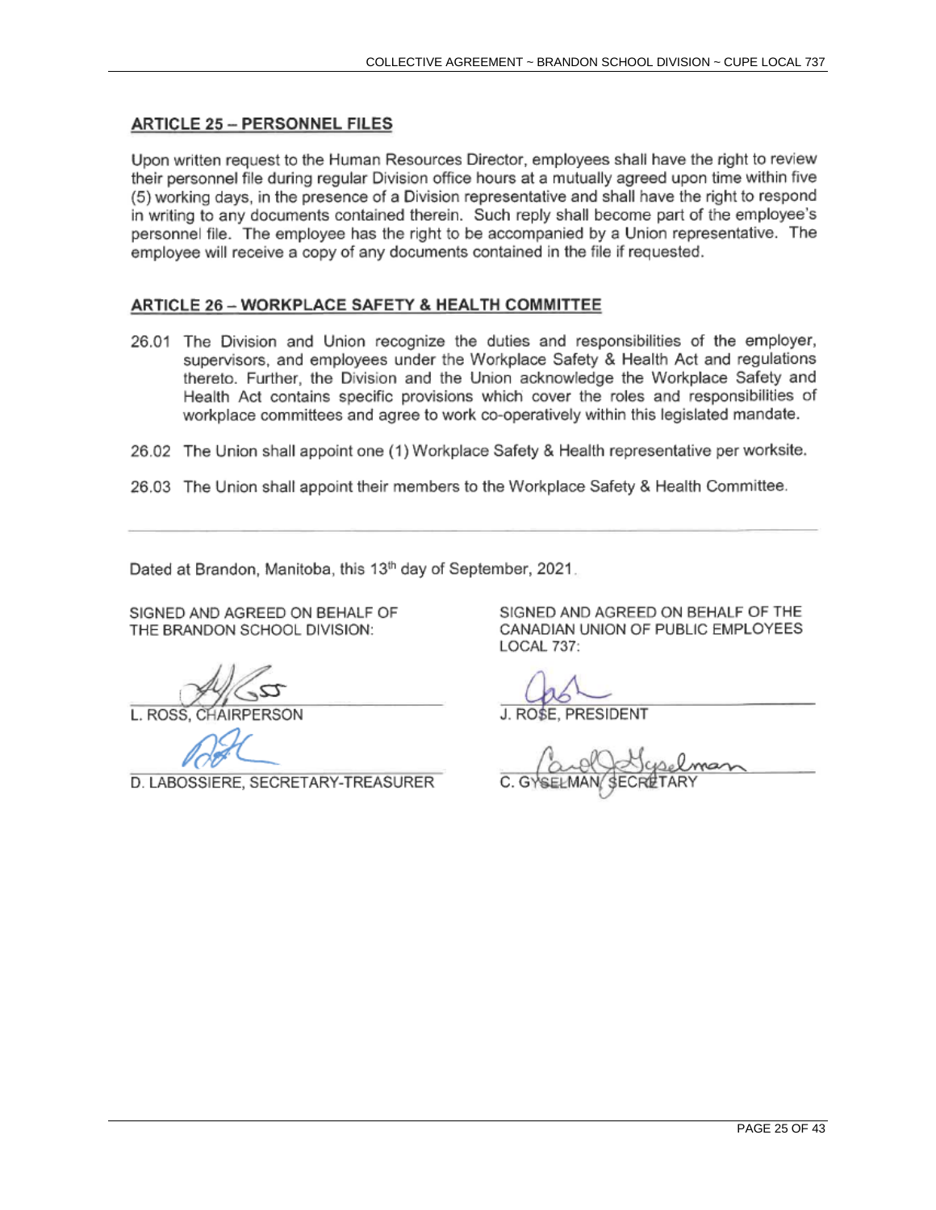## ARTICLE 25 – PERSONNEL FILES

Upon written request to the Human Resources Director, employees shall have the right to review their personnel file during regular Division office hours at a mutually agreed upon time within five (5) working days, in the presence of a Division representative and shall have the right to respond in writing to any documents contained therein. Such reply shall become part of the employee's personnel file. The employee has the right to be accompanied by a Union representative. The employee will receive a copy of any documents contained in the file if requested.

## ARTICLE 26 – WORKPLACE SAFETY & HEALTH COMMITTEE

26.01 The Division and Union recognize the duties and responsibilities of the employer, supervisors, and employees under the Workplace Safety & Health Act and regulations thereto. Further, the Division and the Union acknowledge the Workplace Safety and Health Act contains specific provisions which cover the roles and responsibilities of workplace committees and agree to work co-operatively within this legislated mandate.

26.02 The Union shall appoint one (1) Workplace Safety & Health representative per worksite.

26.03 The Union shall appoint their members to the Workplace Safety & Health Committee.

---

Dated at Brandon, Manitoba, this 13th day of September, 2021.

SIGNED AND AGREED ON BEHALF OF THE BRANDON SCHOOL DIVISION:

L. ROSS, CHAIRPERSON

D. LABOSSIERE, SECRETARY-TREASURER

SIGNED AND AGREED ON BEHALF OF THE CANADIAN UNION OF PUBLIC EMPLOYEES LOCAL 737:

J. ROSE, PRESIDENT

C. GYSELMAN, SECRETARY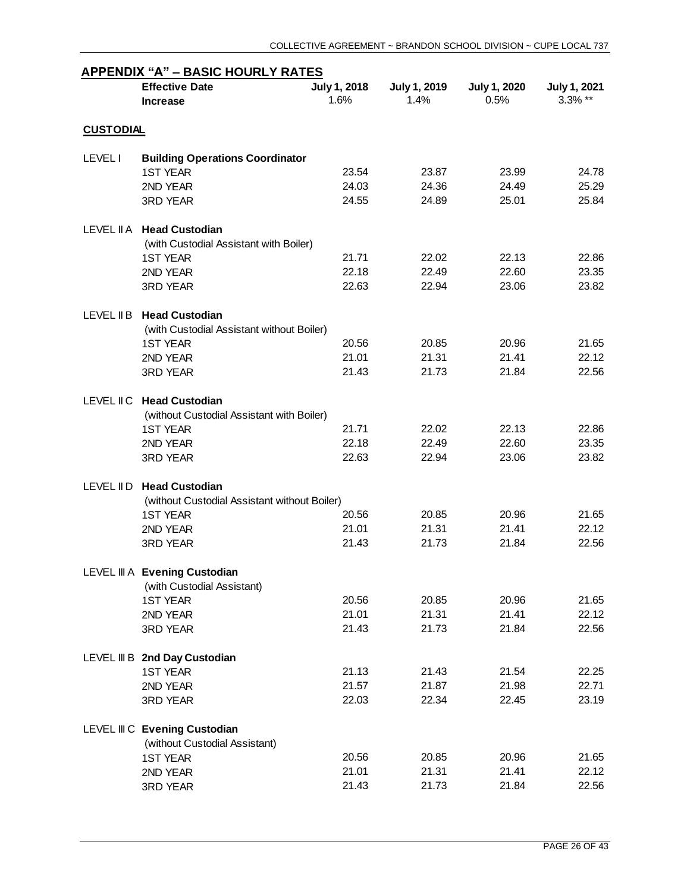## APPENDIX "A" – BASIC HOURLY RATES

| | Effective Date<br>Increase | July 1, 2018<br>1.6% | July 1, 2019<br>1.4% | July 1, 2020<br>0.5% | July 1, 2021<br>3.3% ** |
|---|---|---|---|---|---|
| **CUSTODIAL** | | | | | |
| LEVEL I | **Building Operations Coordinator** | | | | |
| | 1ST YEAR | 23.54 | 23.87 | 23.99 | 24.78 |
| | 2ND YEAR | 24.03 | 24.36 | 24.49 | 25.29 |
| | 3RD YEAR | 24.55 | 24.89 | 25.01 | 25.84 |
| LEVEL II A | **Head Custodian**<br>(with Custodial Assistant with Boiler) | | | | |
| | 1ST YEAR | 21.71 | 22.02 | 22.13 | 22.86 |
| | 2ND YEAR | 22.18 | 22.49 | 22.60 | 23.35 |
| | 3RD YEAR | 22.63 | 22.94 | 23.06 | 23.82 |
| LEVEL II B | **Head Custodian**<br>(with Custodial Assistant without Boiler) | | | | |
| | 1ST YEAR | 20.56 | 20.85 | 20.96 | 21.65 |
| | 2ND YEAR | 21.01 | 21.31 | 21.41 | 22.12 |
| | 3RD YEAR | 21.43 | 21.73 | 21.84 | 22.56 |
| LEVEL II C | **Head Custodian**<br>(without Custodial Assistant with Boiler) | | | | |
| | 1ST YEAR | 21.71 | 22.02 | 22.13 | 22.86 |
| | 2ND YEAR | 22.18 | 22.49 | 22.60 | 23.35 |
| | 3RD YEAR | 22.63 | 22.94 | 23.06 | 23.82 |
| LEVEL II D | **Head Custodian**<br>(without Custodial Assistant without Boiler) | | | | |
| | 1ST YEAR | 20.56 | 20.85 | 20.96 | 21.65 |
| | 2ND YEAR | 21.01 | 21.31 | 21.41 | 22.12 |
| | 3RD YEAR | 21.43 | 21.73 | 21.84 | 22.56 |
| LEVEL III A | **Evening Custodian**<br>(with Custodial Assistant) | | | | |
| | 1ST YEAR | 20.56 | 20.85 | 20.96 | 21.65 |
| | 2ND YEAR | 21.01 | 21.31 | 21.41 | 22.12 |
| | 3RD YEAR | 21.43 | 21.73 | 21.84 | 22.56 |
| LEVEL III B | **2nd Day Custodian** | | | | |
| | 1ST YEAR | 21.13 | 21.43 | 21.54 | 22.25 |
| | 2ND YEAR | 21.57 | 21.87 | 21.98 | 22.71 |
| | 3RD YEAR | 22.03 | 22.34 | 22.45 | 23.19 |
| LEVEL III C | **Evening Custodian**<br>(without Custodial Assistant) | | | | |
| | 1ST YEAR | 20.56 | 20.85 | 20.96 | 21.65 |
| | 2ND YEAR | 21.01 | 21.31 | 21.41 | 22.12 |
| | 3RD YEAR | 21.43 | 21.73 | 21.84 | 22.56 |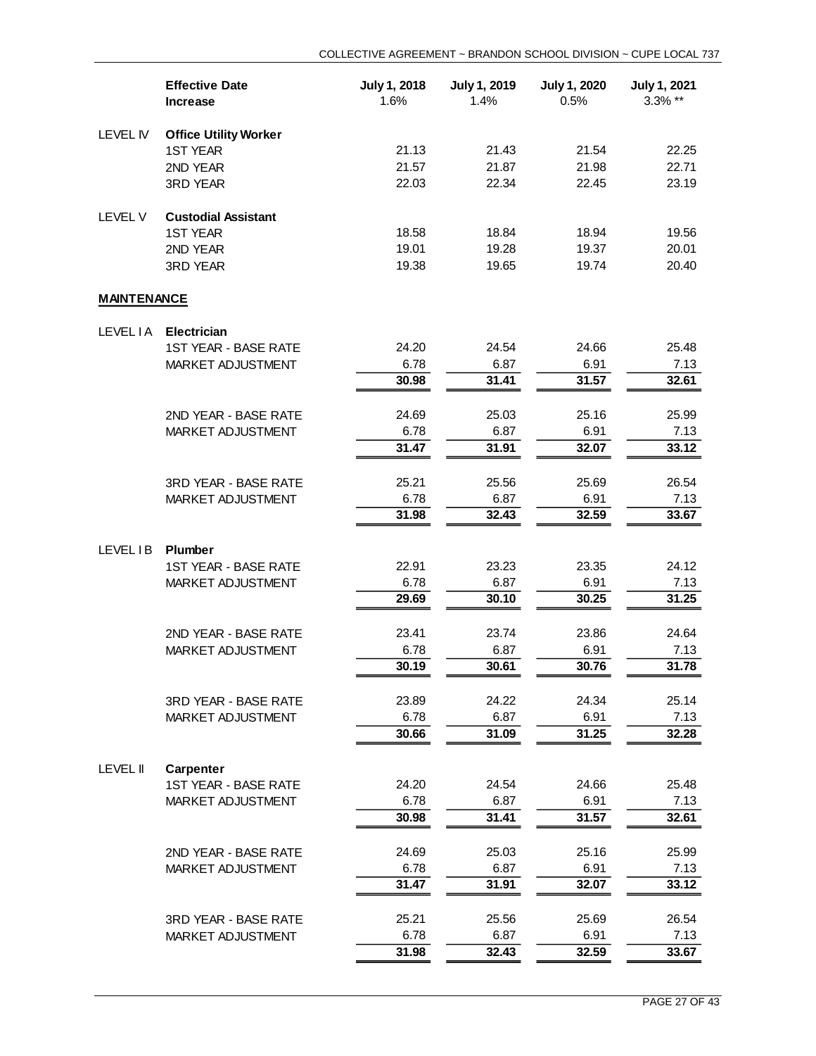| | Effective Date<br>Increase | July 1, 2018<br>1.6% | July 1, 2019<br>1.4% | July 1, 2020<br>0.5% | July 1, 2021<br>3.3% ** |
|---|---|---|---|---|---|
| LEVEL IV | **Office Utility Worker** | | | | |
| | 1ST YEAR | 21.13 | 21.43 | 21.54 | 22.25 |
| | 2ND YEAR | 21.57 | 21.87 | 21.98 | 22.71 |
| | 3RD YEAR | 22.03 | 22.34 | 22.45 | 23.19 |
| LEVEL V | **Custodial Assistant** | | | | |
| | 1ST YEAR | 18.58 | 18.84 | 18.94 | 19.56 |
| | 2ND YEAR | 19.01 | 19.28 | 19.37 | 20.01 |
| | 3RD YEAR | 19.38 | 19.65 | 19.74 | 20.40 |
| **MAINTENANCE** | | | | | |
| LEVEL I A | **Electrician** | | | | |
| | 1ST YEAR - BASE RATE | 24.20 | 24.54 | 24.66 | 25.48 |
| | MARKET ADJUSTMENT | 6.78 | 6.87 | 6.91 | 7.13 |
| | | **30.98** | **31.41** | **31.57** | **32.61** |
| | 2ND YEAR - BASE RATE | 24.69 | 25.03 | 25.16 | 25.99 |
| | MARKET ADJUSTMENT | 6.78 | 6.87 | 6.91 | 7.13 |
| | | **31.47** | **31.91** | **32.07** | **33.12** |
| | 3RD YEAR - BASE RATE | 25.21 | 25.56 | 25.69 | 26.54 |
| | MARKET ADJUSTMENT | 6.78 | 6.87 | 6.91 | 7.13 |
| | | **31.98** | **32.43** | **32.59** | **33.67** |
| LEVEL I B | **Plumber** | | | | |
| | 1ST YEAR - BASE RATE | 22.91 | 23.23 | 23.35 | 24.12 |
| | MARKET ADJUSTMENT | 6.78 | 6.87 | 6.91 | 7.13 |
| | | **29.69** | **30.10** | **30.25** | **31.25** |
| | 2ND YEAR - BASE RATE | 23.41 | 23.74 | 23.86 | 24.64 |
| | MARKET ADJUSTMENT | 6.78 | 6.87 | 6.91 | 7.13 |
| | | **30.19** | **30.61** | **30.76** | **31.78** |
| | 3RD YEAR - BASE RATE | 23.89 | 24.22 | 24.34 | 25.14 |
| | MARKET ADJUSTMENT | 6.78 | 6.87 | 6.91 | 7.13 |
| | | **30.66** | **31.09** | **31.25** | **32.28** |
| LEVEL II | **Carpenter** | | | | |
| | 1ST YEAR - BASE RATE | 24.20 | 24.54 | 24.66 | 25.48 |
| | MARKET ADJUSTMENT | 6.78 | 6.87 | 6.91 | 7.13 |
| | | **30.98** | **31.41** | **31.57** | **32.61** |
| | 2ND YEAR - BASE RATE | 24.69 | 25.03 | 25.16 | 25.99 |
| | MARKET ADJUSTMENT | 6.78 | 6.87 | 6.91 | 7.13 |
| | | **31.47** | **31.91** | **32.07** | **33.12** |
| | 3RD YEAR - BASE RATE | 25.21 | 25.56 | 25.69 | 26.54 |
| | MARKET ADJUSTMENT | 6.78 | 6.87 | 6.91 | 7.13 |
| | | **31.98** | **32.43** | **32.59** | **33.67** |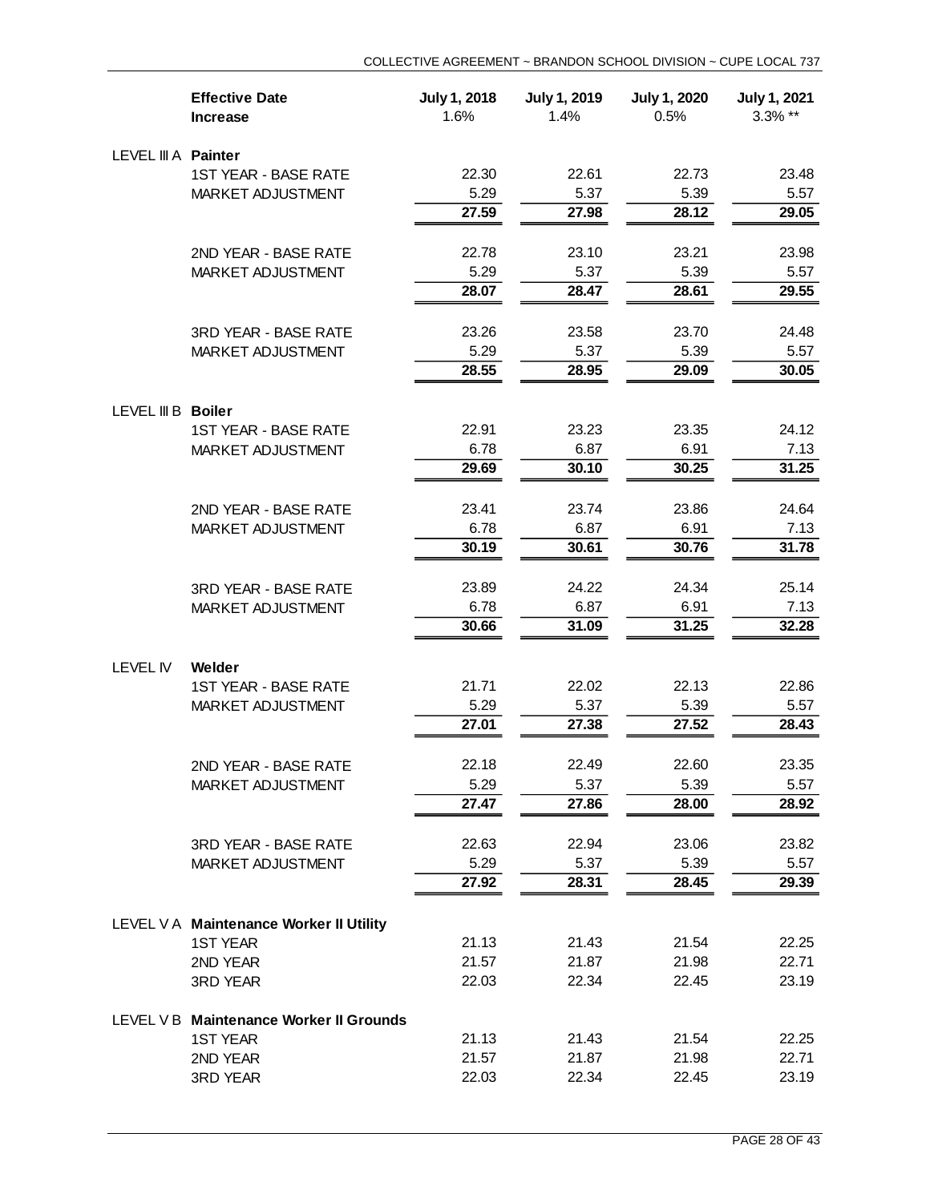| | Effective Date<br>Increase | July 1, 2018<br>1.6% | July 1, 2019<br>1.4% | July 1, 2020<br>0.5% | July 1, 2021<br>3.3% ** |
|---|---|---|---|---|---|
| LEVEL III A | **Painter** | | | | |
| | 1ST YEAR - BASE RATE | 22.30 | 22.61 | 22.73 | 23.48 |
| | MARKET ADJUSTMENT | 5.29 | 5.37 | 5.39 | 5.57 |
| | | **27.59** | **27.98** | **28.12** | **29.05** |
| | 2ND YEAR - BASE RATE | 22.78 | 23.10 | 23.21 | 23.98 |
| | MARKET ADJUSTMENT | 5.29 | 5.37 | 5.39 | 5.57 |
| | | **28.07** | **28.47** | **28.61** | **29.55** |
| | 3RD YEAR - BASE RATE | 23.26 | 23.58 | 23.70 | 24.48 |
| | MARKET ADJUSTMENT | 5.29 | 5.37 | 5.39 | 5.57 |
| | | **28.55** | **28.95** | **29.09** | **30.05** |
| LEVEL III B | **Boiler** | | | | |
| | 1ST YEAR - BASE RATE | 22.91 | 23.23 | 23.35 | 24.12 |
| | MARKET ADJUSTMENT | 6.78 | 6.87 | 6.91 | 7.13 |
| | | **29.69** | **30.10** | **30.25** | **31.25** |
| | 2ND YEAR - BASE RATE | 23.41 | 23.74 | 23.86 | 24.64 |
| | MARKET ADJUSTMENT | 6.78 | 6.87 | 6.91 | 7.13 |
| | | **30.19** | **30.61** | **30.76** | **31.78** |
| | 3RD YEAR - BASE RATE | 23.89 | 24.22 | 24.34 | 25.14 |
| | MARKET ADJUSTMENT | 6.78 | 6.87 | 6.91 | 7.13 |
| | | **30.66** | **31.09** | **31.25** | **32.28** |
| LEVEL IV | **Welder** | | | | |
| | 1ST YEAR - BASE RATE | 21.71 | 22.02 | 22.13 | 22.86 |
| | MARKET ADJUSTMENT | 5.29 | 5.37 | 5.39 | 5.57 |
| | | **27.01** | **27.38** | **27.52** | **28.43** |
| | 2ND YEAR - BASE RATE | 22.18 | 22.49 | 22.60 | 23.35 |
| | MARKET ADJUSTMENT | 5.29 | 5.37 | 5.39 | 5.57 |
| | | **27.47** | **27.86** | **28.00** | **28.92** |
| | 3RD YEAR - BASE RATE | 22.63 | 22.94 | 23.06 | 23.82 |
| | MARKET ADJUSTMENT | 5.29 | 5.37 | 5.39 | 5.57 |
| | | **27.92** | **28.31** | **28.45** | **29.39** |
| LEVEL V A | **Maintenance Worker II Utility** | | | | |
| | 1ST YEAR | 21.13 | 21.43 | 21.54 | 22.25 |
| | 2ND YEAR | 21.57 | 21.87 | 21.98 | 22.71 |
| | 3RD YEAR | 22.03 | 22.34 | 22.45 | 23.19 |
| LEVEL V B | **Maintenance Worker II Grounds** | | | | |
| | 1ST YEAR | 21.13 | 21.43 | 21.54 | 22.25 |
| | 2ND YEAR | 21.57 | 21.87 | 21.98 | 22.71 |
| | 3RD YEAR | 22.03 | 22.34 | 22.45 | 23.19 |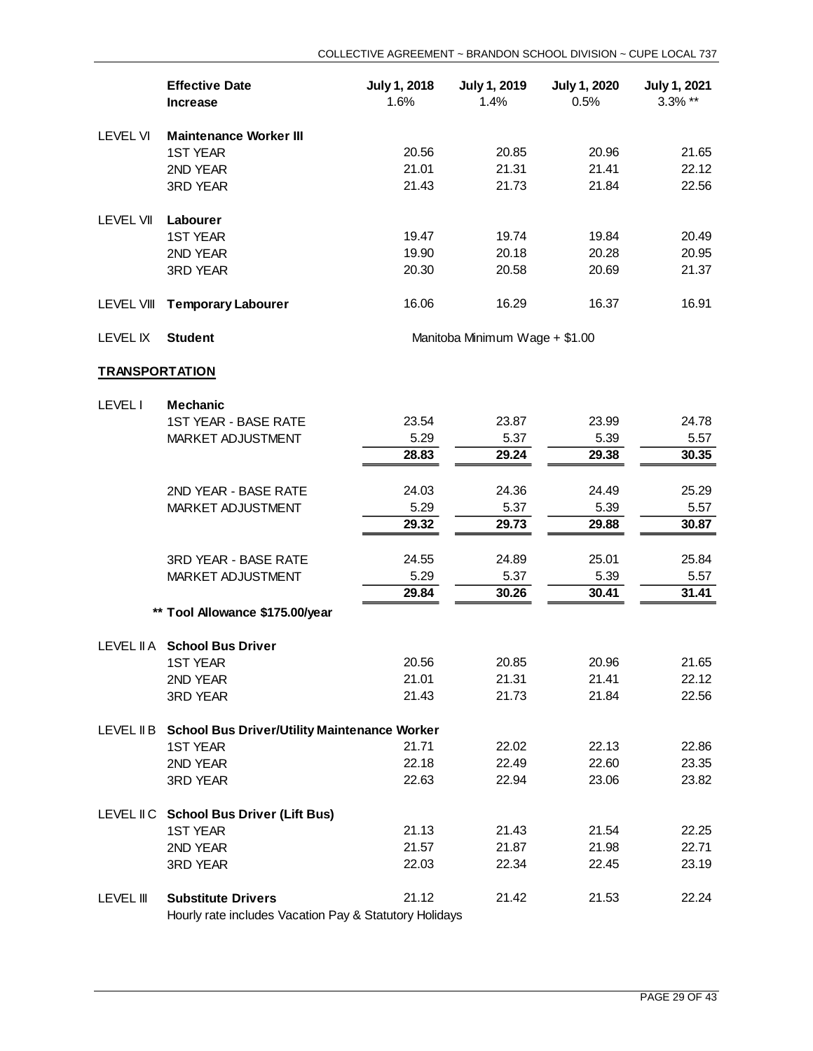| | Effective Date<br>Increase | July 1, 2018<br>1.6% | July 1, 2019<br>1.4% | July 1, 2020<br>0.5% | July 1, 2021<br>3.3% ** |
|---|---|---|---|---|---|
| LEVEL VI | **Maintenance Worker III** | | | | |
| | 1ST YEAR | 20.56 | 20.85 | 20.96 | 21.65 |
| | 2ND YEAR | 21.01 | 21.31 | 21.41 | 22.12 |
| | 3RD YEAR | 21.43 | 21.73 | 21.84 | 22.56 |
| LEVEL VII | **Labourer** | | | | |
| | 1ST YEAR | 19.47 | 19.74 | 19.84 | 20.49 |
| | 2ND YEAR | 19.90 | 20.18 | 20.28 | 20.95 |
| | 3RD YEAR | 20.30 | 20.58 | 20.69 | 21.37 |
| LEVEL VIII | **Temporary Labourer** | 16.06 | 16.29 | 16.37 | 16.91 |
| LEVEL IX | **Student** | Manitoba Minimum Wage + $1.00 | | | |

**TRANSPORTATION**

| | | July 1, 2018 | July 1, 2019 | July 1, 2020 | July 1, 2021 |
|---|---|---|---|---|---|
| LEVEL I | **Mechanic** | | | | |
| | 1ST YEAR - BASE RATE | 23.54 | 23.87 | 23.99 | 24.78 |
| | MARKET ADJUSTMENT | 5.29 | 5.37 | 5.39 | 5.57 |
| | | **28.83** | **29.24** | **29.38** | **30.35** |
| | 2ND YEAR - BASE RATE | 24.03 | 24.36 | 24.49 | 25.29 |
| | MARKET ADJUSTMENT | 5.29 | 5.37 | 5.39 | 5.57 |
| | | **29.32** | **29.73** | **29.88** | **30.87** |
| | 3RD YEAR - BASE RATE | 24.55 | 24.89 | 25.01 | 25.84 |
| | MARKET ADJUSTMENT | 5.29 | 5.37 | 5.39 | 5.57 |
| | | **29.84** | **30.26** | **30.41** | **31.41** |
| | **** Tool Allowance $175.00/year** | | | | |
| LEVEL II A | **School Bus Driver** | | | | |
| | 1ST YEAR | 20.56 | 20.85 | 20.96 | 21.65 |
| | 2ND YEAR | 21.01 | 21.31 | 21.41 | 22.12 |
| | 3RD YEAR | 21.43 | 21.73 | 21.84 | 22.56 |
| LEVEL II B | **School Bus Driver/Utility Maintenance Worker** | | | | |
| | 1ST YEAR | 21.71 | 22.02 | 22.13 | 22.86 |
| | 2ND YEAR | 22.18 | 22.49 | 22.60 | 23.35 |
| | 3RD YEAR | 22.63 | 22.94 | 23.06 | 23.82 |
| LEVEL II C | **School Bus Driver (Lift Bus)** | | | | |
| | 1ST YEAR | 21.13 | 21.43 | 21.54 | 22.25 |
| | 2ND YEAR | 21.57 | 21.87 | 21.98 | 22.71 |
| | 3RD YEAR | 22.03 | 22.34 | 22.45 | 23.19 |
| LEVEL III | **Substitute Drivers** | 21.12 | 21.42 | 21.53 | 22.24 |

Hourly rate includes Vacation Pay & Statutory Holidays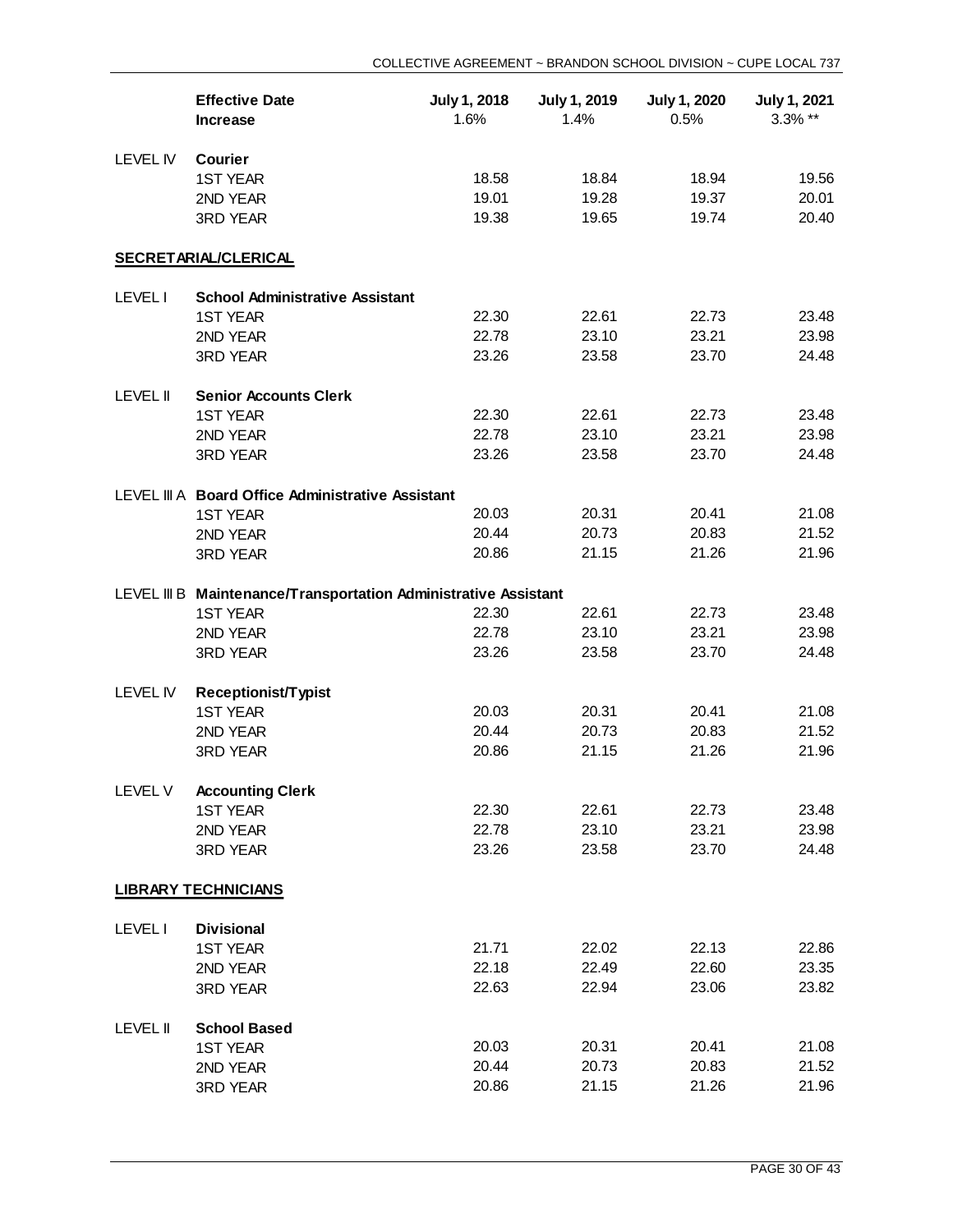| | Effective Date<br>Increase | July 1, 2018<br>1.6% | July 1, 2019<br>1.4% | July 1, 2020<br>0.5% | July 1, 2021<br>3.3% ** |
|---|---|---|---|---|---|
| LEVEL IV | **Courier** | | | | |
| | 1ST YEAR | 18.58 | 18.84 | 18.94 | 19.56 |
| | 2ND YEAR | 19.01 | 19.28 | 19.37 | 20.01 |
| | 3RD YEAR | 19.38 | 19.65 | 19.74 | 20.40 |
| **SECRETARIAL/CLERICAL** | | | | | |
| LEVEL I | **School Administrative Assistant** | | | | |
| | 1ST YEAR | 22.30 | 22.61 | 22.73 | 23.48 |
| | 2ND YEAR | 22.78 | 23.10 | 23.21 | 23.98 |
| | 3RD YEAR | 23.26 | 23.58 | 23.70 | 24.48 |
| LEVEL II | **Senior Accounts Clerk** | | | | |
| | 1ST YEAR | 22.30 | 22.61 | 22.73 | 23.48 |
| | 2ND YEAR | 22.78 | 23.10 | 23.21 | 23.98 |
| | 3RD YEAR | 23.26 | 23.58 | 23.70 | 24.48 |
| LEVEL III A | **Board Office Administrative Assistant** | | | | |
| | 1ST YEAR | 20.03 | 20.31 | 20.41 | 21.08 |
| | 2ND YEAR | 20.44 | 20.73 | 20.83 | 21.52 |
| | 3RD YEAR | 20.86 | 21.15 | 21.26 | 21.96 |
| LEVEL III B | **Maintenance/Transportation Administrative Assistant** | | | | |
| | 1ST YEAR | 22.30 | 22.61 | 22.73 | 23.48 |
| | 2ND YEAR | 22.78 | 23.10 | 23.21 | 23.98 |
| | 3RD YEAR | 23.26 | 23.58 | 23.70 | 24.48 |
| LEVEL IV | **Receptionist/Typist** | | | | |
| | 1ST YEAR | 20.03 | 20.31 | 20.41 | 21.08 |
| | 2ND YEAR | 20.44 | 20.73 | 20.83 | 21.52 |
| | 3RD YEAR | 20.86 | 21.15 | 21.26 | 21.96 |
| LEVEL V | **Accounting Clerk** | | | | |
| | 1ST YEAR | 22.30 | 22.61 | 22.73 | 23.48 |
| | 2ND YEAR | 22.78 | 23.10 | 23.21 | 23.98 |
| | 3RD YEAR | 23.26 | 23.58 | 23.70 | 24.48 |
| **LIBRARY TECHNICIANS** | | | | | |
| LEVEL I | **Divisional** | | | | |
| | 1ST YEAR | 21.71 | 22.02 | 22.13 | 22.86 |
| | 2ND YEAR | 22.18 | 22.49 | 22.60 | 23.35 |
| | 3RD YEAR | 22.63 | 22.94 | 23.06 | 23.82 |
| LEVEL II | **School Based** | | | | |
| | 1ST YEAR | 20.03 | 20.31 | 20.41 | 21.08 |
| | 2ND YEAR | 20.44 | 20.73 | 20.83 | 21.52 |
| | 3RD YEAR | 20.86 | 21.15 | 21.26 | 21.96 |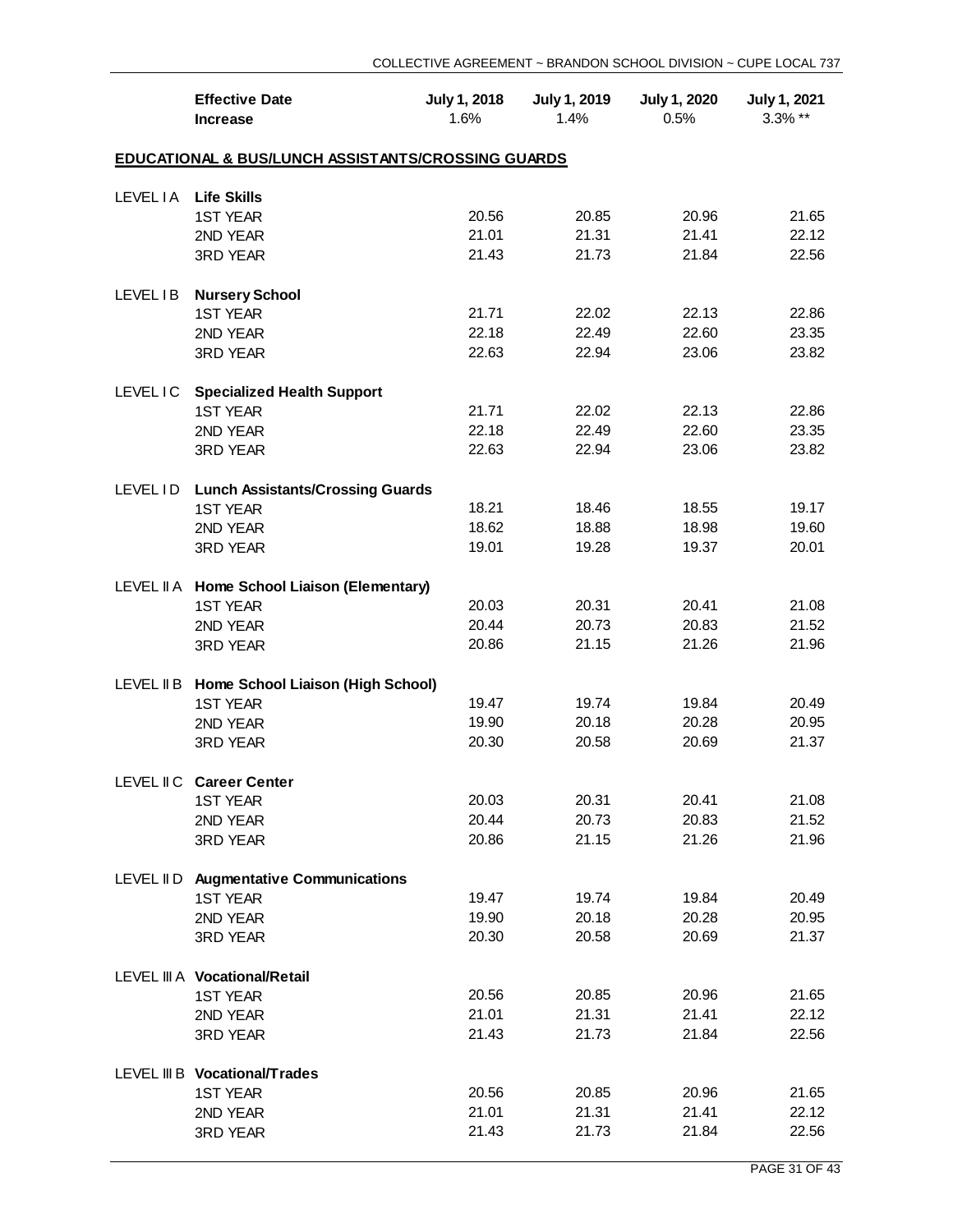| | Effective Date<br>Increase | July 1, 2018<br>1.6% | July 1, 2019<br>1.4% | July 1, 2020<br>0.5% | July 1, 2021<br>3.3% ** |
|---|---|---|---|---|---|
| **EDUCATIONAL & BUS/LUNCH ASSISTANTS/CROSSING GUARDS** | | | | | |
| LEVEL I A | **Life Skills** | | | | |
| | 1ST YEAR | 20.56 | 20.85 | 20.96 | 21.65 |
| | 2ND YEAR | 21.01 | 21.31 | 21.41 | 22.12 |
| | 3RD YEAR | 21.43 | 21.73 | 21.84 | 22.56 |
| LEVEL I B | **Nursery School** | | | | |
| | 1ST YEAR | 21.71 | 22.02 | 22.13 | 22.86 |
| | 2ND YEAR | 22.18 | 22.49 | 22.60 | 23.35 |
| | 3RD YEAR | 22.63 | 22.94 | 23.06 | 23.82 |
| LEVEL I C | **Specialized Health Support** | | | | |
| | 1ST YEAR | 21.71 | 22.02 | 22.13 | 22.86 |
| | 2ND YEAR | 22.18 | 22.49 | 22.60 | 23.35 |
| | 3RD YEAR | 22.63 | 22.94 | 23.06 | 23.82 |
| LEVEL I D | **Lunch Assistants/Crossing Guards** | | | | |
| | 1ST YEAR | 18.21 | 18.46 | 18.55 | 19.17 |
| | 2ND YEAR | 18.62 | 18.88 | 18.98 | 19.60 |
| | 3RD YEAR | 19.01 | 19.28 | 19.37 | 20.01 |
| LEVEL II A | **Home School Liaison (Elementary)** | | | | |
| | 1ST YEAR | 20.03 | 20.31 | 20.41 | 21.08 |
| | 2ND YEAR | 20.44 | 20.73 | 20.83 | 21.52 |
| | 3RD YEAR | 20.86 | 21.15 | 21.26 | 21.96 |
| LEVEL II B | **Home School Liaison (High School)** | | | | |
| | 1ST YEAR | 19.47 | 19.74 | 19.84 | 20.49 |
| | 2ND YEAR | 19.90 | 20.18 | 20.28 | 20.95 |
| | 3RD YEAR | 20.30 | 20.58 | 20.69 | 21.37 |
| LEVEL II C | **Career Center** | | | | |
| | 1ST YEAR | 20.03 | 20.31 | 20.41 | 21.08 |
| | 2ND YEAR | 20.44 | 20.73 | 20.83 | 21.52 |
| | 3RD YEAR | 20.86 | 21.15 | 21.26 | 21.96 |
| LEVEL II D | **Augmentative Communications** | | | | |
| | 1ST YEAR | 19.47 | 19.74 | 19.84 | 20.49 |
| | 2ND YEAR | 19.90 | 20.18 | 20.28 | 20.95 |
| | 3RD YEAR | 20.30 | 20.58 | 20.69 | 21.37 |
| LEVEL III A | **Vocational/Retail** | | | | |
| | 1ST YEAR | 20.56 | 20.85 | 20.96 | 21.65 |
| | 2ND YEAR | 21.01 | 21.31 | 21.41 | 22.12 |
| | 3RD YEAR | 21.43 | 21.73 | 21.84 | 22.56 |
| LEVEL III B | **Vocational/Trades** | | | | |
| | 1ST YEAR | 20.56 | 20.85 | 20.96 | 21.65 |
| | 2ND YEAR | 21.01 | 21.31 | 21.41 | 22.12 |
| | 3RD YEAR | 21.43 | 21.73 | 21.84 | 22.56 |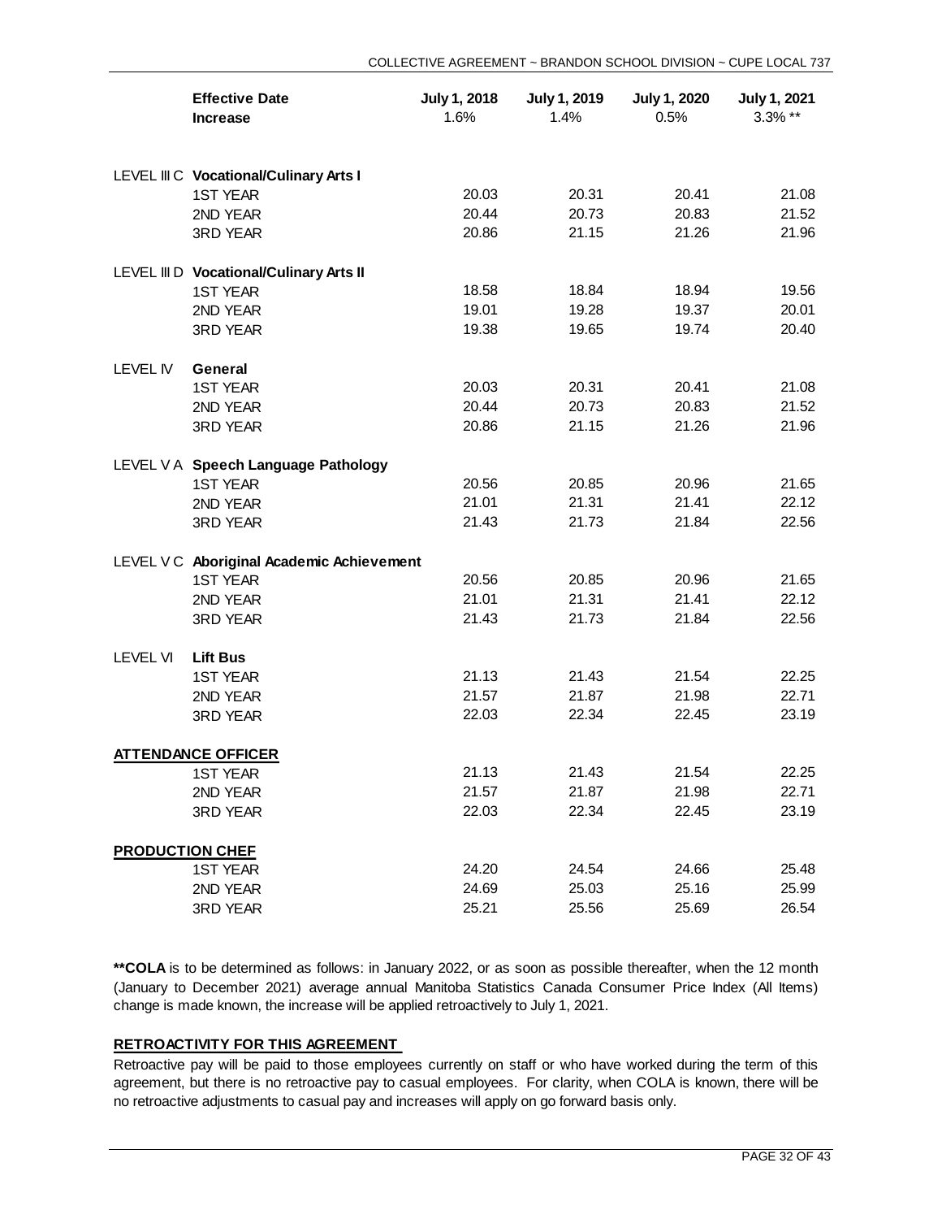| | Effective Date<br>Increase | July 1, 2018<br>1.6% | July 1, 2019<br>1.4% | July 1, 2020<br>0.5% | July 1, 2021<br>3.3% ** |
|---|---|---|---|---|---|
| LEVEL III C | **Vocational/Culinary Arts I** | | | | |
| | 1ST YEAR | 20.03 | 20.31 | 20.41 | 21.08 |
| | 2ND YEAR | 20.44 | 20.73 | 20.83 | 21.52 |
| | 3RD YEAR | 20.86 | 21.15 | 21.26 | 21.96 |
| LEVEL III D | **Vocational/Culinary Arts II** | | | | |
| | 1ST YEAR | 18.58 | 18.84 | 18.94 | 19.56 |
| | 2ND YEAR | 19.01 | 19.28 | 19.37 | 20.01 |
| | 3RD YEAR | 19.38 | 19.65 | 19.74 | 20.40 |
| LEVEL IV | **General** | | | | |
| | 1ST YEAR | 20.03 | 20.31 | 20.41 | 21.08 |
| | 2ND YEAR | 20.44 | 20.73 | 20.83 | 21.52 |
| | 3RD YEAR | 20.86 | 21.15 | 21.26 | 21.96 |
| LEVEL V A | **Speech Language Pathology** | | | | |
| | 1ST YEAR | 20.56 | 20.85 | 20.96 | 21.65 |
| | 2ND YEAR | 21.01 | 21.31 | 21.41 | 22.12 |
| | 3RD YEAR | 21.43 | 21.73 | 21.84 | 22.56 |
| LEVEL V C | **Aboriginal Academic Achievement** | | | | |
| | 1ST YEAR | 20.56 | 20.85 | 20.96 | 21.65 |
| | 2ND YEAR | 21.01 | 21.31 | 21.41 | 22.12 |
| | 3RD YEAR | 21.43 | 21.73 | 21.84 | 22.56 |
| LEVEL VI | **Lift Bus** | | | | |
| | 1ST YEAR | 21.13 | 21.43 | 21.54 | 22.25 |
| | 2ND YEAR | 21.57 | 21.87 | 21.98 | 22.71 |
| | 3RD YEAR | 22.03 | 22.34 | 22.45 | 23.19 |
| **ATTENDANCE OFFICER** | | | | | |
| | 1ST YEAR | 21.13 | 21.43 | 21.54 | 22.25 |
| | 2ND YEAR | 21.57 | 21.87 | 21.98 | 22.71 |
| | 3RD YEAR | 22.03 | 22.34 | 22.45 | 23.19 |
| **PRODUCTION CHEF** | | | | | |
| | 1ST YEAR | 24.20 | 24.54 | 24.66 | 25.48 |
| | 2ND YEAR | 24.69 | 25.03 | 25.16 | 25.99 |
| | 3RD YEAR | 25.21 | 25.56 | 25.69 | 26.54 |

**\*\*COLA** is to be determined as follows: in January 2022, or as soon as possible thereafter, when the 12 month (January to December 2021) average annual Manitoba Statistics Canada Consumer Price Index (All Items) change is made known, the increase will be applied retroactively to July 1, 2021.

**RETROACTIVITY FOR THIS AGREEMENT**

Retroactive pay will be paid to those employees currently on staff or who have worked during the term of this agreement, but there is no retroactive pay to casual employees. For clarity, when COLA is known, there will be no retroactive adjustments to casual pay and increases will apply on go forward basis only.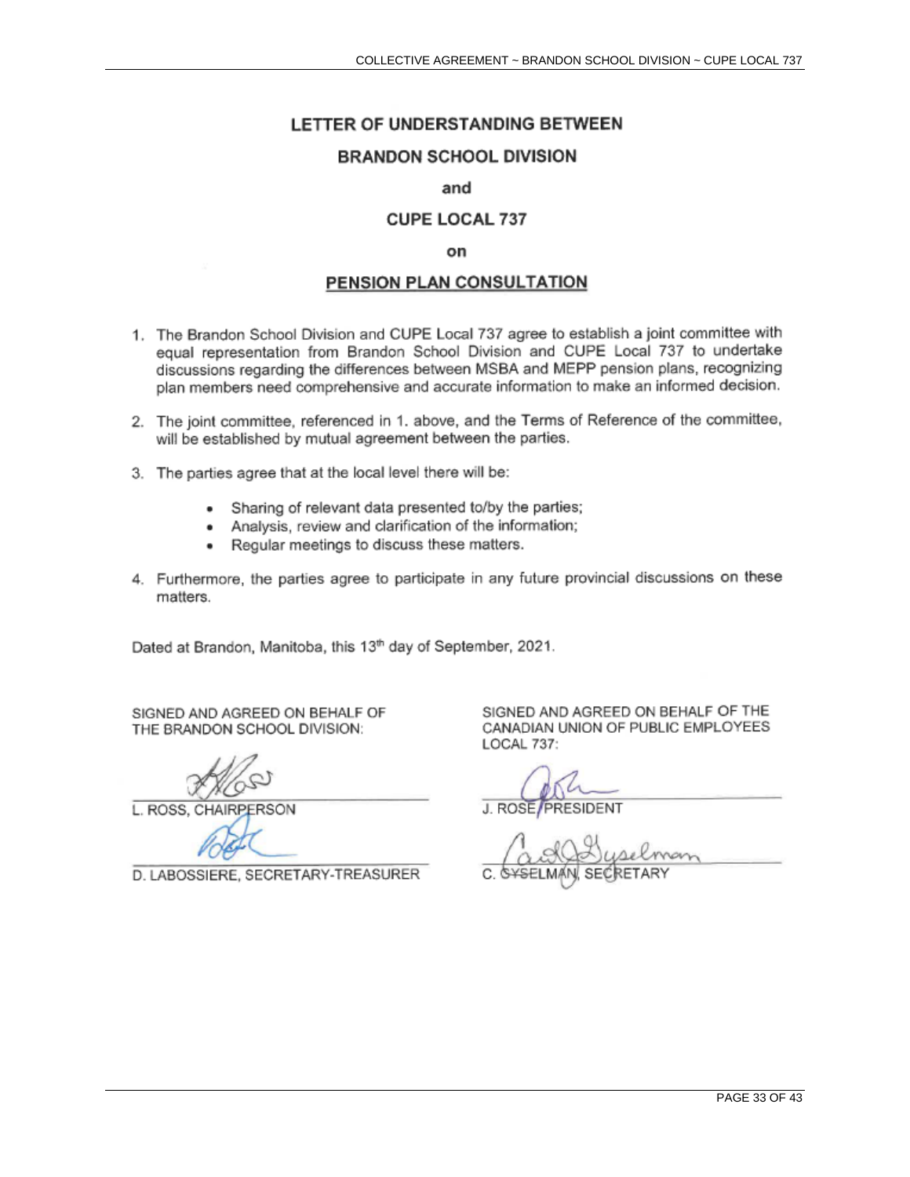# LETTER OF UNDERSTANDING BETWEEN

## BRANDON SCHOOL DIVISION

and

## CUPE LOCAL 737

on

## PENSION PLAN CONSULTATION

1. The Brandon School Division and CUPE Local 737 agree to establish a joint committee with equal representation from Brandon School Division and CUPE Local 737 to undertake discussions regarding the differences between MSBA and MEPP pension plans, recognizing plan members need comprehensive and accurate information to make an informed decision.
2. The joint committee, referenced in 1. above, and the Terms of Reference of the committee, will be established by mutual agreement between the parties.
3. The parties agree that at the local level there will be:
   - Sharing of relevant data presented to/by the parties;
   - Analysis, review and clarification of the information;
   - Regular meetings to discuss these matters.
4. Furthermore, the parties agree to participate in any future provincial discussions on these matters.

Dated at Brandon, Manitoba, this 13th day of September, 2021.

SIGNED AND AGREED ON BEHALF OF THE BRANDON SCHOOL DIVISION:

L. ROSS, CHAIRPERSON

D. LABOSSIERE, SECRETARY-TREASURER

SIGNED AND AGREED ON BEHALF OF THE CANADIAN UNION OF PUBLIC EMPLOYEES LOCAL 737:

J. ROSE, PRESIDENT

C. GYSELMAN, SECRETARY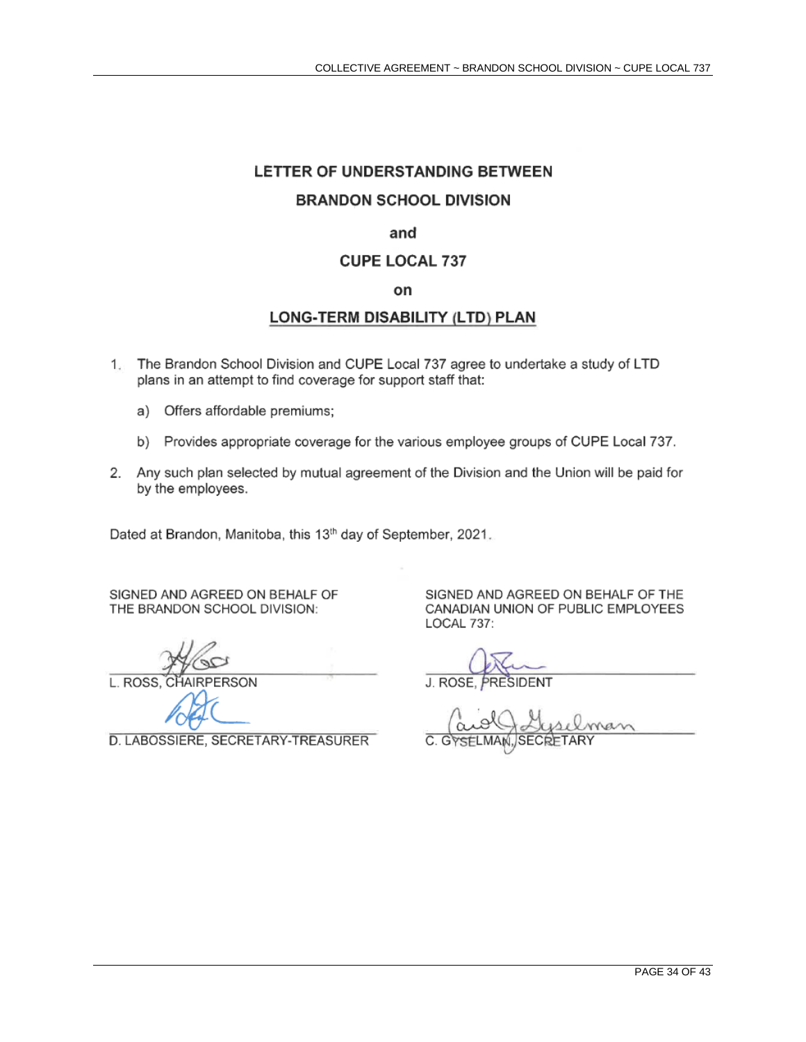# LETTER OF UNDERSTANDING BETWEEN

## BRANDON SCHOOL DIVISION

## and

## CUPE LOCAL 737

## on

## LONG-TERM DISABILITY (LTD) PLAN

1. The Brandon School Division and CUPE Local 737 agree to undertake a study of LTD plans in an attempt to find coverage for support staff that:

   a) Offers affordable premiums;

   b) Provides appropriate coverage for the various employee groups of CUPE Local 737.

2. Any such plan selected by mutual agreement of the Division and the Union will be paid for by the employees.

Dated at Brandon, Manitoba, this 13th day of September, 2021.

SIGNED AND AGREED ON BEHALF OF THE BRANDON SCHOOL DIVISION:

L. ROSS, CHAIRPERSON

D. LABOSSIERE, SECRETARY-TREASURER

SIGNED AND AGREED ON BEHALF OF THE CANADIAN UNION OF PUBLIC EMPLOYEES LOCAL 737:

J. ROSE, PRESIDENT

C. GYSELMAN, SECRETARY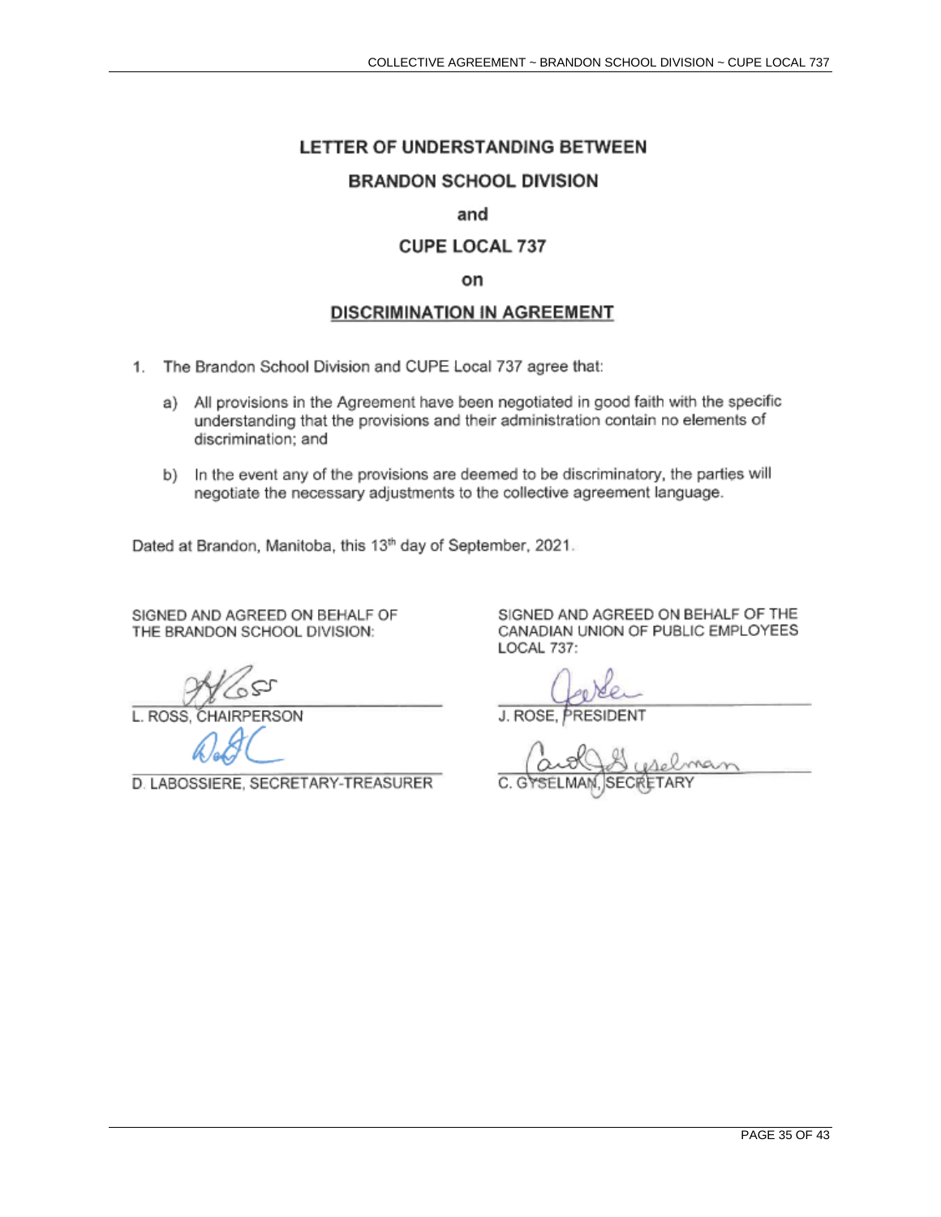# LETTER OF UNDERSTANDING BETWEEN

## BRANDON SCHOOL DIVISION

## and

## CUPE LOCAL 737

## on

## DISCRIMINATION IN AGREEMENT

1. The Brandon School Division and CUPE Local 737 agree that:

   a) All provisions in the Agreement have been negotiated in good faith with the specific understanding that the provisions and their administration contain no elements of discrimination; and

   b) In the event any of the provisions are deemed to be discriminatory, the parties will negotiate the necessary adjustments to the collective agreement language.

Dated at Brandon, Manitoba, this 13th day of September, 2021.

SIGNED AND AGREED ON BEHALF OF THE BRANDON SCHOOL DIVISION:

L. ROSS, CHAIRPERSON

D. LABOSSIERE, SECRETARY-TREASURER

SIGNED AND AGREED ON BEHALF OF THE CANADIAN UNION OF PUBLIC EMPLOYEES LOCAL 737:

J. ROSE, PRESIDENT

C. GYSELMAN, SECRETARY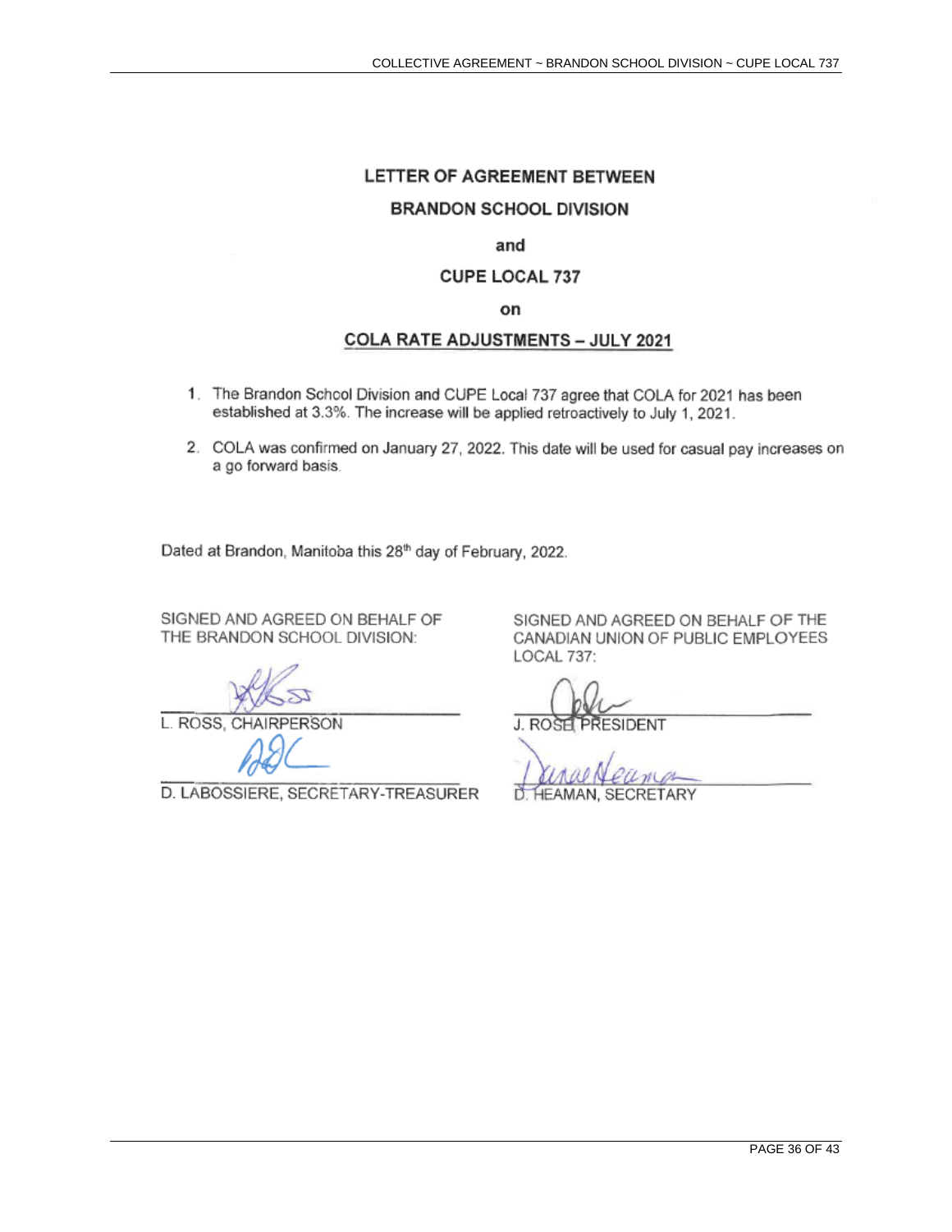# LETTER OF AGREEMENT BETWEEN

# BRANDON SCHOOL DIVISION

**and**

# CUPE LOCAL 737

**on**

## COLA RATE ADJUSTMENTS – JULY 2021

1. The Brandon School Division and CUPE Local 737 agree that COLA for 2021 has been established at 3.3%. The increase will be applied retroactively to July 1, 2021.
2. COLA was confirmed on January 27, 2022. This date will be used for casual pay increases on a go forward basis.

Dated at Brandon, Manitoba this 28th day of February, 2022.

SIGNED AND AGREED ON BEHALF OF THE BRANDON SCHOOL DIVISION:

L. ROSS, CHAIRPERSON

D. LABOSSIERE, SECRETARY-TREASURER

SIGNED AND AGREED ON BEHALF OF THE CANADIAN UNION OF PUBLIC EMPLOYEES LOCAL 737:

J. ROSE, PRESIDENT

D. HEAMAN, SECRETARY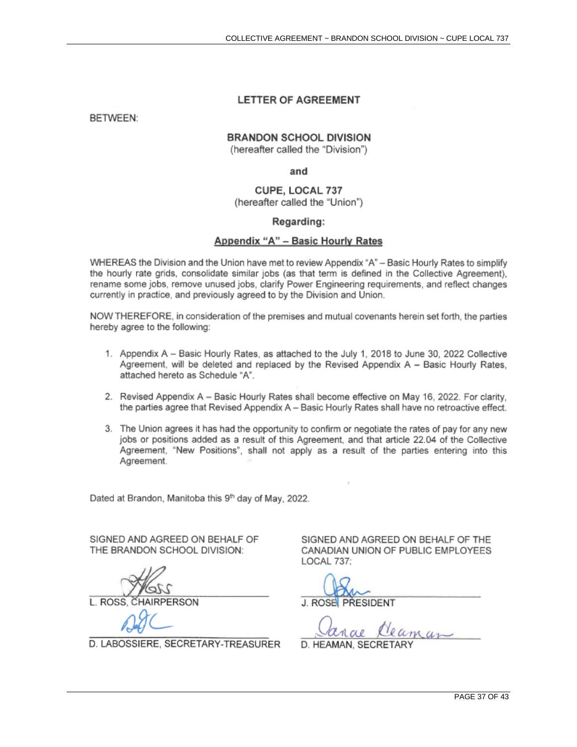## LETTER OF AGREEMENT

BETWEEN:

**BRANDON SCHOOL DIVISION**
(hereafter called the "Division")

**and**

**CUPE, LOCAL 737**
(hereafter called the "Union")

**Regarding:**

**Appendix "A" – Basic Hourly Rates**

WHEREAS the Division and the Union have met to review Appendix "A" – Basic Hourly Rates to simplify the hourly rate grids, consolidate similar jobs (as that term is defined in the Collective Agreement), rename some jobs, remove unused jobs, clarify Power Engineering requirements, and reflect changes currently in practice, and previously agreed to by the Division and Union.

NOW THEREFORE, in consideration of the premises and mutual covenants herein set forth, the parties hereby agree to the following:

1. Appendix A – Basic Hourly Rates, as attached to the July 1, 2018 to June 30, 2022 Collective Agreement, will be deleted and replaced by the Revised Appendix A – Basic Hourly Rates, attached hereto as Schedule "A".
2. Revised Appendix A – Basic Hourly Rates shall become effective on May 16, 2022. For clarity, the parties agree that Revised Appendix A – Basic Hourly Rates shall have no retroactive effect.
3. The Union agrees it has had the opportunity to confirm or negotiate the rates of pay for any new jobs or positions added as a result of this Agreement, and that article 22.04 of the Collective Agreement, "New Positions", shall not apply as a result of the parties entering into this Agreement.

Dated at Brandon, Manitoba this 9th day of May, 2022.

SIGNED AND AGREED ON BEHALF OF THE BRANDON SCHOOL DIVISION:

L. ROSS, CHAIRPERSON

D. LABOSSIERE, SECRETARY-TREASURER

SIGNED AND AGREED ON BEHALF OF THE CANADIAN UNION OF PUBLIC EMPLOYEES LOCAL 737:

J. ROSE, PRESIDENT

D. HEAMAN, SECRETARY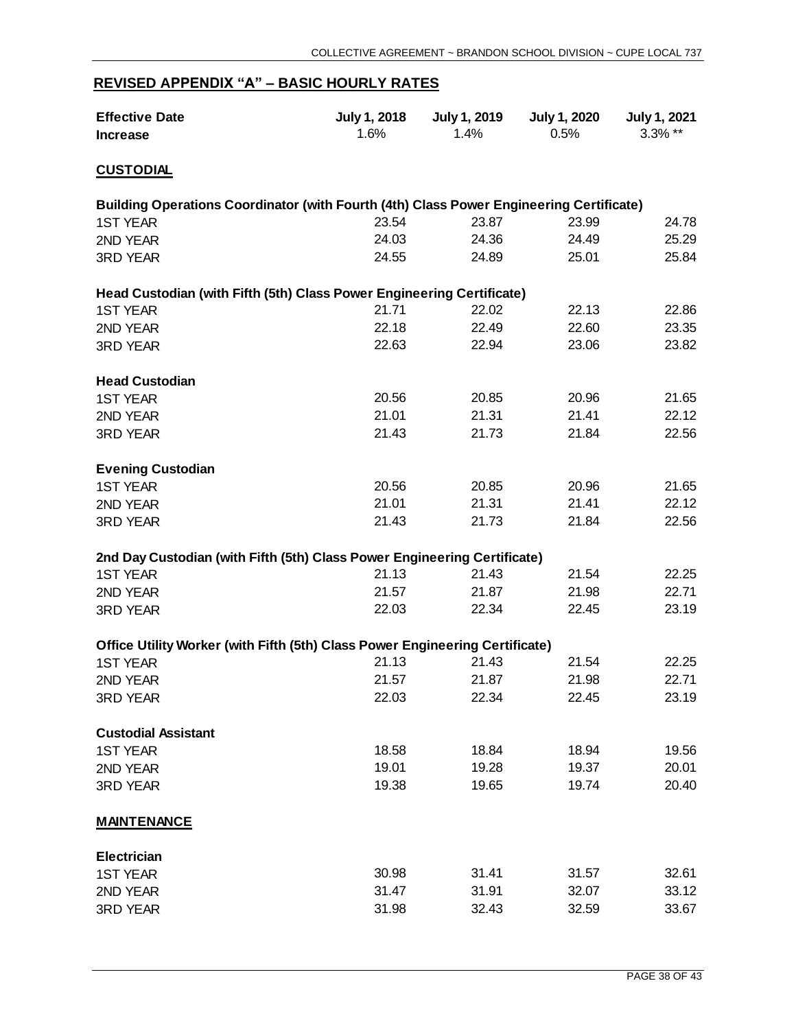## REVISED APPENDIX "A" – BASIC HOURLY RATES

| Effective Date | July 1, 2018 | July 1, 2019 | July 1, 2020 | July 1, 2021 |
|---|---|---|---|---|
| **Increase** | 1.6% | 1.4% | 0.5% | 3.3% ** |

### CUSTODIAL

| **Building Operations Coordinator (with Fourth (4th) Class Power Engineering Certificate)** | | | | |
|---|---|---|---|---|
| 1ST YEAR | 23.54 | 23.87 | 23.99 | 24.78 |
| 2ND YEAR | 24.03 | 24.36 | 24.49 | 25.29 |
| 3RD YEAR | 24.55 | 24.89 | 25.01 | 25.84 |
| **Head Custodian (with Fifth (5th) Class Power Engineering Certificate)** | | | | |
| 1ST YEAR | 21.71 | 22.02 | 22.13 | 22.86 |
| 2ND YEAR | 22.18 | 22.49 | 22.60 | 23.35 |
| 3RD YEAR | 22.63 | 22.94 | 23.06 | 23.82 |
| **Head Custodian** | | | | |
| 1ST YEAR | 20.56 | 20.85 | 20.96 | 21.65 |
| 2ND YEAR | 21.01 | 21.31 | 21.41 | 22.12 |
| 3RD YEAR | 21.43 | 21.73 | 21.84 | 22.56 |
| **Evening Custodian** | | | | |
| 1ST YEAR | 20.56 | 20.85 | 20.96 | 21.65 |
| 2ND YEAR | 21.01 | 21.31 | 21.41 | 22.12 |
| 3RD YEAR | 21.43 | 21.73 | 21.84 | 22.56 |
| **2nd Day Custodian (with Fifth (5th) Class Power Engineering Certificate)** | | | | |
| 1ST YEAR | 21.13 | 21.43 | 21.54 | 22.25 |
| 2ND YEAR | 21.57 | 21.87 | 21.98 | 22.71 |
| 3RD YEAR | 22.03 | 22.34 | 22.45 | 23.19 |
| **Office Utility Worker (with Fifth (5th) Class Power Engineering Certificate)** | | | | |
| 1ST YEAR | 21.13 | 21.43 | 21.54 | 22.25 |
| 2ND YEAR | 21.57 | 21.87 | 21.98 | 22.71 |
| 3RD YEAR | 22.03 | 22.34 | 22.45 | 23.19 |
| **Custodial Assistant** | | | | |
| 1ST YEAR | 18.58 | 18.84 | 18.94 | 19.56 |
| 2ND YEAR | 19.01 | 19.28 | 19.37 | 20.01 |
| 3RD YEAR | 19.38 | 19.65 | 19.74 | 20.40 |

### MAINTENANCE

| **Electrician** | | | | |
|---|---|---|---|---|
| 1ST YEAR | 30.98 | 31.41 | 31.57 | 32.61 |
| 2ND YEAR | 31.47 | 31.91 | 32.07 | 33.12 |
| 3RD YEAR | 31.98 | 32.43 | 32.59 | 33.67 |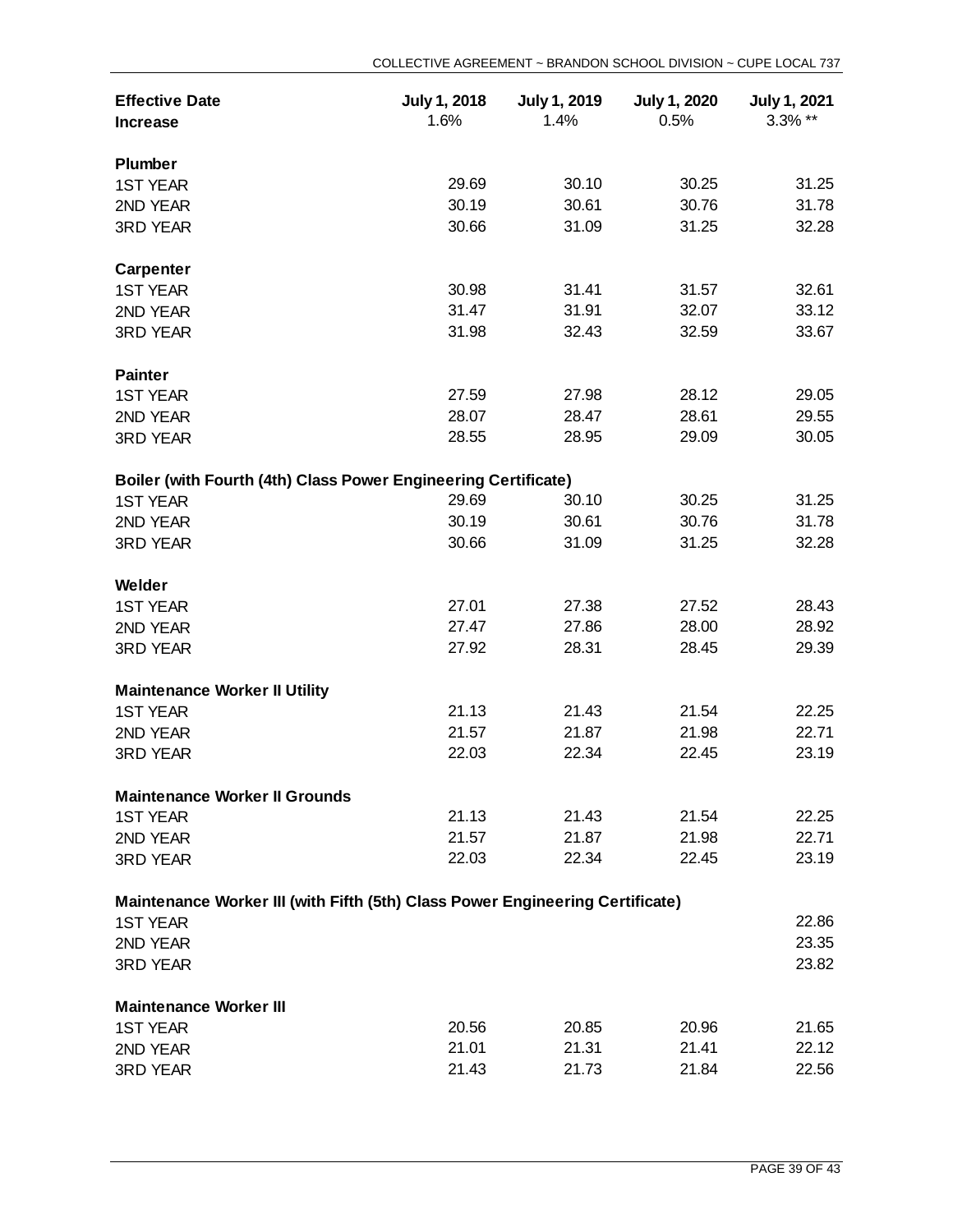| Effective Date | July 1, 2018 | July 1, 2019 | July 1, 2020 | July 1, 2021 |
|---|---|---|---|---|
| **Increase** | 1.6% | 1.4% | 0.5% | 3.3% ** |
| **Plumber** | | | | |
| 1ST YEAR | 29.69 | 30.10 | 30.25 | 31.25 |
| 2ND YEAR | 30.19 | 30.61 | 30.76 | 31.78 |
| 3RD YEAR | 30.66 | 31.09 | 31.25 | 32.28 |
| **Carpenter** | | | | |
| 1ST YEAR | 30.98 | 31.41 | 31.57 | 32.61 |
| 2ND YEAR | 31.47 | 31.91 | 32.07 | 33.12 |
| 3RD YEAR | 31.98 | 32.43 | 32.59 | 33.67 |
| **Painter** | | | | |
| 1ST YEAR | 27.59 | 27.98 | 28.12 | 29.05 |
| 2ND YEAR | 28.07 | 28.47 | 28.61 | 29.55 |
| 3RD YEAR | 28.55 | 28.95 | 29.09 | 30.05 |
| **Boiler (with Fourth (4th) Class Power Engineering Certificate)** | | | | |
| 1ST YEAR | 29.69 | 30.10 | 30.25 | 31.25 |
| 2ND YEAR | 30.19 | 30.61 | 30.76 | 31.78 |
| 3RD YEAR | 30.66 | 31.09 | 31.25 | 32.28 |
| **Welder** | | | | |
| 1ST YEAR | 27.01 | 27.38 | 27.52 | 28.43 |
| 2ND YEAR | 27.47 | 27.86 | 28.00 | 28.92 |
| 3RD YEAR | 27.92 | 28.31 | 28.45 | 29.39 |
| **Maintenance Worker II Utility** | | | | |
| 1ST YEAR | 21.13 | 21.43 | 21.54 | 22.25 |
| 2ND YEAR | 21.57 | 21.87 | 21.98 | 22.71 |
| 3RD YEAR | 22.03 | 22.34 | 22.45 | 23.19 |
| **Maintenance Worker II Grounds** | | | | |
| 1ST YEAR | 21.13 | 21.43 | 21.54 | 22.25 |
| 2ND YEAR | 21.57 | 21.87 | 21.98 | 22.71 |
| 3RD YEAR | 22.03 | 22.34 | 22.45 | 23.19 |
| **Maintenance Worker III (with Fifth (5th) Class Power Engineering Certificate)** | | | | |
| 1ST YEAR | | | | 22.86 |
| 2ND YEAR | | | | 23.35 |
| 3RD YEAR | | | | 23.82 |
| **Maintenance Worker III** | | | | |
| 1ST YEAR | 20.56 | 20.85 | 20.96 | 21.65 |
| 2ND YEAR | 21.01 | 21.31 | 21.41 | 22.12 |
| 3RD YEAR | 21.43 | 21.73 | 21.84 | 22.56 |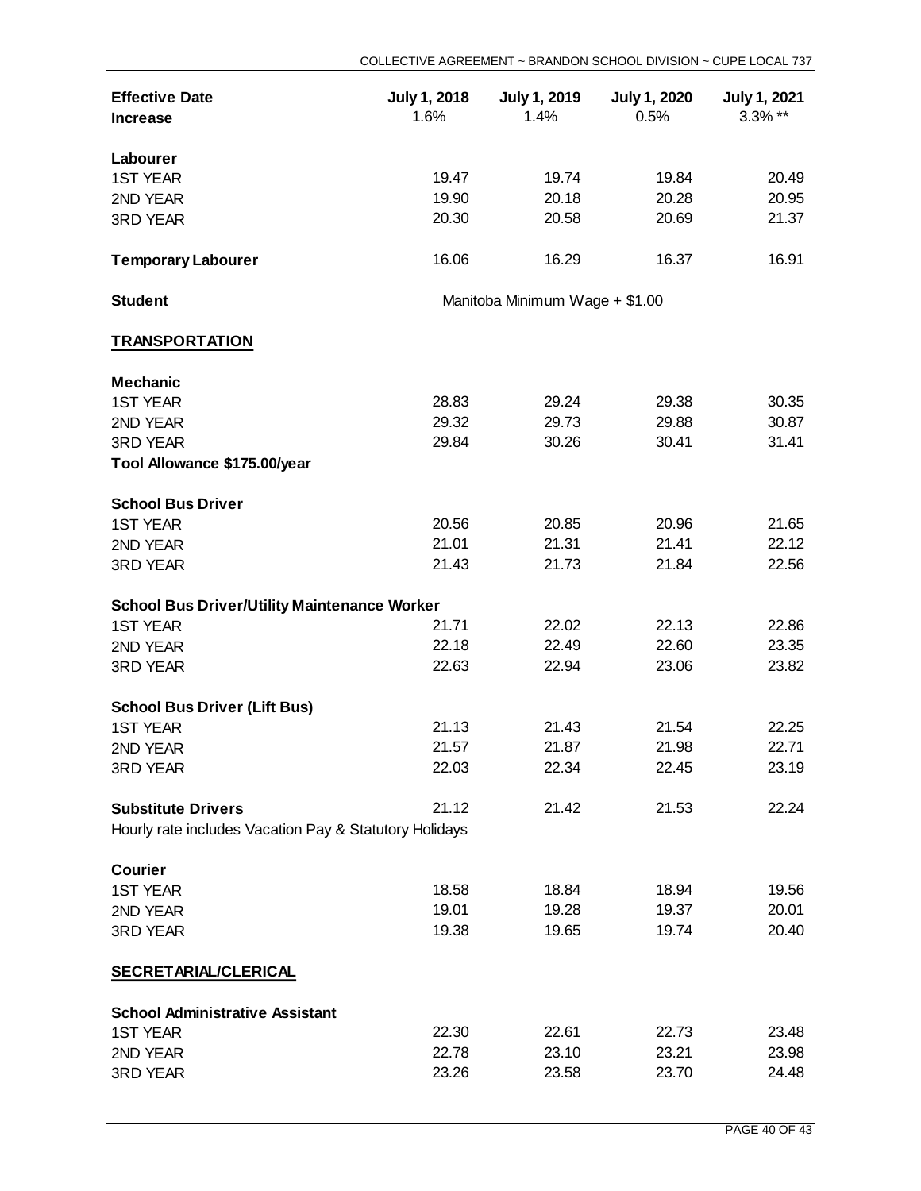| Effective Date<br>Increase | July 1, 2018<br>1.6% | July 1, 2019<br>1.4% | July 1, 2020<br>0.5% | July 1, 2021<br>3.3% ** |
|---|---|---|---|---|
| **Labourer** | | | | |
| 1ST YEAR | 19.47 | 19.74 | 19.84 | 20.49 |
| 2ND YEAR | 19.90 | 20.18 | 20.28 | 20.95 |
| 3RD YEAR | 20.30 | 20.58 | 20.69 | 21.37 |
| **Temporary Labourer** | 16.06 | 16.29 | 16.37 | 16.91 |
| **Student** | Manitoba Minimum Wage + $1.00 | | | |
| **TRANSPORTATION** | | | | |
| **Mechanic** | | | | |
| 1ST YEAR | 28.83 | 29.24 | 29.38 | 30.35 |
| 2ND YEAR | 29.32 | 29.73 | 29.88 | 30.87 |
| 3RD YEAR | 29.84 | 30.26 | 30.41 | 31.41 |
| **Tool Allowance $175.00/year** | | | | |
| **School Bus Driver** | | | | |
| 1ST YEAR | 20.56 | 20.85 | 20.96 | 21.65 |
| 2ND YEAR | 21.01 | 21.31 | 21.41 | 22.12 |
| 3RD YEAR | 21.43 | 21.73 | 21.84 | 22.56 |
| **School Bus Driver/Utility Maintenance Worker** | | | | |
| 1ST YEAR | 21.71 | 22.02 | 22.13 | 22.86 |
| 2ND YEAR | 22.18 | 22.49 | 22.60 | 23.35 |
| 3RD YEAR | 22.63 | 22.94 | 23.06 | 23.82 |
| **School Bus Driver (Lift Bus)** | | | | |
| 1ST YEAR | 21.13 | 21.43 | 21.54 | 22.25 |
| 2ND YEAR | 21.57 | 21.87 | 21.98 | 22.71 |
| 3RD YEAR | 22.03 | 22.34 | 22.45 | 23.19 |
| **Substitute Drivers** | 21.12 | 21.42 | 21.53 | 22.24 |
| Hourly rate includes Vacation Pay & Statutory Holidays | | | | |
| **Courier** | | | | |
| 1ST YEAR | 18.58 | 18.84 | 18.94 | 19.56 |
| 2ND YEAR | 19.01 | 19.28 | 19.37 | 20.01 |
| 3RD YEAR | 19.38 | 19.65 | 19.74 | 20.40 |
| **SECRETARIAL/CLERICAL** | | | | |
| **School Administrative Assistant** | | | | |
| 1ST YEAR | 22.30 | 22.61 | 22.73 | 23.48 |
| 2ND YEAR | 22.78 | 23.10 | 23.21 | 23.98 |
| 3RD YEAR | 23.26 | 23.58 | 23.70 | 24.48 |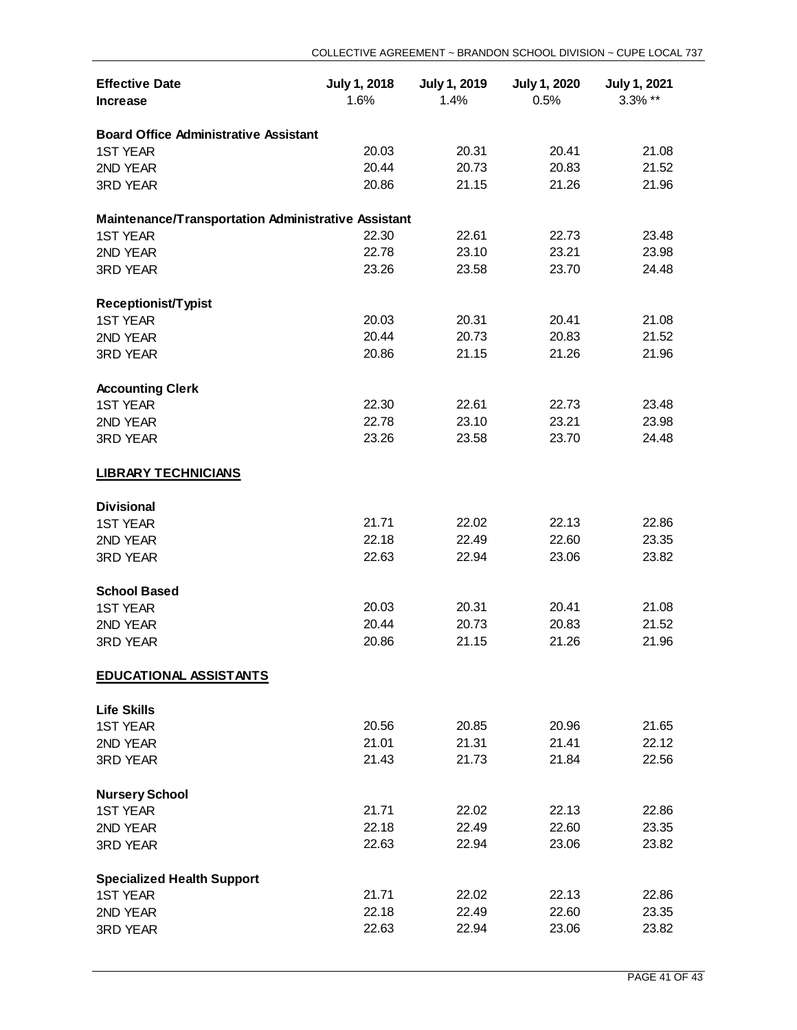| Effective Date | July 1, 2018 | July 1, 2019 | July 1, 2020 | July 1, 2021 |
|---|---|---|---|---|
| **Increase** | 1.6% | 1.4% | 0.5% | 3.3% ** |
| **Board Office Administrative Assistant** | | | | |
| 1ST YEAR | 20.03 | 20.31 | 20.41 | 21.08 |
| 2ND YEAR | 20.44 | 20.73 | 20.83 | 21.52 |
| 3RD YEAR | 20.86 | 21.15 | 21.26 | 21.96 |
| **Maintenance/Transportation Administrative Assistant** | | | | |
| 1ST YEAR | 22.30 | 22.61 | 22.73 | 23.48 |
| 2ND YEAR | 22.78 | 23.10 | 23.21 | 23.98 |
| 3RD YEAR | 23.26 | 23.58 | 23.70 | 24.48 |
| **Receptionist/Typist** | | | | |
| 1ST YEAR | 20.03 | 20.31 | 20.41 | 21.08 |
| 2ND YEAR | 20.44 | 20.73 | 20.83 | 21.52 |
| 3RD YEAR | 20.86 | 21.15 | 21.26 | 21.96 |
| **Accounting Clerk** | | | | |
| 1ST YEAR | 22.30 | 22.61 | 22.73 | 23.48 |
| 2ND YEAR | 22.78 | 23.10 | 23.21 | 23.98 |
| 3RD YEAR | 23.26 | 23.58 | 23.70 | 24.48 |
| **LIBRARY TECHNICIANS** | | | | |
| **Divisional** | | | | |
| 1ST YEAR | 21.71 | 22.02 | 22.13 | 22.86 |
| 2ND YEAR | 22.18 | 22.49 | 22.60 | 23.35 |
| 3RD YEAR | 22.63 | 22.94 | 23.06 | 23.82 |
| **School Based** | | | | |
| 1ST YEAR | 20.03 | 20.31 | 20.41 | 21.08 |
| 2ND YEAR | 20.44 | 20.73 | 20.83 | 21.52 |
| 3RD YEAR | 20.86 | 21.15 | 21.26 | 21.96 |
| **EDUCATIONAL ASSISTANTS** | | | | |
| **Life Skills** | | | | |
| 1ST YEAR | 20.56 | 20.85 | 20.96 | 21.65 |
| 2ND YEAR | 21.01 | 21.31 | 21.41 | 22.12 |
| 3RD YEAR | 21.43 | 21.73 | 21.84 | 22.56 |
| **Nursery School** | | | | |
| 1ST YEAR | 21.71 | 22.02 | 22.13 | 22.86 |
| 2ND YEAR | 22.18 | 22.49 | 22.60 | 23.35 |
| 3RD YEAR | 22.63 | 22.94 | 23.06 | 23.82 |
| **Specialized Health Support** | | | | |
| 1ST YEAR | 21.71 | 22.02 | 22.13 | 22.86 |
| 2ND YEAR | 22.18 | 22.49 | 22.60 | 23.35 |
| 3RD YEAR | 22.63 | 22.94 | 23.06 | 23.82 |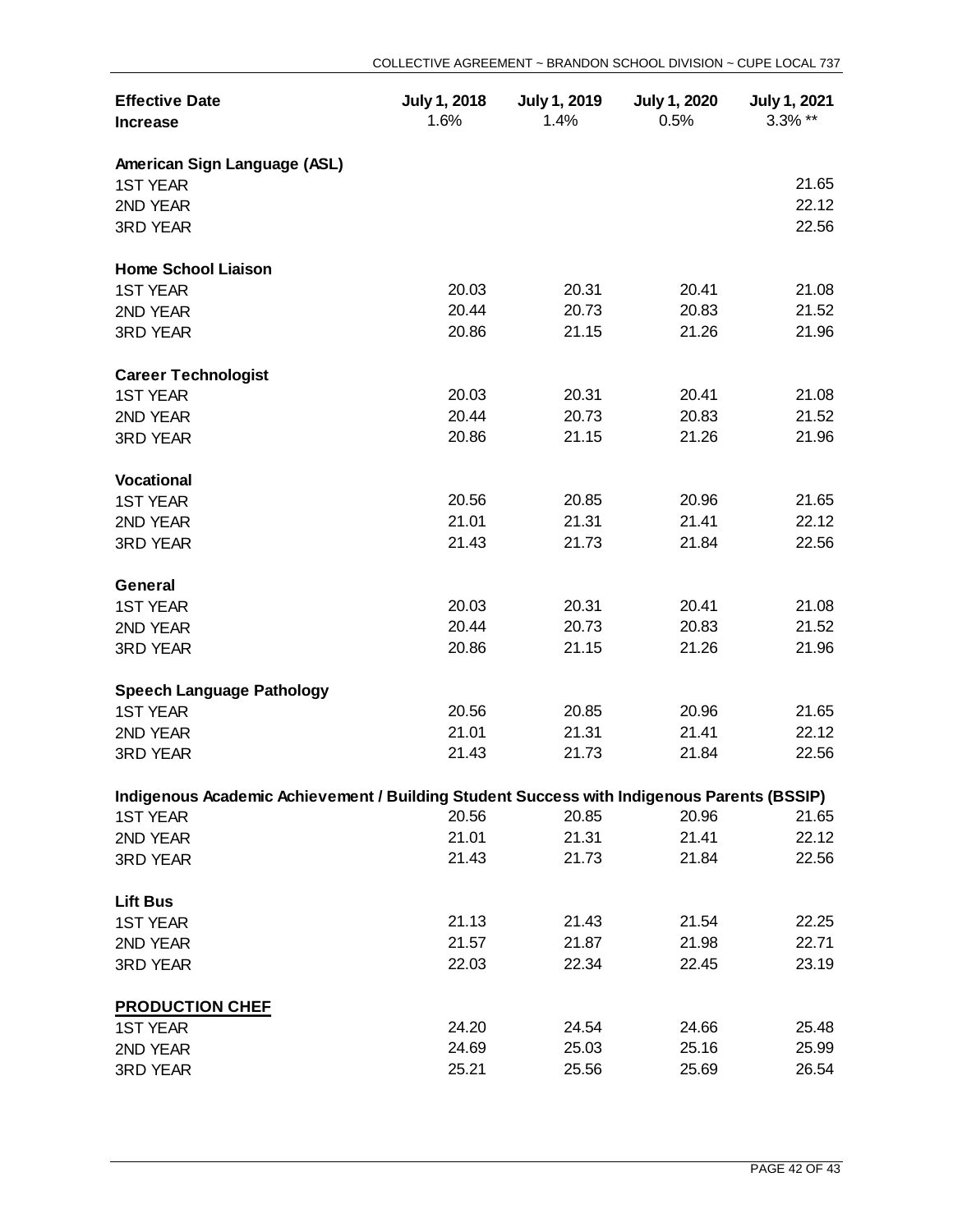| Effective Date<br>Increase | July 1, 2018<br>1.6% | July 1, 2019<br>1.4% | July 1, 2020<br>0.5% | July 1, 2021<br>3.3% ** |
|---|---|---|---|---|
| **American Sign Language (ASL)** | | | | |
| 1ST YEAR | | | | 21.65 |
| 2ND YEAR | | | | 22.12 |
| 3RD YEAR | | | | 22.56 |
| **Home School Liaison** | | | | |
| 1ST YEAR | 20.03 | 20.31 | 20.41 | 21.08 |
| 2ND YEAR | 20.44 | 20.73 | 20.83 | 21.52 |
| 3RD YEAR | 20.86 | 21.15 | 21.26 | 21.96 |
| **Career Technologist** | | | | |
| 1ST YEAR | 20.03 | 20.31 | 20.41 | 21.08 |
| 2ND YEAR | 20.44 | 20.73 | 20.83 | 21.52 |
| 3RD YEAR | 20.86 | 21.15 | 21.26 | 21.96 |
| **Vocational** | | | | |
| 1ST YEAR | 20.56 | 20.85 | 20.96 | 21.65 |
| 2ND YEAR | 21.01 | 21.31 | 21.41 | 22.12 |
| 3RD YEAR | 21.43 | 21.73 | 21.84 | 22.56 |
| **General** | | | | |
| 1ST YEAR | 20.03 | 20.31 | 20.41 | 21.08 |
| 2ND YEAR | 20.44 | 20.73 | 20.83 | 21.52 |
| 3RD YEAR | 20.86 | 21.15 | 21.26 | 21.96 |
| **Speech Language Pathology** | | | | |
| 1ST YEAR | 20.56 | 20.85 | 20.96 | 21.65 |
| 2ND YEAR | 21.01 | 21.31 | 21.41 | 22.12 |
| 3RD YEAR | 21.43 | 21.73 | 21.84 | 22.56 |
| **Indigenous Academic Achievement / Building Student Success with Indigenous Parents (BSSIP)** | | | | |
| 1ST YEAR | 20.56 | 20.85 | 20.96 | 21.65 |
| 2ND YEAR | 21.01 | 21.31 | 21.41 | 22.12 |
| 3RD YEAR | 21.43 | 21.73 | 21.84 | 22.56 |
| **Lift Bus** | | | | |
| 1ST YEAR | 21.13 | 21.43 | 21.54 | 22.25 |
| 2ND YEAR | 21.57 | 21.87 | 21.98 | 22.71 |
| 3RD YEAR | 22.03 | 22.34 | 22.45 | 23.19 |
| **PRODUCTION CHEF** | | | | |
| 1ST YEAR | 24.20 | 24.54 | 24.66 | 25.48 |
| 2ND YEAR | 24.69 | 25.03 | 25.16 | 25.99 |
| 3RD YEAR | 25.21 | 25.56 | 25.69 | 26.54 |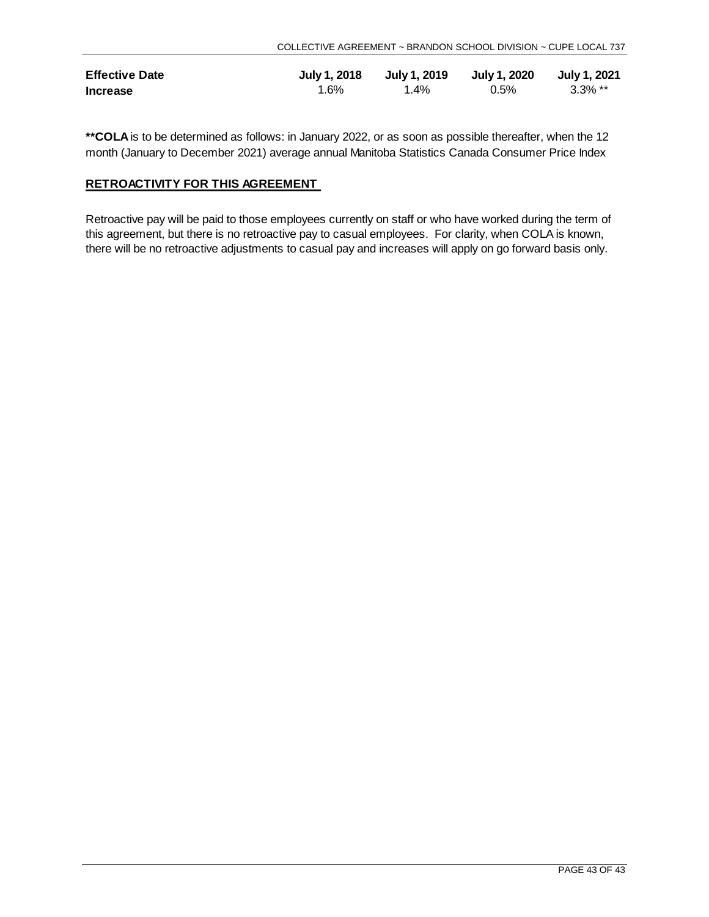| Effective Date | July 1, 2018 | July 1, 2019 | July 1, 2020 | July 1, 2021 |
| --- | --- | --- | --- | --- |
| **Increase** | 1.6% | 1.4% | 0.5% | 3.3% ** |

**\*\*COLA** is to be determined as follows: in January 2022, or as soon as possible thereafter, when the 12 month (January to December 2021) average annual Manitoba Statistics Canada Consumer Price Index

**<u>RETROACTIVITY FOR THIS AGREEMENT</u>**

Retroactive pay will be paid to those employees currently on staff or who have worked during the term of this agreement, but there is no retroactive pay to casual employees. For clarity, when COLA is known, there will be no retroactive adjustments to casual pay and increases will apply on go forward basis only.